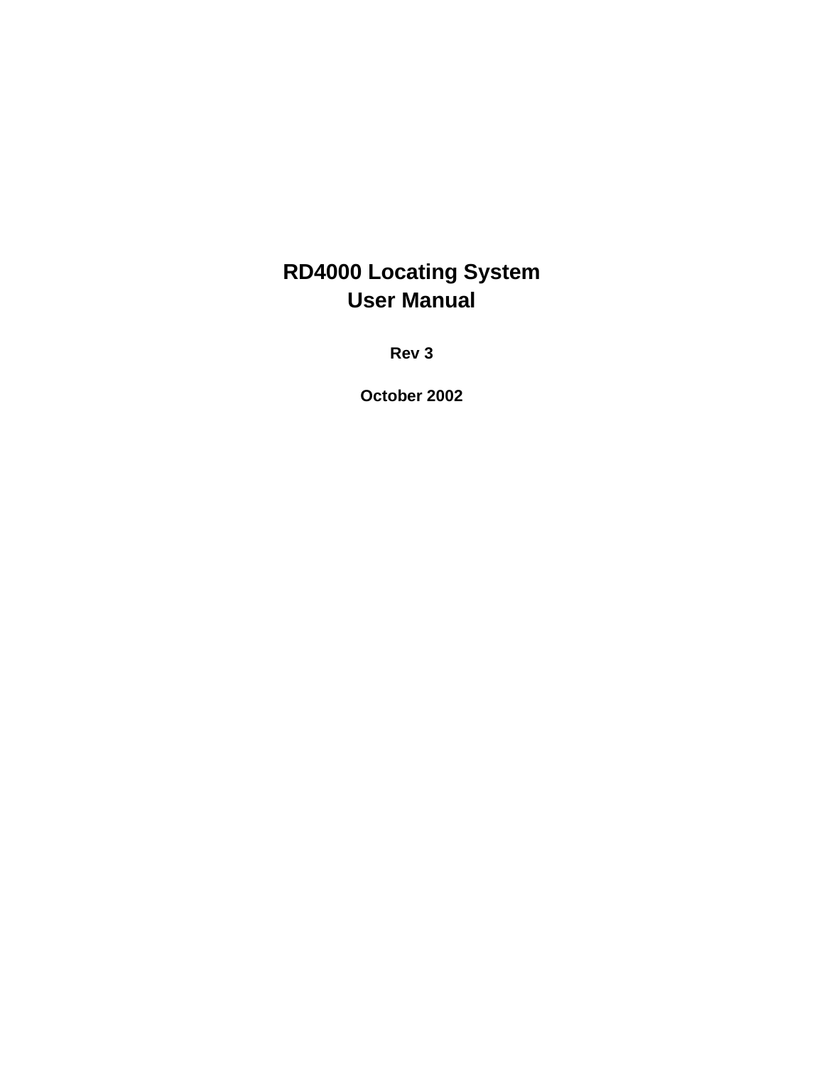# RD4000 Locating System
# User Manual

**Rev 3**

**October 2002**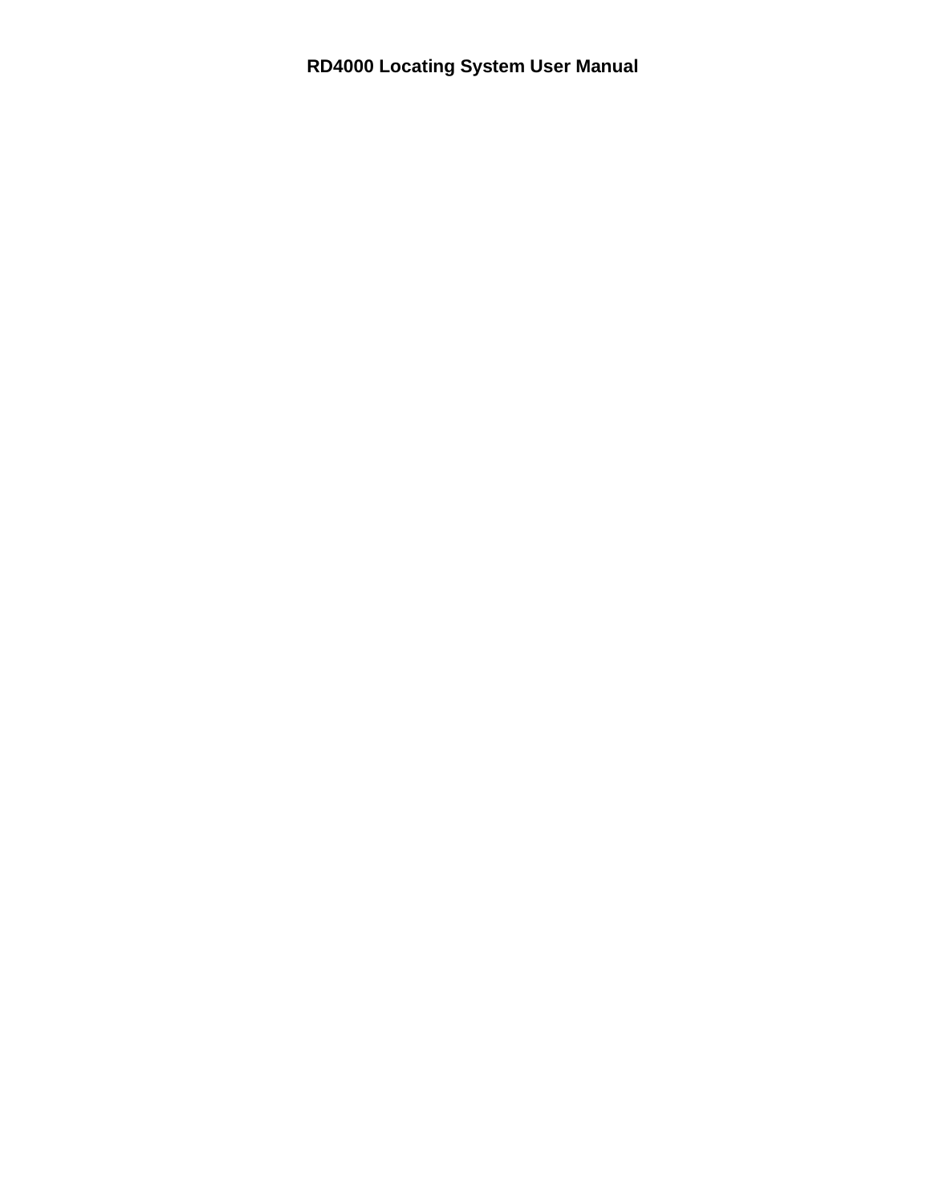# RD4000 Locating System User Manual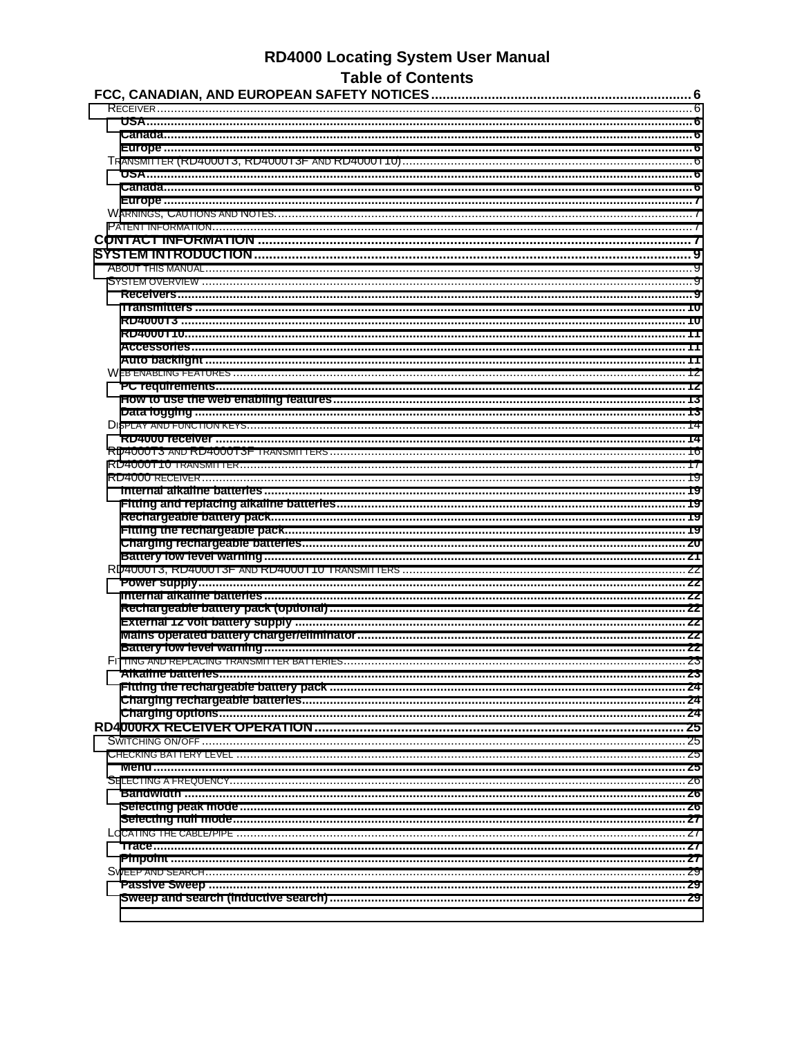# RD4000 Locating System User Manual

## Table of Contents

**FCC, CANADIAN, AND EUROPEAN SAFETY NOTICES** .... 6
- RECEIVER .... 6
  - **USA** .... 6
  - **Canada** .... 6
  - **Europe** .... 6
- TRANSMITTER (RD4000T3, RD4000T3F AND RD4000T10) .... 6
  - **USA** .... 6
  - **Canada** .... 6
  - **Europe** .... 7
- WARNINGS, CAUTIONS AND NOTES .... 7
- PATENT INFORMATION .... 7

**CONTACT INFORMATION** .... 7

**SYSTEM INTRODUCTION** .... 9
- ABOUT THIS MANUAL .... 9
- SYSTEM OVERVIEW .... 9
  - **Receivers** .... 9
  - **Transmitters** .... 10
  - **RD4000T3** .... 10
  - **RD4000T10** .... 11
  - **Accessories** .... 11
  - **Auto backlight** .... 11
- WEB ENABLING FEATURES .... 12
  - **PC requirements** .... 12
  - **How to use the web enabling features** .... 13
  - **Data logging** .... 13
- DISPLAY AND FUNCTION KEYS .... 14
  - **RD4000 receiver** .... 14
- RD4000T3 AND RD4000T3F TRANSMITTERS .... 16
- RD4000T10 TRANSMITTER .... 17
- RD4000 RECEIVER .... 19
  - **Internal alkaline batteries** .... 19
  - **Fitting and replacing alkaline batteries** .... 19
  - **Rechargeable battery pack** .... 19
  - **Fitting the rechargeable pack** .... 19
  - **Charging rechargeable batteries** .... 20
  - **Battery low level warning** .... 21
- RD4000T3, RD4000T3F AND RD4000T10 TRANSMITTERS .... 22
  - **Power supply** .... 22
  - **Internal alkaline batteries** .... 22
  - **Rechargeable battery pack (optional)** .... 22
  - **External 12 volt battery supply** .... 22
  - **Mains operated battery charger/eliminator** .... 22
  - **Battery low level warning** .... 22
- FITTING AND REPLACING TRANSMITTER BATTERIES .... 23
  - **Alkaline batteries** .... 23
  - **Fitting the rechargeable battery pack** .... 24
  - **Charging rechargeable batteries** .... 24
  - **Charging options** .... 24

**RD4000RX RECEIVER OPERATION** .... 25
- SWITCHING ON/OFF .... 25
- CHECKING BATTERY LEVEL .... 25
  - **Menu** .... 25
- SELECTING A FREQUENCY .... 26
  - **Bandwidth** .... 26
  - **Selecting peak mode** .... 26
  - **Selecting null mode** .... 27
- LOCATING THE CABLE/PIPE .... 27
  - **Trace** .... 27
  - **Pinpoint** .... 27
- SWEEP AND SEARCH .... 29
  - **Passive Sweep** .... 29
  - **Sweep and search (inductive search)** .... 29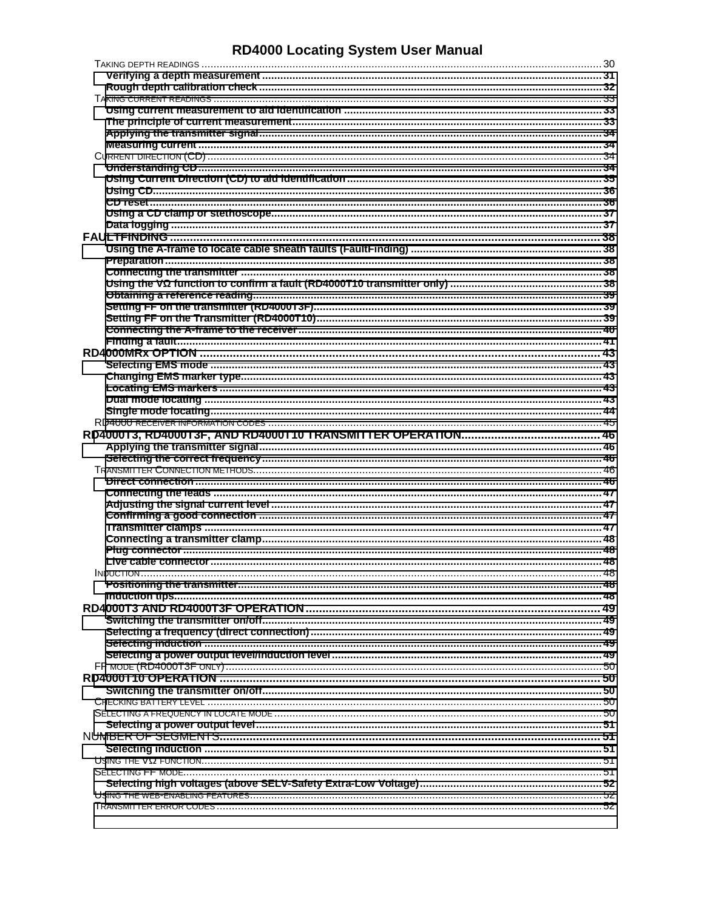# RD4000 Locating System User Manual

TAKING DEPTH READINGS .......... 30

**Verifying a depth measurement** .......... 31

**Rough depth calibration check** .......... 32

TAKING CURRENT READINGS .......... 33

**Using current measurement to aid identification** .......... 33

**The principle of current measurement** .......... 33

**Applying the transmitter signal** .......... 34

**Measuring current** .......... 34

CURRENT DIRECTION (CD) .......... 34

**Understanding CD** .......... 34

**Using Current Direction (CD) to aid identification** .......... 35

**Using CD** .......... 36

**CD reset** .......... 36

**Using a CD clamp or stethoscope** .......... 37

**Data logging** .......... 37

**FAULTFINDING** .......... 38

**Using the A-frame to locate cable sheath faults (FaultFinding)** .......... 38

**Preparation** .......... 38

**Connecting the transmitter** .......... 38

**Using the VΩ function to confirm a fault (RD4000T10 transmitter only)** .......... 38

**Obtaining a reference reading** .......... 39

**Setting FF on the transmitter (RD4000T3F)** .......... 39

**Setting FF on the Transmitter (RD4000T10)** .......... 39

**Connecting the A-frame to the receiver** .......... 40

**Finding a fault** .......... 41

**RD4000MRx OPTION** .......... 43

**Selecting EMS mode** .......... 43

**Changing EMS marker type** .......... 43

**Locating EMS markers** .......... 43

**Dual mode locating** .......... 43

**Single mode locating** .......... 44

RD4000 RECEIVER INFORMATION CODES .......... 45

**RD4000T3, RD4000T3F, AND RD4000T10 TRANSMITTER OPERATION** .......... 46

**Applying the transmitter signal** .......... 46

**Selecting the correct frequency** .......... 46

TRANSMITTER CONNECTION METHODS .......... 46

**Direct connection** .......... 46

**Connecting the leads** .......... 47

**Adjusting the signal current level** .......... 47

**Confirming a good connection** .......... 47

**Transmitter clamps** .......... 47

**Connecting a transmitter clamp** .......... 48

**Plug connector** .......... 48

**Live cable connector** .......... 48

INDUCTION .......... 48

**Positioning the transmitter** .......... 48

**Induction tips** .......... 48

**RD4000T3 AND RD4000T3F OPERATION** .......... 49

**Switching the transmitter on/off** .......... 49

**Selecting a frequency (direct connection)** .......... 49

**Selecting induction** .......... 49

**Selecting a power output level/induction level** .......... 49

FF MODE (RD4000T3F ONLY) .......... 50

**RD4000T10 OPERATION** .......... 50

**Switching the transmitter on/off** .......... 50

CHECKING BATTERY LEVEL .......... 50

SELECTING A FREQUENCY IN LOCATE MODE .......... 50

**Selecting a power output level** .......... 51

NUMBER OF SEGMENTS .......... 51

**Selecting induction** .......... 51

USING THE VΩ FUNCTION .......... 51

SELECTING FF MODE .......... 51

**Selecting high voltages (above SELV-Safety Extra-Low Voltage)** .......... 52

USING THE WEB-ENABLING FEATURES .......... 52

TRANSMITTER ERROR CODES .......... 52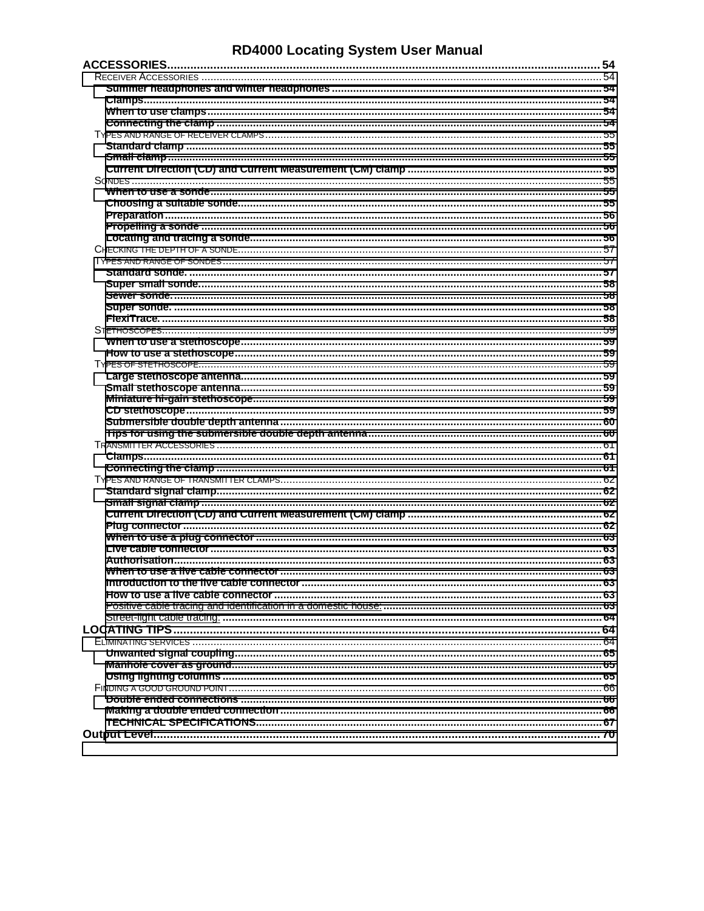# RD4000 Locating System User Manual

ACCESSORIES.................................................................................................................................... 54
- RECEIVER ACCESSORIES ...................................................................................................................... 54
  - Summer headphones and winter headphones ........................................................................... 54
  - Clamps........................................................................................................................................ 54
  - When to use clamps................................................................................................................... 54
  - Connecting the clamp ................................................................................................................ 54
- TYPES AND RANGE OF RECEIVER CLAMPS................................................................................................ 55
  - Standard clamp .......................................................................................................................... 55
  - Small clamp ................................................................................................................................ 55
  - Current Direction (CD) and Current Measurement (CM) clamp ................................................ 55
- SONDES ................................................................................................................................................. 55
  - When to use a sonde.................................................................................................................. 55
  - Choosing a suitable sonde.......................................................................................................... 55
  - Preparation................................................................................................................................. 56
  - Propelling a sonde ..................................................................................................................... 56
  - Locating and tracing a sonde...................................................................................................... 56
- CHECKING THE DEPTH OF A SONDE......................................................................................................... 57
- TYPES AND RANGE OF SONDES ............................................................................................................... 57
  - Standard sonde. ......................................................................................................................... 57
  - Super small sonde...................................................................................................................... 58
  - Sewer sonde. .............................................................................................................................. 58
  - Super sonde. .............................................................................................................................. 58
  - FlexiTrace. ................................................................................................................................. 58
- STETHOSCOPES...................................................................................................................................... 59
  - When to use a stethoscope......................................................................................................... 59
  - How to use a stethoscope........................................................................................................... 59
- TYPES OF STETHOSCOPE......................................................................................................................... 59
  - Large stethoscope antenna......................................................................................................... 59
  - Small stethoscope antenna......................................................................................................... 59
  - Miniature hi-gain stethoscope.................................................................................................... 59
  - CD stethoscope........................................................................................................................... 59
  - Submersible double depth antenna ............................................................................................ 60
  - Tips for using the submersible double depth antenna ............................................................... 60
- TRANSMITTER ACCESSORIES ................................................................................................................... 61
  - Clamps........................................................................................................................................ 61
  - Connecting the clamp ................................................................................................................ 61
- TYPES AND RANGE OF TRANSMITTER CLAMPS........................................................................................... 62
  - Standard signal clamp................................................................................................................ 62
  - Small signal clamp ..................................................................................................................... 62
  - Current Direction (CD) and Current Measurement (CM) clamp ................................................ 62
  - Plug connector ........................................................................................................................... 62
  - When to use a plug connector .................................................................................................... 63
  - Live cable connector .................................................................................................................. 63
  - Authorisation.............................................................................................................................. 63
  - When to use a live cable connector ........................................................................................... 63
  - Introduction to the live cable connector ..................................................................................... 63
  - How to use a live cable connector .............................................................................................. 63
  - Positive cable tracing and identification in a domestic house: ................................................... 63
  - Street-light cable tracing: ........................................................................................................... 64

LOCATING TIPS..................................................................................................................................... 64
- ELIMINATING SERVICES ........................................................................................................................... 64
  - Unwanted signal coupling........................................................................................................... 65
  - Manhole cover as ground............................................................................................................ 65
  - Using lighting columns ............................................................................................................... 65
- FINDING A GOOD GROUND POINT............................................................................................................ 66
  - Double ended connections ......................................................................................................... 66
  - Making a double ended connection ............................................................................................ 66
  - TECHNICAL SPECIFICATIONS................................................................................................... 67

Output Level............................................................................................................................................. 70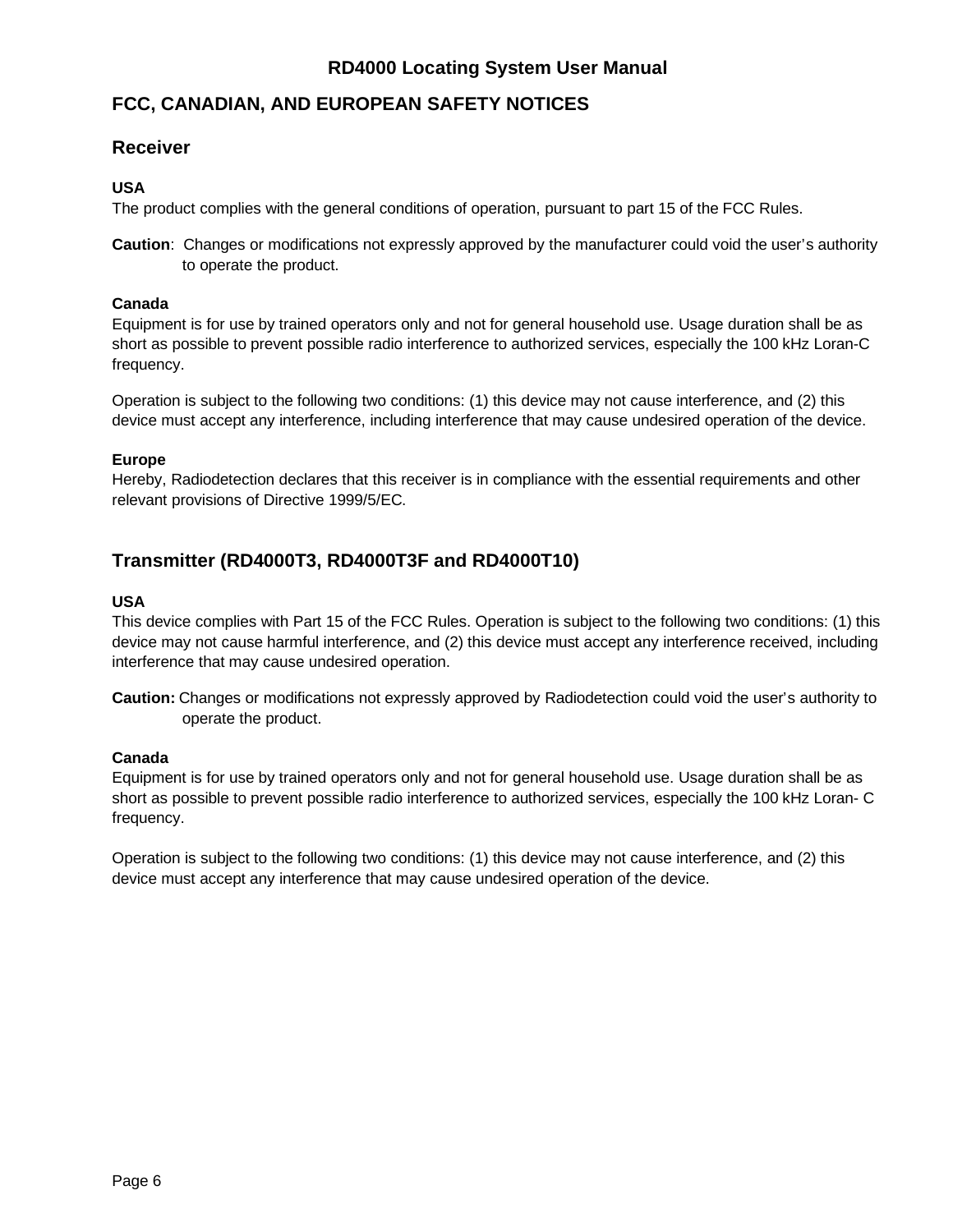## FCC, CANADIAN, AND EUROPEAN SAFETY NOTICES

### Receiver

**USA**
The product complies with the general conditions of operation, pursuant to part 15 of the FCC Rules.

**Caution**: Changes or modifications not expressly approved by the manufacturer could void the user's authority to operate the product.

**Canada**
Equipment is for use by trained operators only and not for general household use. Usage duration shall be as short as possible to prevent possible radio interference to authorized services, especially the 100 kHz Loran-C frequency.

Operation is subject to the following two conditions: (1) this device may not cause interference, and (2) this device must accept any interference, including interference that may cause undesired operation of the device.

**Europe**
Hereby, Radiodetection declares that this receiver is in compliance with the essential requirements and other relevant provisions of Directive 1999/5/EC.

### Transmitter (RD4000T3, RD4000T3F and RD4000T10)

**USA**
This device complies with Part 15 of the FCC Rules. Operation is subject to the following two conditions: (1) this device may not cause harmful interference, and (2) this device must accept any interference received, including interference that may cause undesired operation.

**Caution:** Changes or modifications not expressly approved by Radiodetection could void the user's authority to operate the product.

**Canada**
Equipment is for use by trained operators only and not for general household use. Usage duration shall be as short as possible to prevent possible radio interference to authorized services, especially the 100 kHz Loran- C frequency.

Operation is subject to the following two conditions: (1) this device may not cause interference, and (2) this device must accept any interference that may cause undesired operation of the device.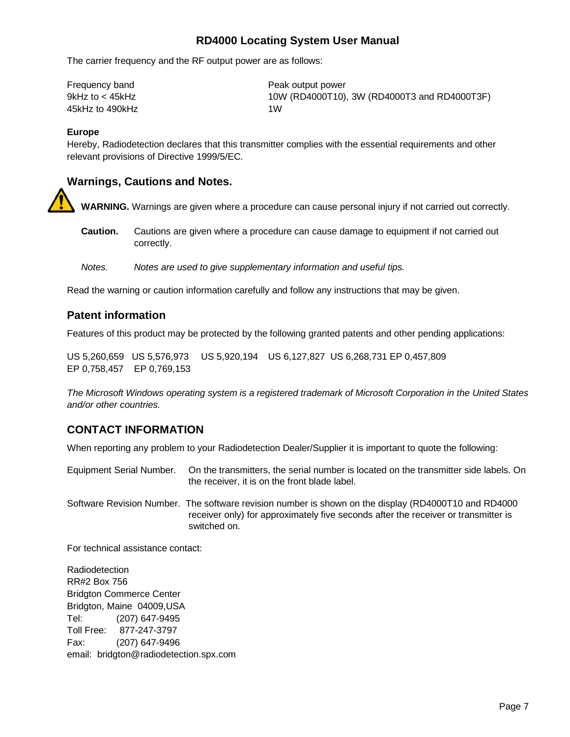The carrier frequency and the RF output power are as follows:

| Frequency band | Peak output power |
| --- | --- |
| 9kHz to < 45kHz | 10W (RD4000T10), 3W (RD4000T3 and RD4000T3F) |
| 45kHz to 490kHz | 1W |

**Europe**

Hereby, Radiodetection declares that this transmitter complies with the essential requirements and other relevant provisions of Directive 1999/5/EC.

## Warnings, Cautions and Notes.

**WARNING.** Warnings are given where a procedure can cause personal injury if not carried out correctly.

**Caution.** Cautions are given where a procedure can cause damage to equipment if not carried out correctly.

*Notes. Notes are used to give supplementary information and useful tips.*

Read the warning or caution information carefully and follow any instructions that may be given.

## Patent information

Features of this product may be protected by the following granted patents and other pending applications:

US 5,260,659 US 5,576,973 US 5,920,194 US 6,127,827 US 6,268,731 EP 0,457,809 EP 0,758,457 EP 0,769,153

*The Microsoft Windows operating system is a registered trademark of Microsoft Corporation in the United States and/or other countries.*

## CONTACT INFORMATION

When reporting any problem to your Radiodetection Dealer/Supplier it is important to quote the following:

Equipment Serial Number. On the transmitters, the serial number is located on the transmitter side labels. On the receiver, it is on the front blade label.

Software Revision Number. The software revision number is shown on the display (RD4000T10 and RD4000 receiver only) for approximately five seconds after the receiver or transmitter is switched on.

For technical assistance contact:

Radiodetection  
RR#2 Box 756  
Bridgton Commerce Center  
Bridgton, Maine 04009,USA  
Tel: (207) 647-9495  
Toll Free: 877-247-3797  
Fax: (207) 647-9496  
email: bridgton@radiodetection.spx.com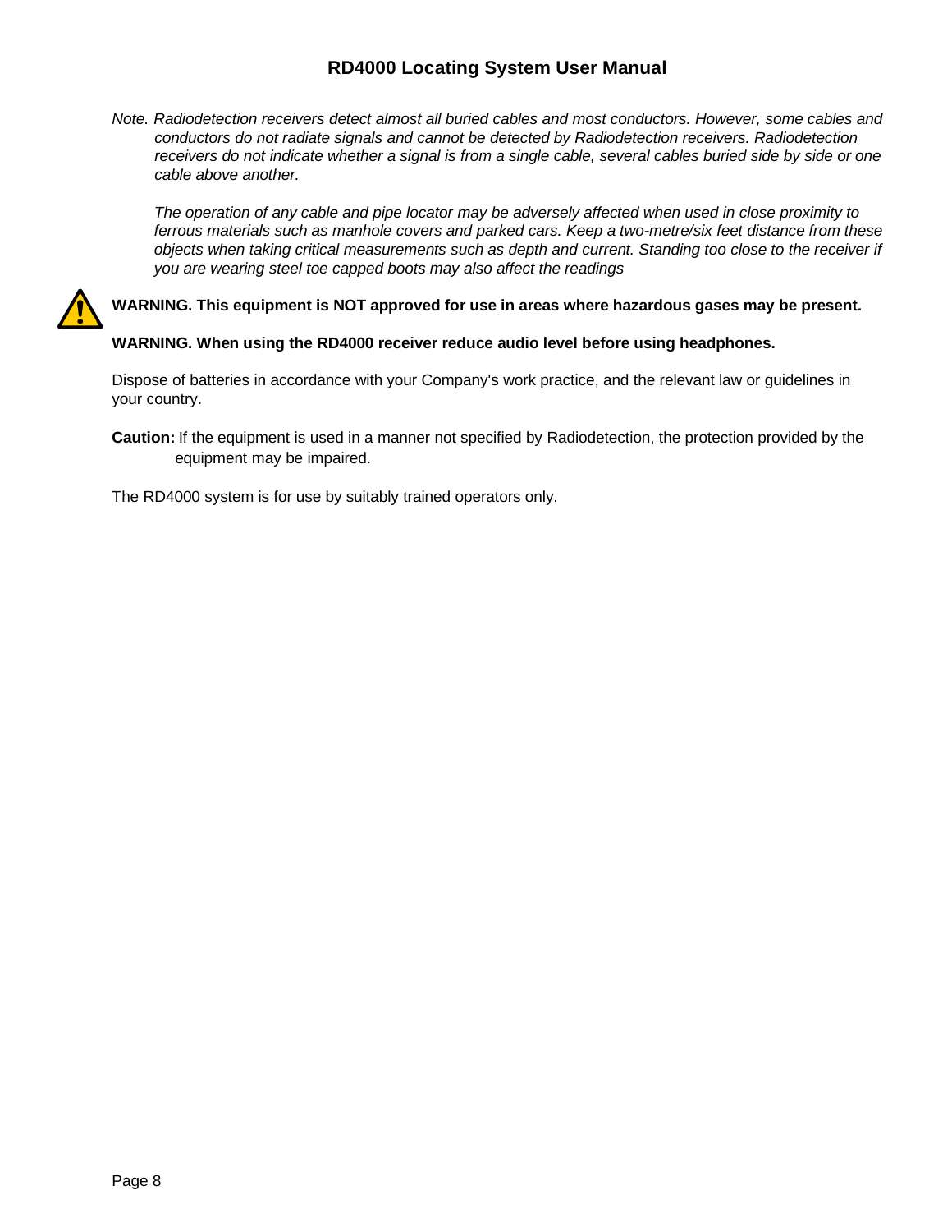*Note. Radiodetection receivers detect almost all buried cables and most conductors. However, some cables and conductors do not radiate signals and cannot be detected by Radiodetection receivers. Radiodetection receivers do not indicate whether a signal is from a single cable, several cables buried side by side or one cable above another.*

*The operation of any cable and pipe locator may be adversely affected when used in close proximity to ferrous materials such as manhole covers and parked cars. Keep a two-metre/six feet distance from these objects when taking critical measurements such as depth and current. Standing too close to the receiver if you are wearing steel toe capped boots may also affect the readings*

**WARNING. This equipment is NOT approved for use in areas where hazardous gases may be present.**

**WARNING. When using the RD4000 receiver reduce audio level before using headphones.**

Dispose of batteries in accordance with your Company's work practice, and the relevant law or guidelines in your country.

**Caution:** If the equipment is used in a manner not specified by Radiodetection, the protection provided by the equipment may be impaired.

The RD4000 system is for use by suitably trained operators only.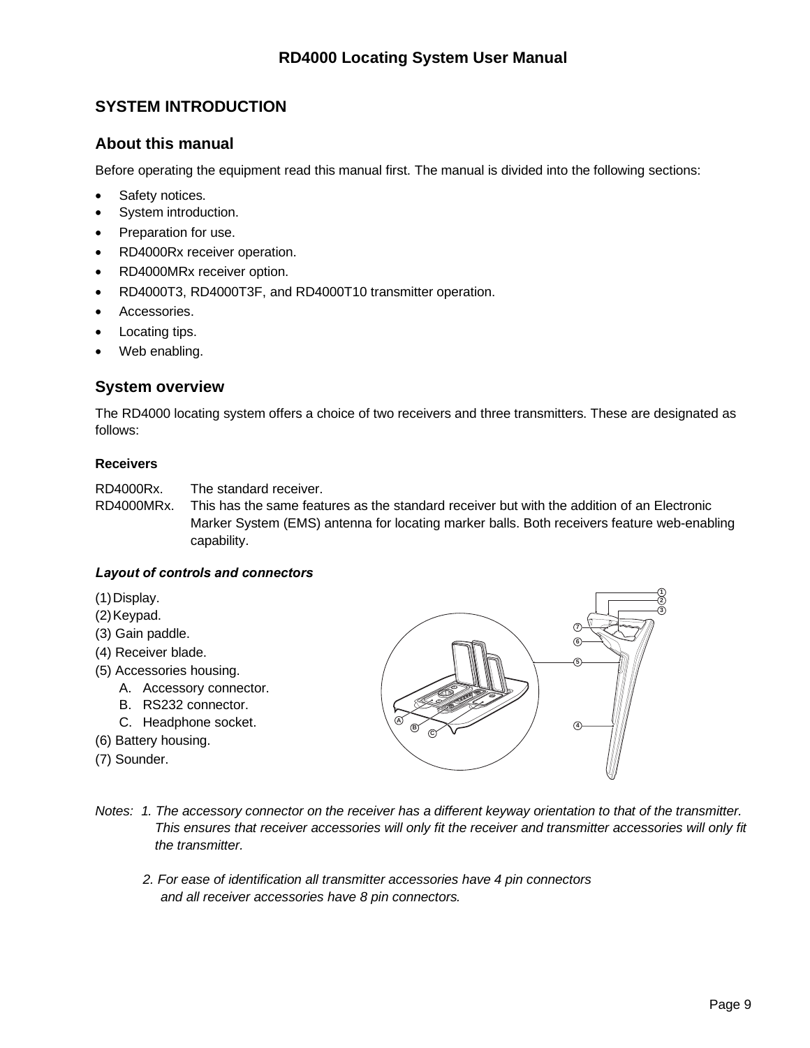## SYSTEM INTRODUCTION

### About this manual

Before operating the equipment read this manual first. The manual is divided into the following sections:

- Safety notices.
- System introduction.
- Preparation for use.
- RD4000Rx receiver operation.
- RD4000MRx receiver option.
- RD4000T3, RD4000T3F, and RD4000T10 transmitter operation.
- Accessories.
- Locating tips.
- Web enabling.

### System overview

The RD4000 locating system offers a choice of two receivers and three transmitters. These are designated as follows:

#### Receivers

RD4000Rx. The standard receiver.

RD4000MRx. This has the same features as the standard receiver but with the addition of an Electronic Marker System (EMS) antenna for locating marker balls. Both receivers feature web-enabling capability.

***Layout of controls and connectors***

(1) Display.
(2) Keypad.
(3) Gain paddle.
(4) Receiver blade.
(5) Accessories housing.
   A. Accessory connector.
   B. RS232 connector.
   C. Headphone socket.
(6) Battery housing.
(7) Sounder.

*Notes: 1. The accessory connector on the receiver has a different keyway orientation to that of the transmitter. This ensures that receiver accessories will only fit the receiver and transmitter accessories will only fit the transmitter.*

*2. For ease of identification all transmitter accessories have 4 pin connectors and all receiver accessories have 8 pin connectors.*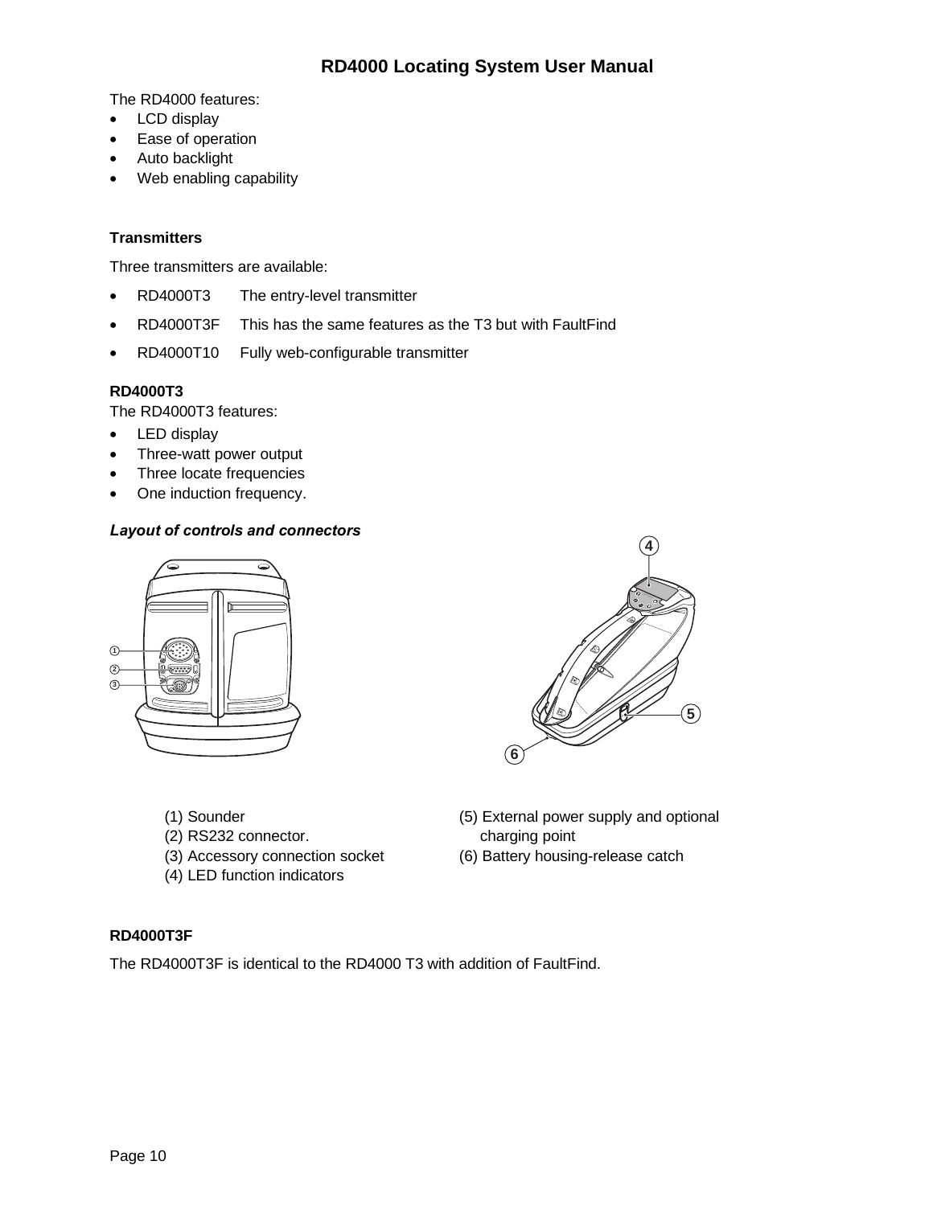The RD4000 features:

- LCD display
- Ease of operation
- Auto backlight
- Web enabling capability

### Transmitters

Three transmitters are available:

- RD4000T3 The entry-level transmitter
- RD4000T3F This has the same features as the T3 but with FaultFind
- RD4000T10 Fully web-configurable transmitter

**RD4000T3**

The RD4000T3 features:

- LED display
- Three-watt power output
- Three locate frequencies
- One induction frequency.

***Layout of controls and connectors***

(1) Sounder
(2) RS232 connector.
(3) Accessory connection socket
(4) LED function indicators
(5) External power supply and optional charging point
(6) Battery housing-release catch

**RD4000T3F**

The RD4000T3F is identical to the RD4000 T3 with addition of FaultFind.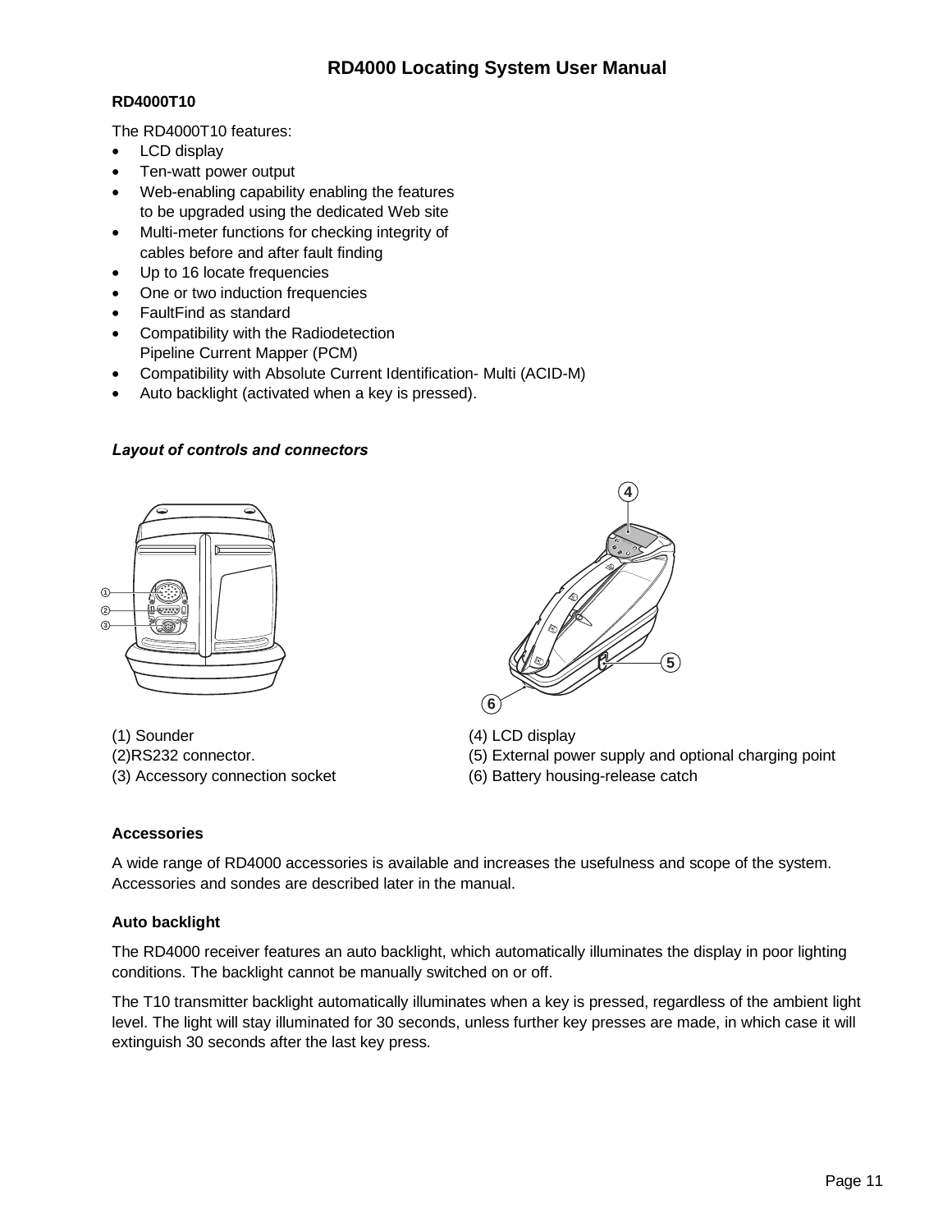### RD4000T10

The RD4000T10 features:

- LCD display
- Ten-watt power output
- Web-enabling capability enabling the features to be upgraded using the dedicated Web site
- Multi-meter functions for checking integrity of cables before and after fault finding
- Up to 16 locate frequencies
- One or two induction frequencies
- FaultFind as standard
- Compatibility with the Radiodetection Pipeline Current Mapper (PCM)
- Compatibility with Absolute Current Identification- Multi (ACID-M)
- Auto backlight (activated when a key is pressed).

#### *Layout of controls and connectors*

(1) Sounder
(2)RS232 connector.
(3) Accessory connection socket

(4) LCD display
(5) External power supply and optional charging point
(6) Battery housing-release catch

### Accessories

A wide range of RD4000 accessories is available and increases the usefulness and scope of the system. Accessories and sondes are described later in the manual.

### Auto backlight

The RD4000 receiver features an auto backlight, which automatically illuminates the display in poor lighting conditions. The backlight cannot be manually switched on or off.

The T10 transmitter backlight automatically illuminates when a key is pressed, regardless of the ambient light level. The light will stay illuminated for 30 seconds, unless further key presses are made, in which case it will extinguish 30 seconds after the last key press.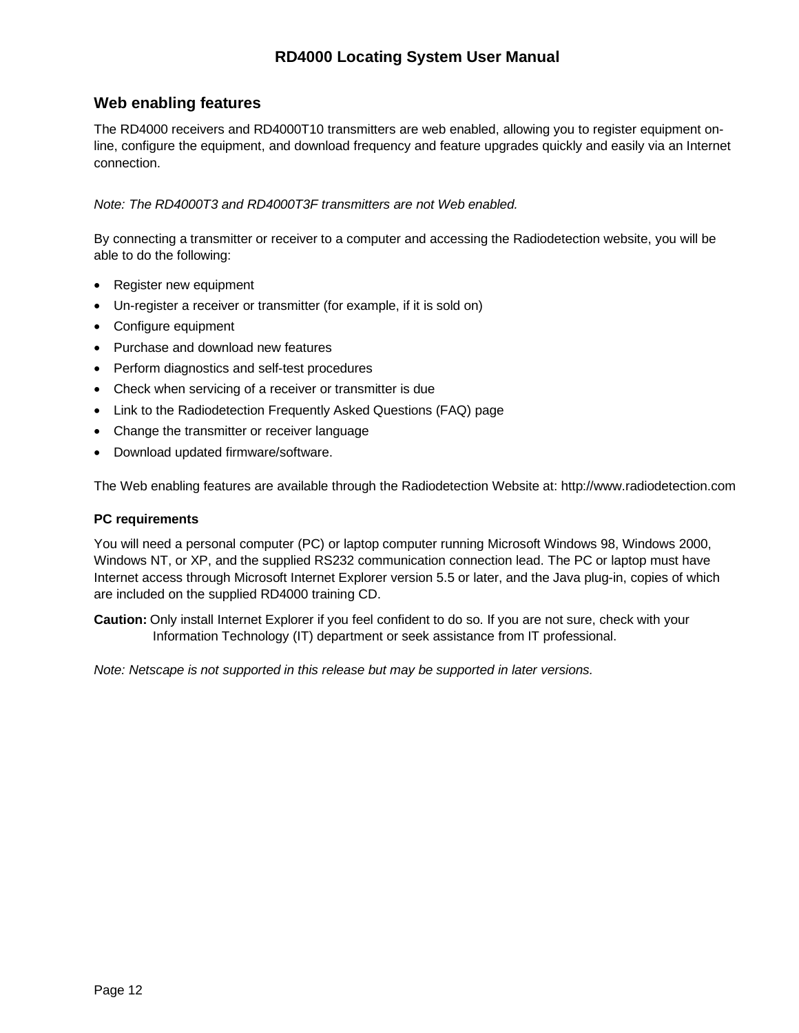## Web enabling features

The RD4000 receivers and RD4000T10 transmitters are web enabled, allowing you to register equipment on-line, configure the equipment, and download frequency and feature upgrades quickly and easily via an Internet connection.

*Note: The RD4000T3 and RD4000T3F transmitters are not Web enabled.*

By connecting a transmitter or receiver to a computer and accessing the Radiodetection website, you will be able to do the following:

- Register new equipment
- Un-register a receiver or transmitter (for example, if it is sold on)
- Configure equipment
- Purchase and download new features
- Perform diagnostics and self-test procedures
- Check when servicing of a receiver or transmitter is due
- Link to the Radiodetection Frequently Asked Questions (FAQ) page
- Change the transmitter or receiver language
- Download updated firmware/software.

The Web enabling features are available through the Radiodetection Website at: http://www.radiodetection.com

### PC requirements

You will need a personal computer (PC) or laptop computer running Microsoft Windows 98, Windows 2000, Windows NT, or XP, and the supplied RS232 communication connection lead. The PC or laptop must have Internet access through Microsoft Internet Explorer version 5.5 or later, and the Java plug-in, copies of which are included on the supplied RD4000 training CD.

**Caution:** Only install Internet Explorer if you feel confident to do so. If you are not sure, check with your Information Technology (IT) department or seek assistance from IT professional.

*Note: Netscape is not supported in this release but may be supported in later versions.*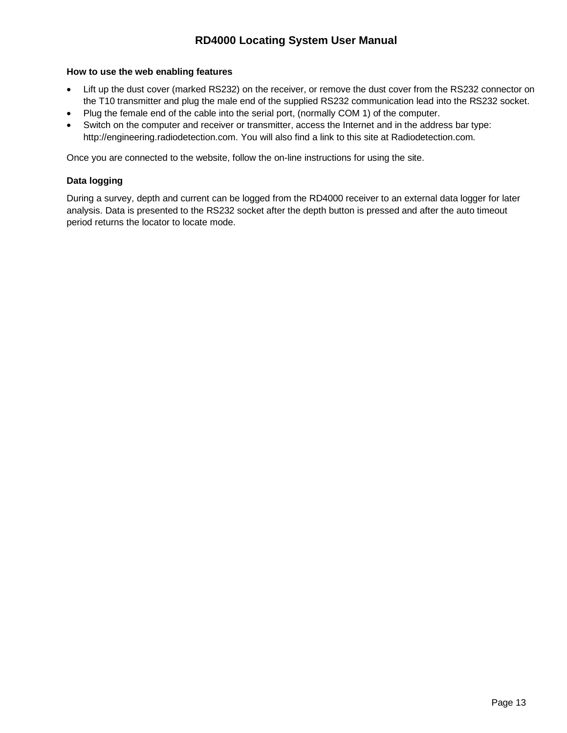### How to use the web enabling features

- Lift up the dust cover (marked RS232) on the receiver, or remove the dust cover from the RS232 connector on the T10 transmitter and plug the male end of the supplied RS232 communication lead into the RS232 socket.
- Plug the female end of the cable into the serial port, (normally COM 1) of the computer.
- Switch on the computer and receiver or transmitter, access the Internet and in the address bar type: http://engineering.radiodetection.com. You will also find a link to this site at Radiodetection.com.

Once you are connected to the website, follow the on-line instructions for using the site.

### Data logging

During a survey, depth and current can be logged from the RD4000 receiver to an external data logger for later analysis. Data is presented to the RS232 socket after the depth button is pressed and after the auto timeout period returns the locator to locate mode.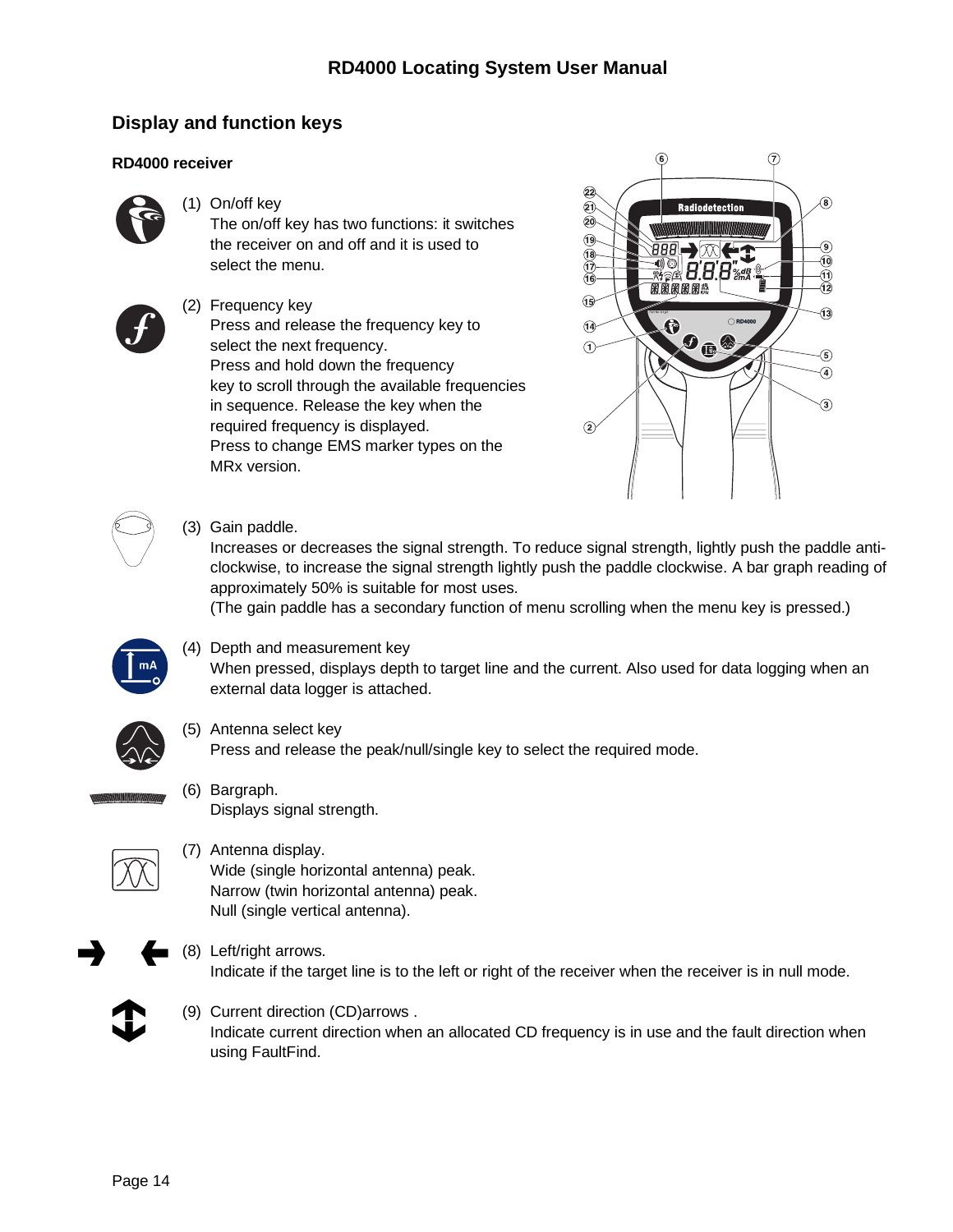## Display and function keys

### RD4000 receiver

(1) On/off key
The on/off key has two functions: it switches the receiver on and off and it is used to select the menu.

(2) Frequency key
Press and release the frequency key to select the next frequency.
Press and hold down the frequency key to scroll through the available frequencies in sequence. Release the key when the required frequency is displayed.
Press to change EMS marker types on the MRx version.

(3) Gain paddle.
Increases or decreases the signal strength. To reduce signal strength, lightly push the paddle anti-clockwise, to increase the signal strength lightly push the paddle clockwise. A bar graph reading of approximately 50% is suitable for most uses.
(The gain paddle has a secondary function of menu scrolling when the menu key is pressed.)

(4) Depth and measurement key
When pressed, displays depth to target line and the current. Also used for data logging when an external data logger is attached.

(5) Antenna select key
Press and release the peak/null/single key to select the required mode.

(6) Bargraph.
Displays signal strength.

(7) Antenna display.
Wide (single horizontal antenna) peak.
Narrow (twin horizontal antenna) peak.
Null (single vertical antenna).

(8) Left/right arrows.
Indicate if the target line is to the left or right of the receiver when the receiver is in null mode.

(9) Current direction (CD)arrows .
Indicate current direction when an allocated CD frequency is in use and the fault direction when using FaultFind.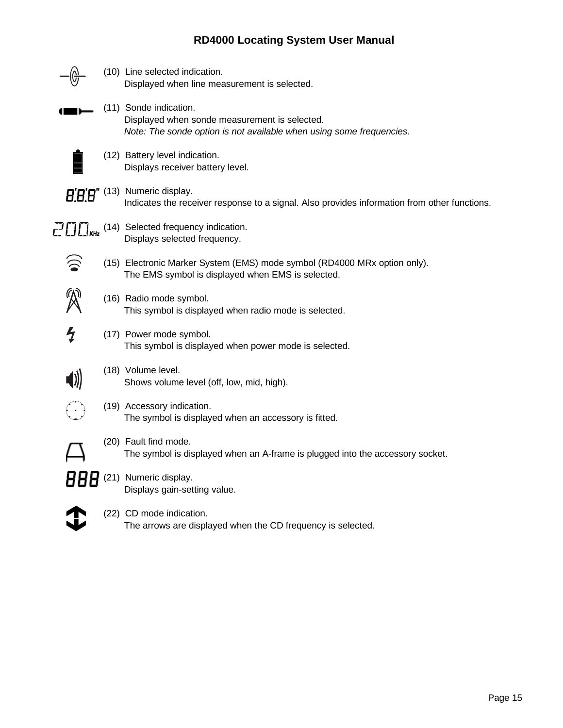(10) Line selected indication.
Displayed when line measurement is selected.

(11) Sonde indication.
Displayed when sonde measurement is selected.
*Note: The sonde option is not available when using some frequencies.*

(12) Battery level indication.
Displays receiver battery level.

(13) Numeric display.
Indicates the receiver response to a signal. Also provides information from other functions.

(14) Selected frequency indication.
Displays selected frequency.

(15) Electronic Marker System (EMS) mode symbol (RD4000 MRx option only).
The EMS symbol is displayed when EMS is selected.

(16) Radio mode symbol.
This symbol is displayed when radio mode is selected.

(17) Power mode symbol.
This symbol is displayed when power mode is selected.

(18) Volume level.
Shows volume level (off, low, mid, high).

(19) Accessory indication.
The symbol is displayed when an accessory is fitted.

(20) Fault find mode.
The symbol is displayed when an A-frame is plugged into the accessory socket.

(21) Numeric display.
Displays gain-setting value.

(22) CD mode indication.
The arrows are displayed when the CD frequency is selected.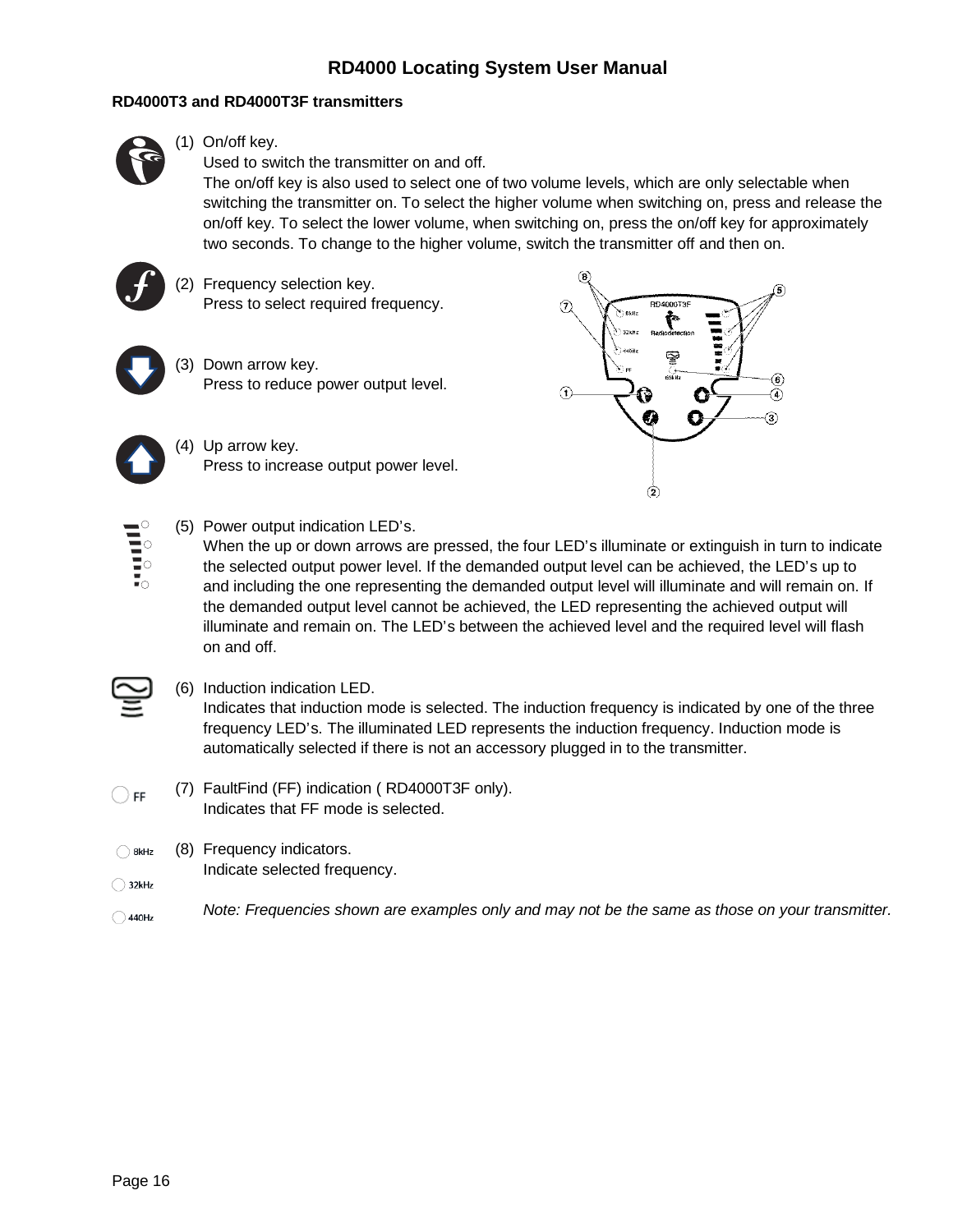## RD4000T3 and RD4000T3F transmitters

(1) On/off key.
Used to switch the transmitter on and off.
The on/off key is also used to select one of two volume levels, which are only selectable when switching the transmitter on. To select the higher volume when switching on, press and release the on/off key. To select the lower volume, when switching on, press the on/off key for approximately two seconds. To change to the higher volume, switch the transmitter off and then on.

(2) Frequency selection key.
Press to select required frequency.

(3) Down arrow key.
Press to reduce power output level.

(4) Up arrow key.
Press to increase output power level.

(5) Power output indication LED's.
When the up or down arrows are pressed, the four LED's illuminate or extinguish in turn to indicate the selected output power level. If the demanded output level can be achieved, the LED's up to and including the one representing the demanded output level will illuminate and will remain on. If the demanded output level cannot be achieved, the LED representing the achieved output will illuminate and remain on. The LED's between the achieved level and the required level will flash on and off.

(6) Induction indication LED.
Indicates that induction mode is selected. The induction frequency is indicated by one of the three frequency LED's. The illuminated LED represents the induction frequency. Induction mode is automatically selected if there is not an accessory plugged in to the transmitter.

(7) FaultFind (FF) indication ( RD4000T3F only).
Indicates that FF mode is selected.

(8) Frequency indicators.
Indicate selected frequency.

*Note: Frequencies shown are examples only and may not be the same as those on your transmitter.*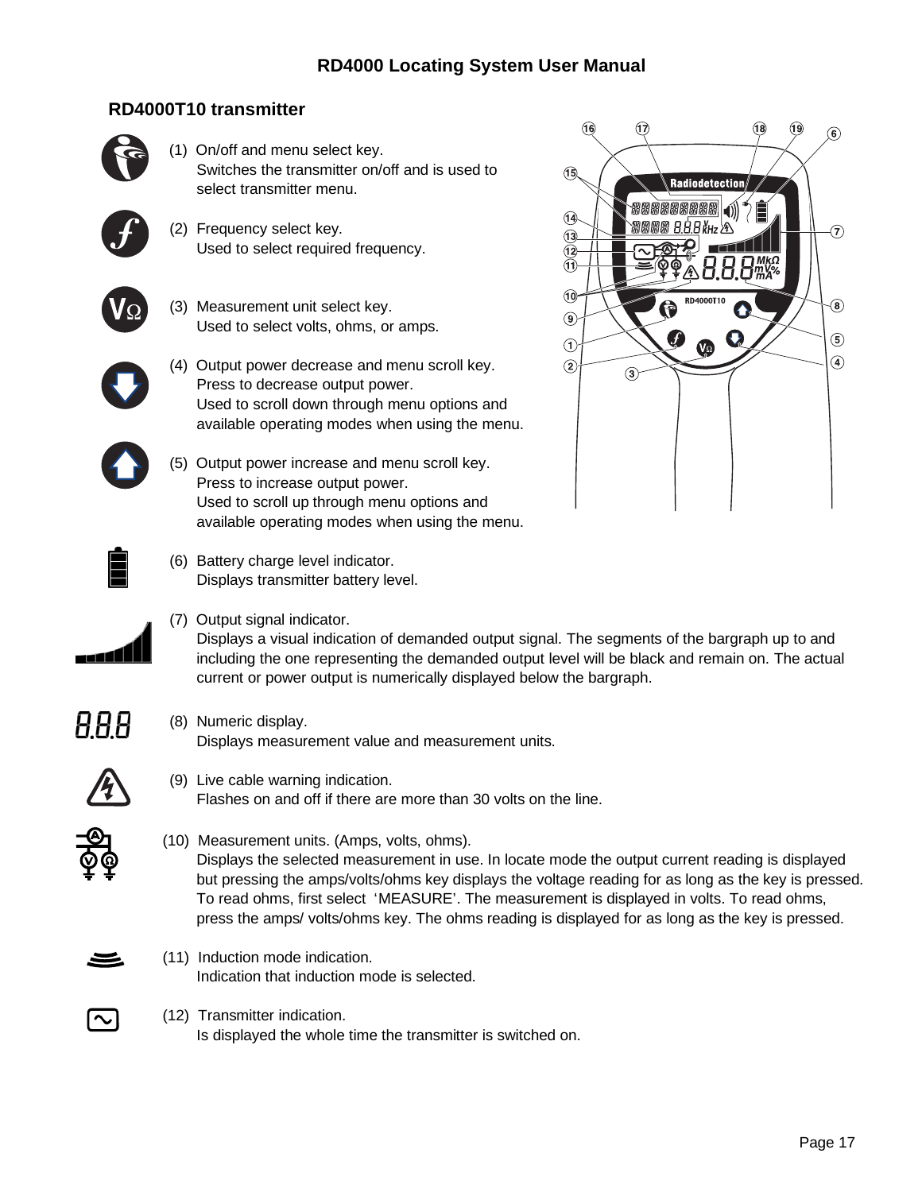## RD4000T10 transmitter

(1) On/off and menu select key.
Switches the transmitter on/off and is used to select transmitter menu.

(2) Frequency select key.
Used to select required frequency.

(3) Measurement unit select key.
Used to select volts, ohms, or amps.

(4) Output power decrease and menu scroll key.
Press to decrease output power.
Used to scroll down through menu options and available operating modes when using the menu.

(5) Output power increase and menu scroll key.
Press to increase output power.
Used to scroll up through menu options and available operating modes when using the menu.

(6) Battery charge level indicator.
Displays transmitter battery level.

(7) Output signal indicator.
Displays a visual indication of demanded output signal. The segments of the bargraph up to and including the one representing the demanded output level will be black and remain on. The actual current or power output is numerically displayed below the bargraph.

(8) Numeric display.
Displays measurement value and measurement units.

(9) Live cable warning indication.
Flashes on and off if there are more than 30 volts on the line.

(10) Measurement units. (Amps, volts, ohms).
Displays the selected measurement in use. In locate mode the output current reading is displayed but pressing the amps/volts/ohms key displays the voltage reading for as long as the key is pressed. To read ohms, first select 'MEASURE'. The measurement is displayed in volts. To read ohms, press the amps/ volts/ohms key. The ohms reading is displayed for as long as the key is pressed.

(11) Induction mode indication.
Indication that induction mode is selected.

(12) Transmitter indication.
Is displayed the whole time the transmitter is switched on.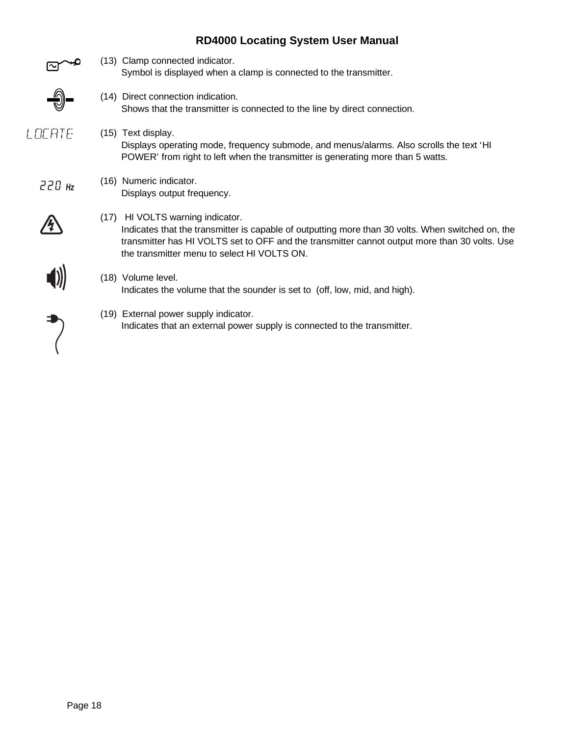(13) Clamp connected indicator.
Symbol is displayed when a clamp is connected to the transmitter.

(14) Direct connection indication.
Shows that the transmitter is connected to the line by direct connection.

LOCATE

(15) Text display.
Displays operating mode, frequency submode, and menus/alarms. Also scrolls the text 'HI POWER' from right to left when the transmitter is generating more than 5 watts.

220 Hz

(16) Numeric indicator.
Displays output frequency.

(17) HI VOLTS warning indicator.
Indicates that the transmitter is capable of outputting more than 30 volts. When switched on, the transmitter has HI VOLTS set to OFF and the transmitter cannot output more than 30 volts. Use the transmitter menu to select HI VOLTS ON.

(18) Volume level.
Indicates the volume that the sounder is set to (off, low, mid, and high).

(19) External power supply indicator.
Indicates that an external power supply is connected to the transmitter.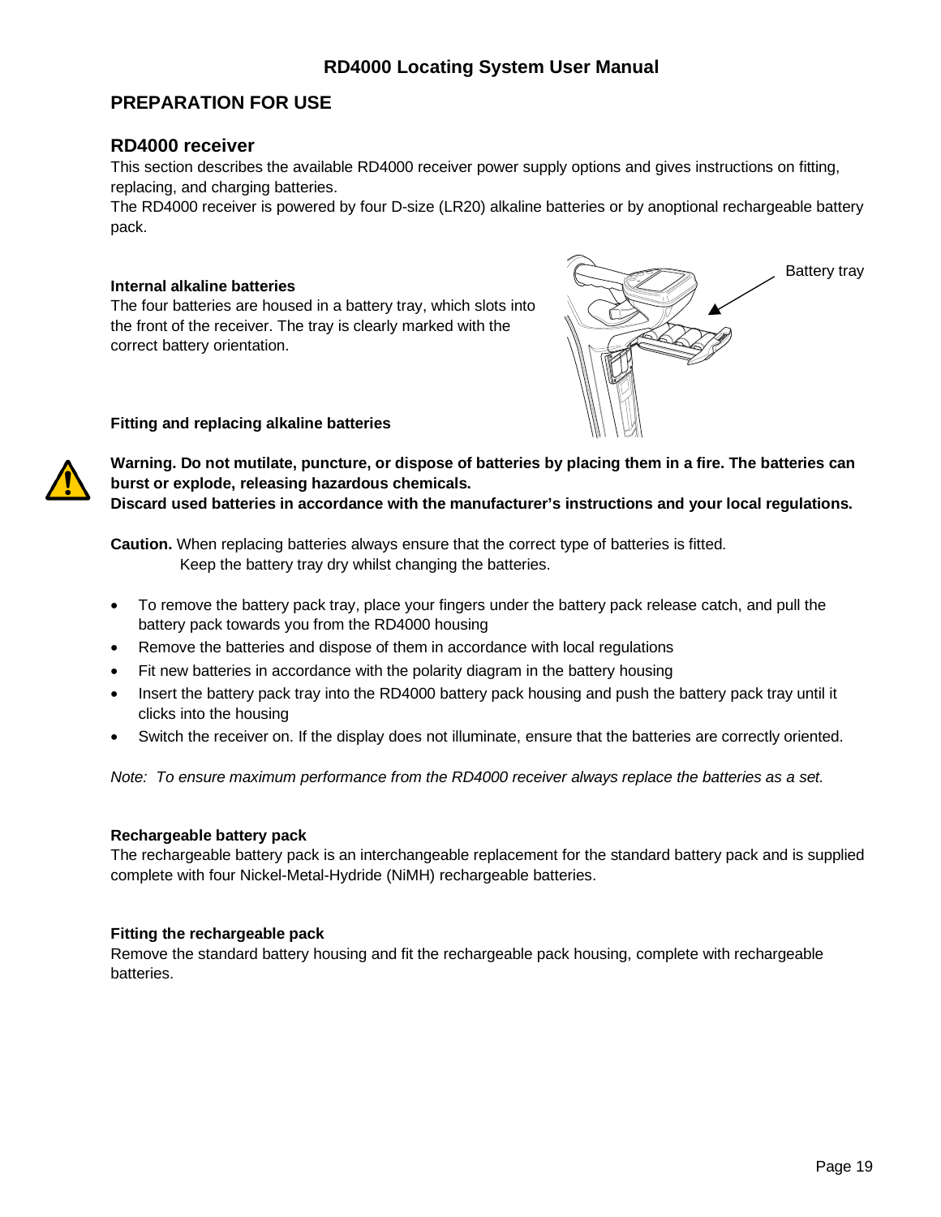## PREPARATION FOR USE

### RD4000 receiver

This section describes the available RD4000 receiver power supply options and gives instructions on fitting, replacing, and charging batteries.
The RD4000 receiver is powered by four D-size (LR20) alkaline batteries or by anoptional rechargeable battery pack.

**Internal alkaline batteries**

The four batteries are housed in a battery tray, which slots into the front of the receiver. The tray is clearly marked with the correct battery orientation.

Battery tray

**Fitting and replacing alkaline batteries**

**Warning. Do not mutilate, puncture, or dispose of batteries by placing them in a fire. The batteries can burst or explode, releasing hazardous chemicals.**
**Discard used batteries in accordance with the manufacturer's instructions and your local regulations.**

**Caution.** When replacing batteries always ensure that the correct type of batteries is fitted.
Keep the battery tray dry whilst changing the batteries.

- To remove the battery pack tray, place your fingers under the battery pack release catch, and pull the battery pack towards you from the RD4000 housing
- Remove the batteries and dispose of them in accordance with local regulations
- Fit new batteries in accordance with the polarity diagram in the battery housing
- Insert the battery pack tray into the RD4000 battery pack housing and push the battery pack tray until it clicks into the housing
- Switch the receiver on. If the display does not illuminate, ensure that the batteries are correctly oriented.

*Note: To ensure maximum performance from the RD4000 receiver always replace the batteries as a set.*

**Rechargeable battery pack**

The rechargeable battery pack is an interchangeable replacement for the standard battery pack and is supplied complete with four Nickel-Metal-Hydride (NiMH) rechargeable batteries.

**Fitting the rechargeable pack**

Remove the standard battery housing and fit the rechargeable pack housing, complete with rechargeable batteries.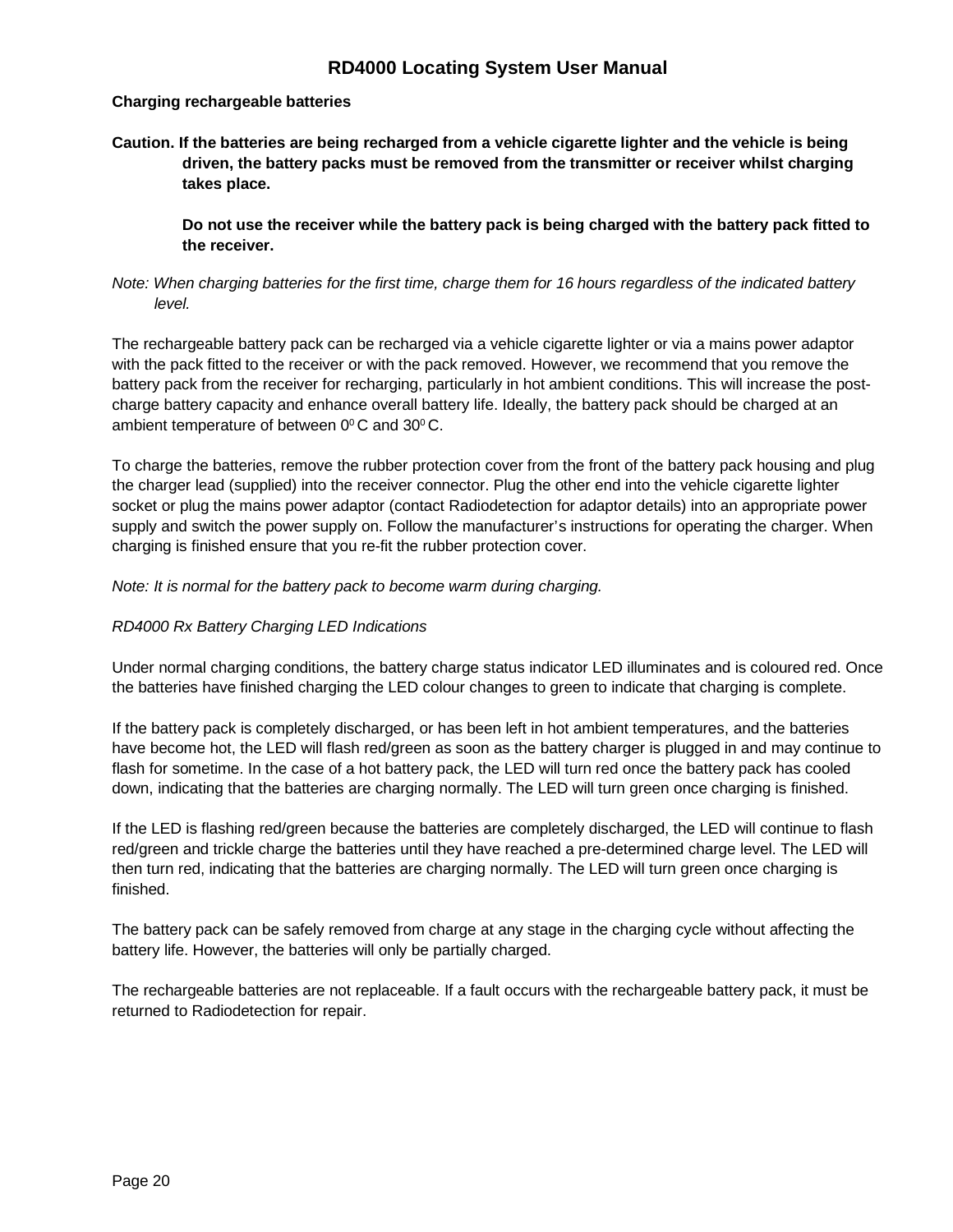**Charging rechargeable batteries**

**Caution. If the batteries are being recharged from a vehicle cigarette lighter and the vehicle is being driven, the battery packs must be removed from the transmitter or receiver whilst charging takes place.**

**Do not use the receiver while the battery pack is being charged with the battery pack fitted to the receiver.**

*Note: When charging batteries for the first time, charge them for 16 hours regardless of the indicated battery level.*

The rechargeable battery pack can be recharged via a vehicle cigarette lighter or via a mains power adaptor with the pack fitted to the receiver or with the pack removed. However, we recommend that you remove the battery pack from the receiver for recharging, particularly in hot ambient conditions. This will increase the post-charge battery capacity and enhance overall battery life. Ideally, the battery pack should be charged at an ambient temperature of between $0^0$C and $30^0$C.

To charge the batteries, remove the rubber protection cover from the front of the battery pack housing and plug the charger lead (supplied) into the receiver connector. Plug the other end into the vehicle cigarette lighter socket or plug the mains power adaptor (contact Radiodetection for adaptor details) into an appropriate power supply and switch the power supply on. Follow the manufacturer's instructions for operating the charger. When charging is finished ensure that you re-fit the rubber protection cover.

*Note: It is normal for the battery pack to become warm during charging.*

*RD4000 Rx Battery Charging LED Indications*

Under normal charging conditions, the battery charge status indicator LED illuminates and is coloured red. Once the batteries have finished charging the LED colour changes to green to indicate that charging is complete.

If the battery pack is completely discharged, or has been left in hot ambient temperatures, and the batteries have become hot, the LED will flash red/green as soon as the battery charger is plugged in and may continue to flash for sometime. In the case of a hot battery pack, the LED will turn red once the battery pack has cooled down, indicating that the batteries are charging normally. The LED will turn green once charging is finished.

If the LED is flashing red/green because the batteries are completely discharged, the LED will continue to flash red/green and trickle charge the batteries until they have reached a pre-determined charge level. The LED will then turn red, indicating that the batteries are charging normally. The LED will turn green once charging is finished.

The battery pack can be safely removed from charge at any stage in the charging cycle without affecting the battery life. However, the batteries will only be partially charged.

The rechargeable batteries are not replaceable. If a fault occurs with the rechargeable battery pack, it must be returned to Radiodetection for repair.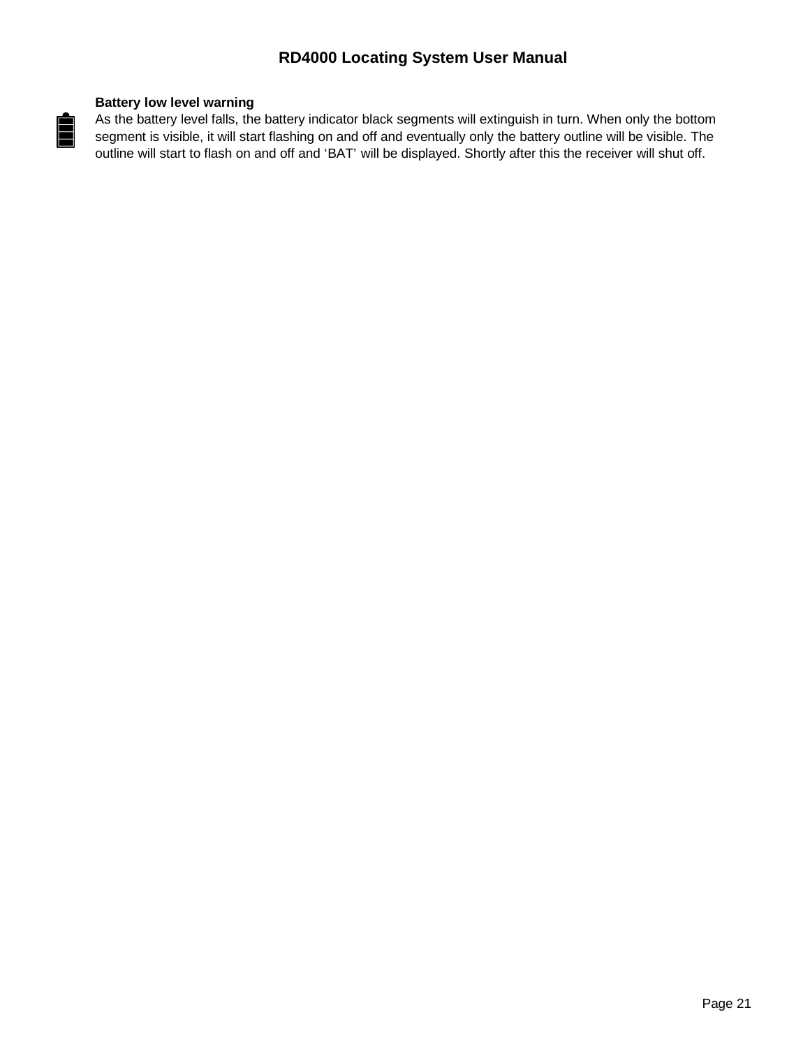**Battery low level warning**

As the battery level falls, the battery indicator black segments will extinguish in turn. When only the bottom segment is visible, it will start flashing on and off and eventually only the battery outline will be visible. The outline will start to flash on and off and 'BAT' will be displayed. Shortly after this the receiver will shut off.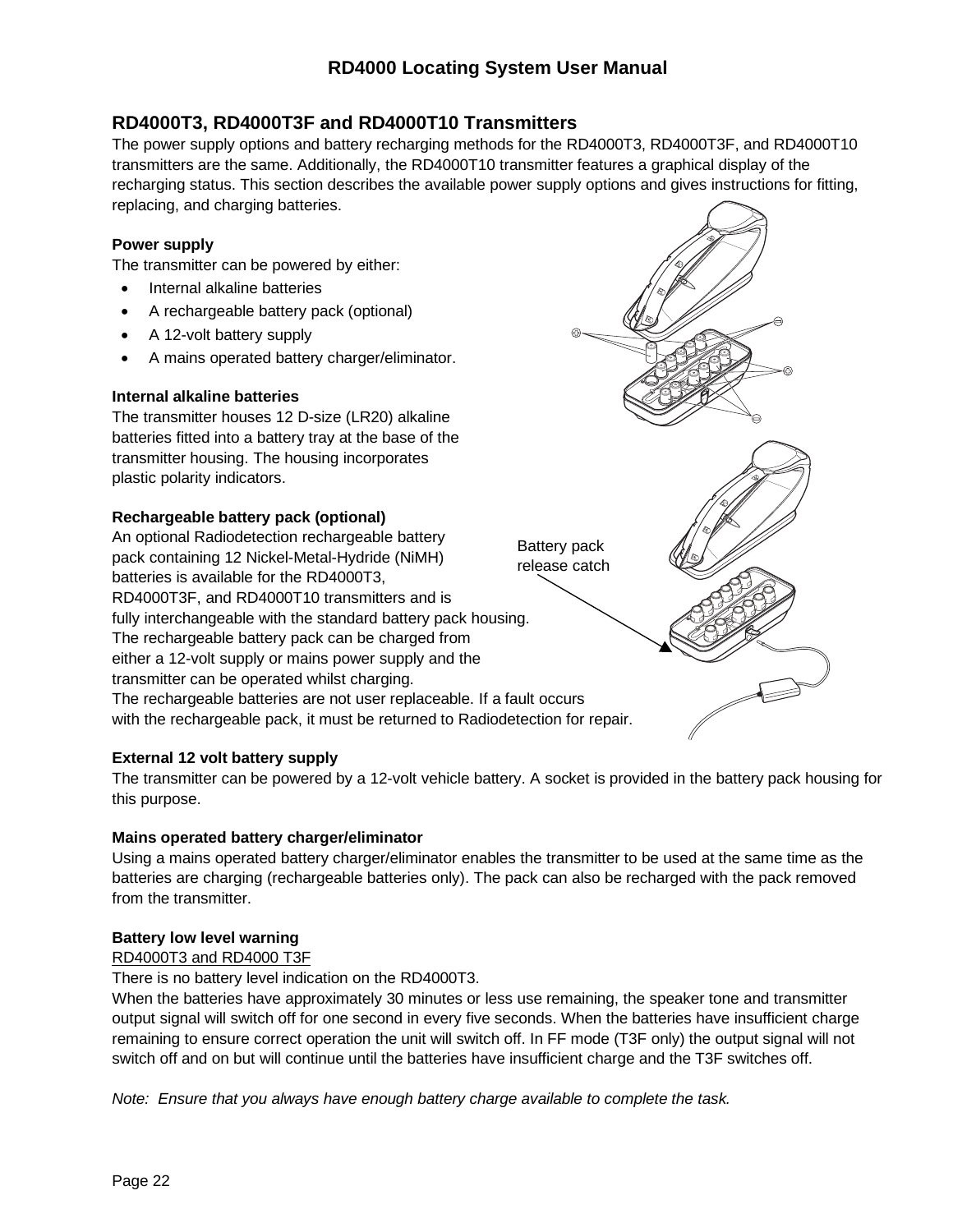## RD4000T3, RD4000T3F and RD4000T10 Transmitters

The power supply options and battery recharging methods for the RD4000T3, RD4000T3F, and RD4000T10 transmitters are the same. Additionally, the RD4000T10 transmitter features a graphical display of the recharging status. This section describes the available power supply options and gives instructions for fitting, replacing, and charging batteries.

### Power supply

The transmitter can be powered by either:

- Internal alkaline batteries
- A rechargeable battery pack (optional)
- A 12-volt battery supply
- A mains operated battery charger/eliminator.

### Internal alkaline batteries

The transmitter houses 12 D-size (LR20) alkaline batteries fitted into a battery tray at the base of the transmitter housing. The housing incorporates plastic polarity indicators.

### Rechargeable battery pack (optional)

An optional Radiodetection rechargeable battery pack containing 12 Nickel-Metal-Hydride (NiMH) batteries is available for the RD4000T3, RD4000T3F, and RD4000T10 transmitters and is fully interchangeable with the standard battery pack housing. The rechargeable battery pack can be charged from either a 12-volt supply or mains power supply and the transmitter can be operated whilst charging. The rechargeable batteries are not user replaceable. If a fault occurs with the rechargeable pack, it must be returned to Radiodetection for repair.

Battery pack release catch

### External 12 volt battery supply

The transmitter can be powered by a 12-volt vehicle battery. A socket is provided in the battery pack housing for this purpose.

### Mains operated battery charger/eliminator

Using a mains operated battery charger/eliminator enables the transmitter to be used at the same time as the batteries are charging (rechargeable batteries only). The pack can also be recharged with the pack removed from the transmitter.

### Battery low level warning

RD4000T3 and RD4000 T3F

There is no battery level indication on the RD4000T3.

When the batteries have approximately 30 minutes or less use remaining, the speaker tone and transmitter output signal will switch off for one second in every five seconds. When the batteries have insufficient charge remaining to ensure correct operation the unit will switch off. In FF mode (T3F only) the output signal will not switch off and on but will continue until the batteries have insufficient charge and the T3F switches off.

*Note: Ensure that you always have enough battery charge available to complete the task.*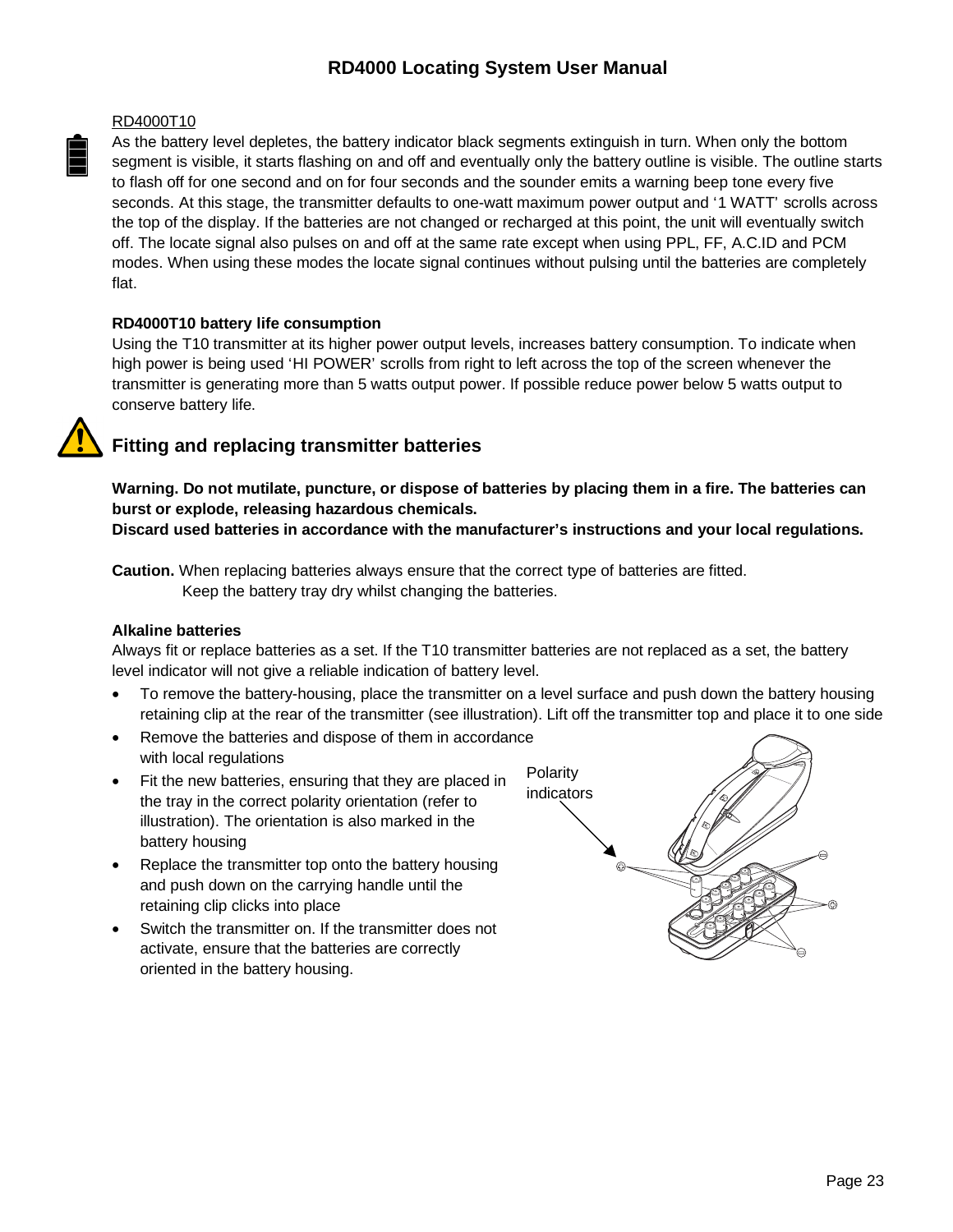RD4000T10

As the battery level depletes, the battery indicator black segments extinguish in turn. When only the bottom segment is visible, it starts flashing on and off and eventually only the battery outline is visible. The outline starts to flash off for one second and on for four seconds and the sounder emits a warning beep tone every five seconds. At this stage, the transmitter defaults to one-watt maximum power output and ‘1 WATT’ scrolls across the top of the display. If the batteries are not changed or recharged at this point, the unit will eventually switch off. The locate signal also pulses on and off at the same rate except when using PPL, FF, A.C.ID and PCM modes. When using these modes the locate signal continues without pulsing until the batteries are completely flat.

**RD4000T10 battery life consumption**

Using the T10 transmitter at its higher power output levels, increases battery consumption. To indicate when high power is being used ‘HI POWER’ scrolls from right to left across the top of the screen whenever the transmitter is generating more than 5 watts output power. If possible reduce power below 5 watts output to conserve battery life.

## Fitting and replacing transmitter batteries

**Warning. Do not mutilate, puncture, or dispose of batteries by placing them in a fire. The batteries can burst or explode, releasing hazardous chemicals.**
**Discard used batteries in accordance with the manufacturer’s instructions and your local regulations.**

**Caution.** When replacing batteries always ensure that the correct type of batteries are fitted.
Keep the battery tray dry whilst changing the batteries.

**Alkaline batteries**

Always fit or replace batteries as a set. If the T10 transmitter batteries are not replaced as a set, the battery level indicator will not give a reliable indication of battery level.

- To remove the battery-housing, place the transmitter on a level surface and push down the battery housing retaining clip at the rear of the transmitter (see illustration). Lift off the transmitter top and place it to one side
- Remove the batteries and dispose of them in accordance with local regulations
- Fit the new batteries, ensuring that they are placed in the tray in the correct polarity orientation (refer to illustration). The orientation is also marked in the battery housing
- Replace the transmitter top onto the battery housing and push down on the carrying handle until the retaining clip clicks into place
- Switch the transmitter on. If the transmitter does not activate, ensure that the batteries are correctly oriented in the battery housing.

Polarity indicators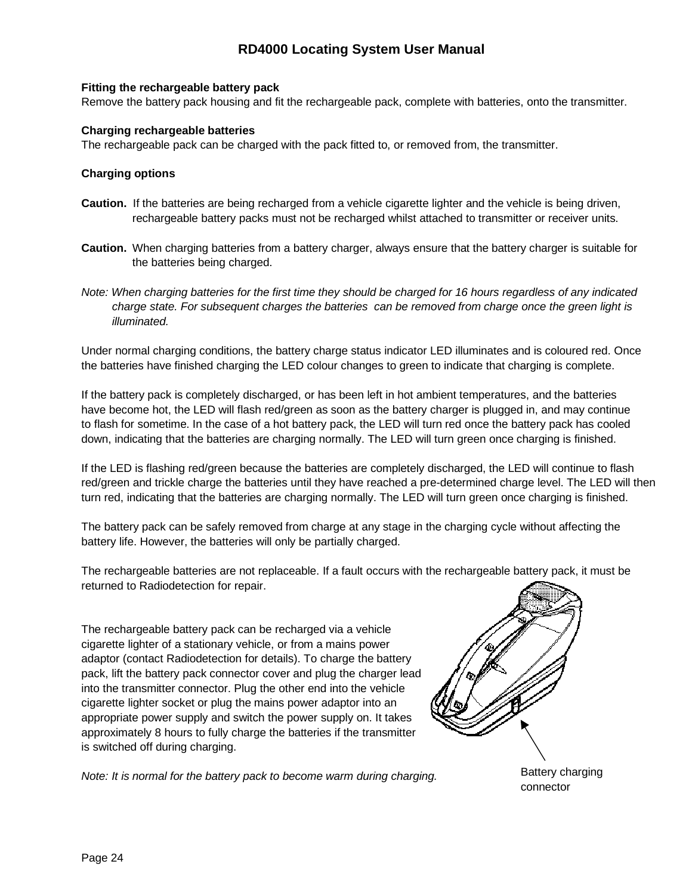**Fitting the rechargeable battery pack**

Remove the battery pack housing and fit the rechargeable pack, complete with batteries, onto the transmitter.

**Charging rechargeable batteries**

The rechargeable pack can be charged with the pack fitted to, or removed from, the transmitter.

**Charging options**

**Caution.** If the batteries are being recharged from a vehicle cigarette lighter and the vehicle is being driven, rechargeable battery packs must not be recharged whilst attached to transmitter or receiver units.

**Caution.** When charging batteries from a battery charger, always ensure that the battery charger is suitable for the batteries being charged.

*Note: When charging batteries for the first time they should be charged for 16 hours regardless of any indicated charge state. For subsequent charges the batteries can be removed from charge once the green light is illuminated.*

Under normal charging conditions, the battery charge status indicator LED illuminates and is coloured red. Once the batteries have finished charging the LED colour changes to green to indicate that charging is complete.

If the battery pack is completely discharged, or has been left in hot ambient temperatures, and the batteries have become hot, the LED will flash red/green as soon as the battery charger is plugged in, and may continue to flash for sometime. In the case of a hot battery pack, the LED will turn red once the battery pack has cooled down, indicating that the batteries are charging normally. The LED will turn green once charging is finished.

If the LED is flashing red/green because the batteries are completely discharged, the LED will continue to flash red/green and trickle charge the batteries until they have reached a pre-determined charge level. The LED will then turn red, indicating that the batteries are charging normally. The LED will turn green once charging is finished.

The battery pack can be safely removed from charge at any stage in the charging cycle without affecting the battery life. However, the batteries will only be partially charged.

The rechargeable batteries are not replaceable. If a fault occurs with the rechargeable battery pack, it must be returned to Radiodetection for repair.

The rechargeable battery pack can be recharged via a vehicle cigarette lighter of a stationary vehicle, or from a mains power adaptor (contact Radiodetection for details). To charge the battery pack, lift the battery pack connector cover and plug the charger lead into the transmitter connector. Plug the other end into the vehicle cigarette lighter socket or plug the mains power adaptor into an appropriate power supply and switch the power supply on. It takes approximately 8 hours to fully charge the batteries if the transmitter is switched off during charging.

*Note: It is normal for the battery pack to become warm during charging.*

Battery charging connector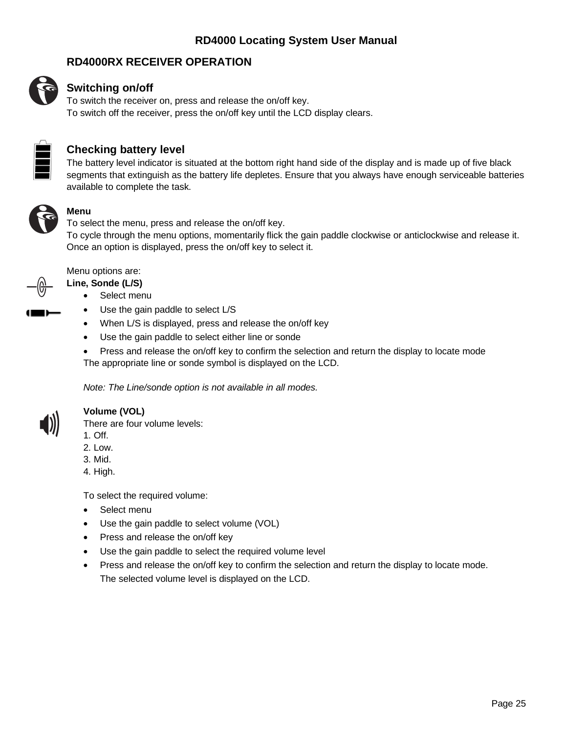## RD4000RX RECEIVER OPERATION

### Switching on/off

To switch the receiver on, press and release the on/off key.
To switch off the receiver, press the on/off key until the LCD display clears.

### Checking battery level

The battery level indicator is situated at the bottom right hand side of the display and is made up of five black segments that extinguish as the battery life depletes. Ensure that you always have enough serviceable batteries available to complete the task.

**Menu**

To select the menu, press and release the on/off key.
To cycle through the menu options, momentarily flick the gain paddle clockwise or anticlockwise and release it. Once an option is displayed, press the on/off key to select it.

Menu options are:

**Line, Sonde (L/S)**

- Select menu
- Use the gain paddle to select L/S
- When L/S is displayed, press and release the on/off key
- Use the gain paddle to select either line or sonde
- Press and release the on/off key to confirm the selection and return the display to locate mode

The appropriate line or sonde symbol is displayed on the LCD.

*Note: The Line/sonde option is not available in all modes.*

**Volume (VOL)**

There are four volume levels:
1. Off.
2. Low.
3. Mid.
4. High.

To select the required volume:

- Select menu
- Use the gain paddle to select volume (VOL)
- Press and release the on/off key
- Use the gain paddle to select the required volume level
- Press and release the on/off key to confirm the selection and return the display to locate mode.
  The selected volume level is displayed on the LCD.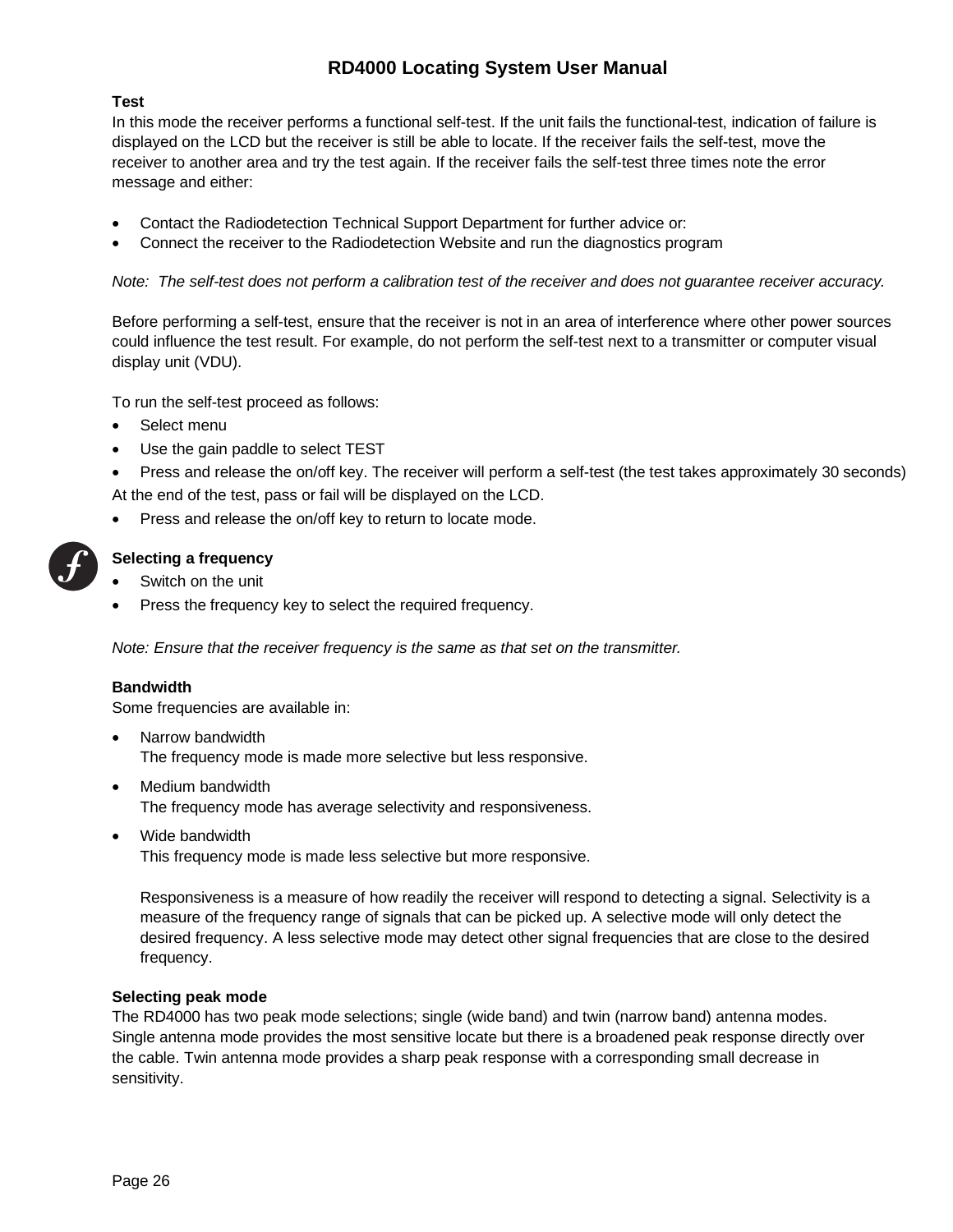### Test

In this mode the receiver performs a functional self-test. If the unit fails the functional-test, indication of failure is displayed on the LCD but the receiver is still be able to locate. If the receiver fails the self-test, move the receiver to another area and try the test again. If the receiver fails the self-test three times note the error message and either:

- Contact the Radiodetection Technical Support Department for further advice or:
- Connect the receiver to the Radiodetection Website and run the diagnostics program

*Note: The self-test does not perform a calibration test of the receiver and does not guarantee receiver accuracy.*

Before performing a self-test, ensure that the receiver is not in an area of interference where other power sources could influence the test result. For example, do not perform the self-test next to a transmitter or computer visual display unit (VDU).

To run the self-test proceed as follows:

- Select menu
- Use the gain paddle to select TEST
- Press and release the on/off key. The receiver will perform a self-test (the test takes approximately 30 seconds)

At the end of the test, pass or fail will be displayed on the LCD.

- Press and release the on/off key to return to locate mode.

### Selecting a frequency

- Switch on the unit
- Press the frequency key to select the required frequency.

*Note: Ensure that the receiver frequency is the same as that set on the transmitter.*

### Bandwidth

Some frequencies are available in:

- Narrow bandwidth
  The frequency mode is made more selective but less responsive.
- Medium bandwidth
  The frequency mode has average selectivity and responsiveness.
- Wide bandwidth
  This frequency mode is made less selective but more responsive.

  Responsiveness is a measure of how readily the receiver will respond to detecting a signal. Selectivity is a measure of the frequency range of signals that can be picked up. A selective mode will only detect the desired frequency. A less selective mode may detect other signal frequencies that are close to the desired frequency.

### Selecting peak mode

The RD4000 has two peak mode selections; single (wide band) and twin (narrow band) antenna modes. Single antenna mode provides the most sensitive locate but there is a broadened peak response directly over the cable. Twin antenna mode provides a sharp peak response with a corresponding small decrease in sensitivity.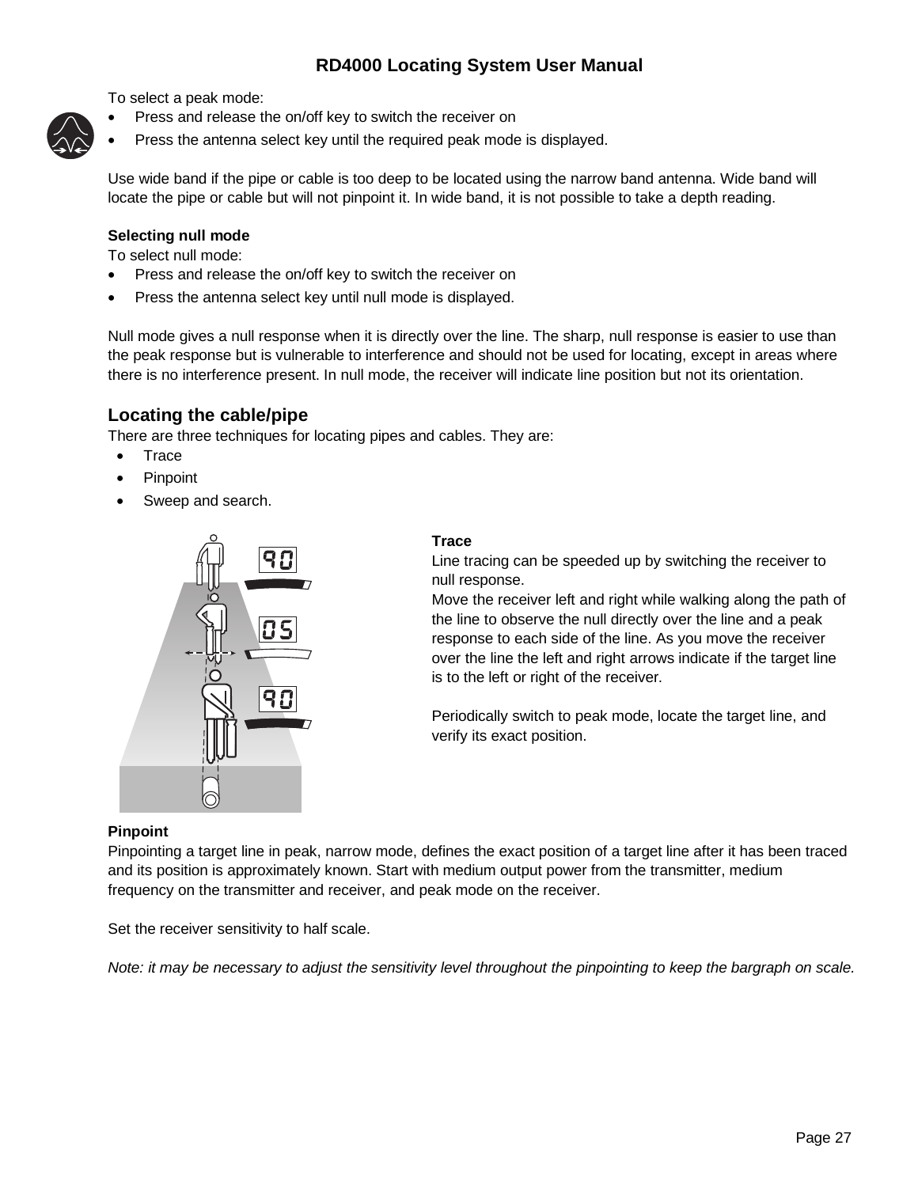To select a peak mode:

- Press and release the on/off key to switch the receiver on
- Press the antenna select key until the required peak mode is displayed.

Use wide band if the pipe or cable is too deep to be located using the narrow band antenna. Wide band will locate the pipe or cable but will not pinpoint it. In wide band, it is not possible to take a depth reading.

**Selecting null mode**

To select null mode:

- Press and release the on/off key to switch the receiver on
- Press the antenna select key until null mode is displayed.

Null mode gives a null response when it is directly over the line. The sharp, null response is easier to use than the peak response but is vulnerable to interference and should not be used for locating, except in areas where there is no interference present. In null mode, the receiver will indicate line position but not its orientation.

## Locating the cable/pipe

There are three techniques for locating pipes and cables. They are:

- Trace
- Pinpoint
- Sweep and search.

**Trace**

Line tracing can be speeded up by switching the receiver to null response.

Move the receiver left and right while walking along the path of the line to observe the null directly over the line and a peak response to each side of the line. As you move the receiver over the line the left and right arrows indicate if the target line is to the left or right of the receiver.

Periodically switch to peak mode, locate the target line, and verify its exact position.

**Pinpoint**

Pinpointing a target line in peak, narrow mode, defines the exact position of a target line after it has been traced and its position is approximately known. Start with medium output power from the transmitter, medium frequency on the transmitter and receiver, and peak mode on the receiver.

Set the receiver sensitivity to half scale.

*Note: it may be necessary to adjust the sensitivity level throughout the pinpointing to keep the bargraph on scale.*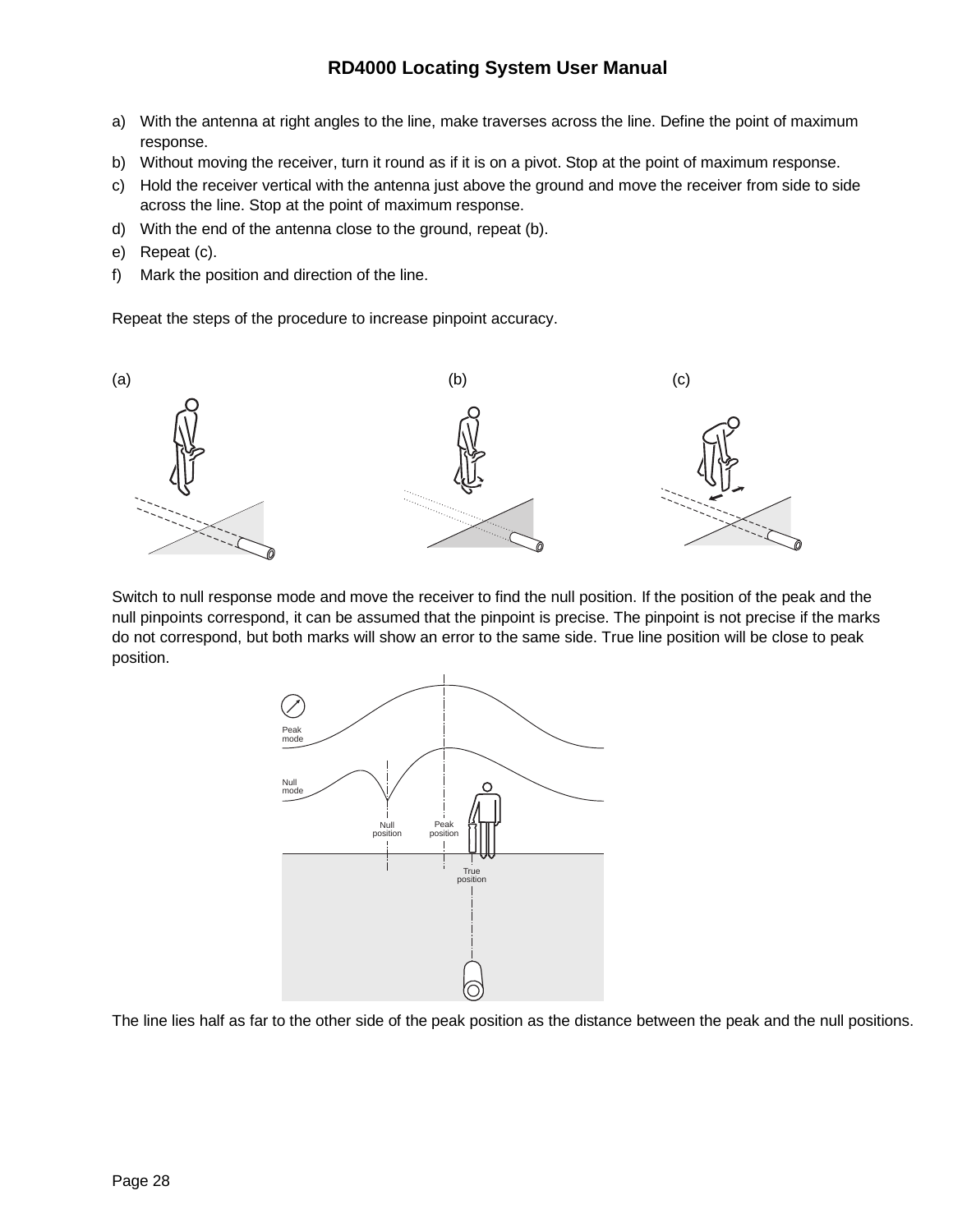a) With the antenna at right angles to the line, make traverses across the line. Define the point of maximum response.
b) Without moving the receiver, turn it round as if it is on a pivot. Stop at the point of maximum response.
c) Hold the receiver vertical with the antenna just above the ground and move the receiver from side to side across the line. Stop at the point of maximum response.
d) With the end of the antenna close to the ground, repeat (b).
e) Repeat (c).
f) Mark the position and direction of the line.

Repeat the steps of the procedure to increase pinpoint accuracy.

(a) (b) (c)

Switch to null response mode and move the receiver to find the null position. If the position of the peak and the null pinpoints correspond, it can be assumed that the pinpoint is precise. The pinpoint is not precise if the marks do not correspond, but both marks will show an error to the same side. True line position will be close to peak position.

Peak mode

Null mode

Null position Peak position

True position

The line lies half as far to the other side of the peak position as the distance between the peak and the null positions.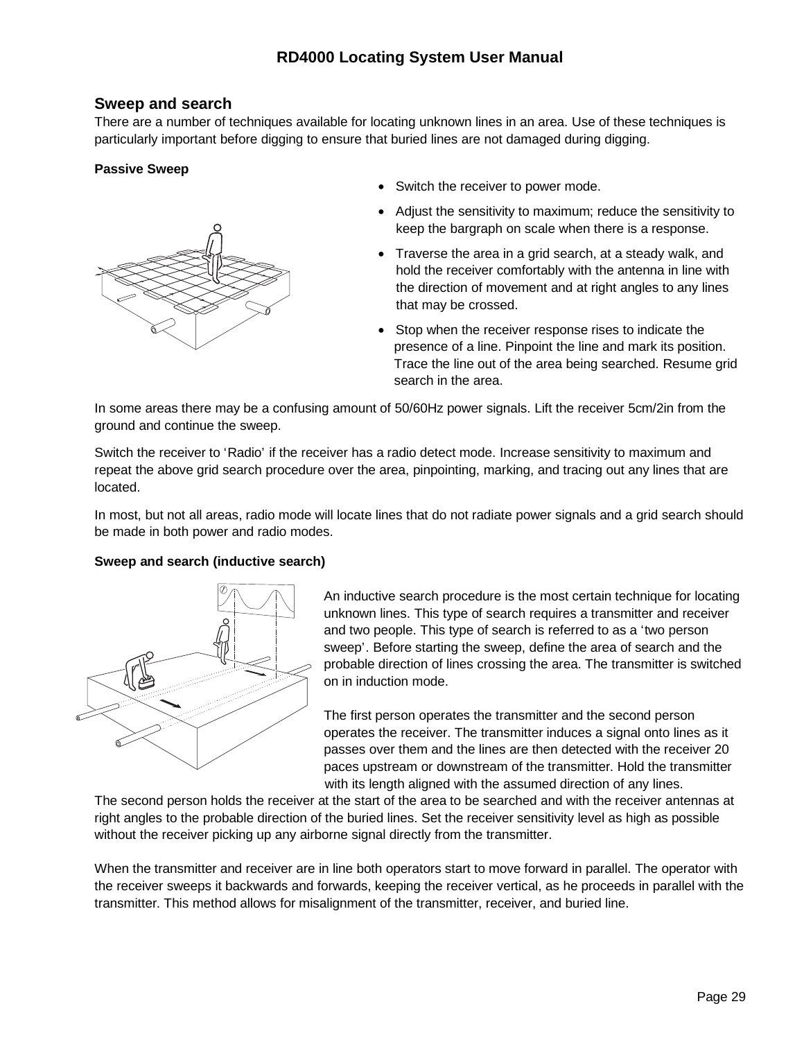## Sweep and search

There are a number of techniques available for locating unknown lines in an area. Use of these techniques is particularly important before digging to ensure that buried lines are not damaged during digging.

**Passive Sweep**

- Switch the receiver to power mode.
- Adjust the sensitivity to maximum; reduce the sensitivity to keep the bargraph on scale when there is a response.
- Traverse the area in a grid search, at a steady walk, and hold the receiver comfortably with the antenna in line with the direction of movement and at right angles to any lines that may be crossed.
- Stop when the receiver response rises to indicate the presence of a line. Pinpoint the line and mark its position. Trace the line out of the area being searched. Resume grid search in the area.

In some areas there may be a confusing amount of 50/60Hz power signals. Lift the receiver 5cm/2in from the ground and continue the sweep.

Switch the receiver to 'Radio' if the receiver has a radio detect mode. Increase sensitivity to maximum and repeat the above grid search procedure over the area, pinpointing, marking, and tracing out any lines that are located.

In most, but not all areas, radio mode will locate lines that do not radiate power signals and a grid search should be made in both power and radio modes.

**Sweep and search (inductive search)**

An inductive search procedure is the most certain technique for locating unknown lines. This type of search requires a transmitter and receiver and two people. This type of search is referred to as a 'two person sweep'. Before starting the sweep, define the area of search and the probable direction of lines crossing the area. The transmitter is switched on in induction mode.

The first person operates the transmitter and the second person operates the receiver. The transmitter induces a signal onto lines as it passes over them and the lines are then detected with the receiver 20 paces upstream or downstream of the transmitter. Hold the transmitter with its length aligned with the assumed direction of any lines. The second person holds the receiver at the start of the area to be searched and with the receiver antennas at right angles to the probable direction of the buried lines. Set the receiver sensitivity level as high as possible without the receiver picking up any airborne signal directly from the transmitter.

When the transmitter and receiver are in line both operators start to move forward in parallel. The operator with the receiver sweeps it backwards and forwards, keeping the receiver vertical, as he proceeds in parallel with the transmitter. This method allows for misalignment of the transmitter, receiver, and buried line.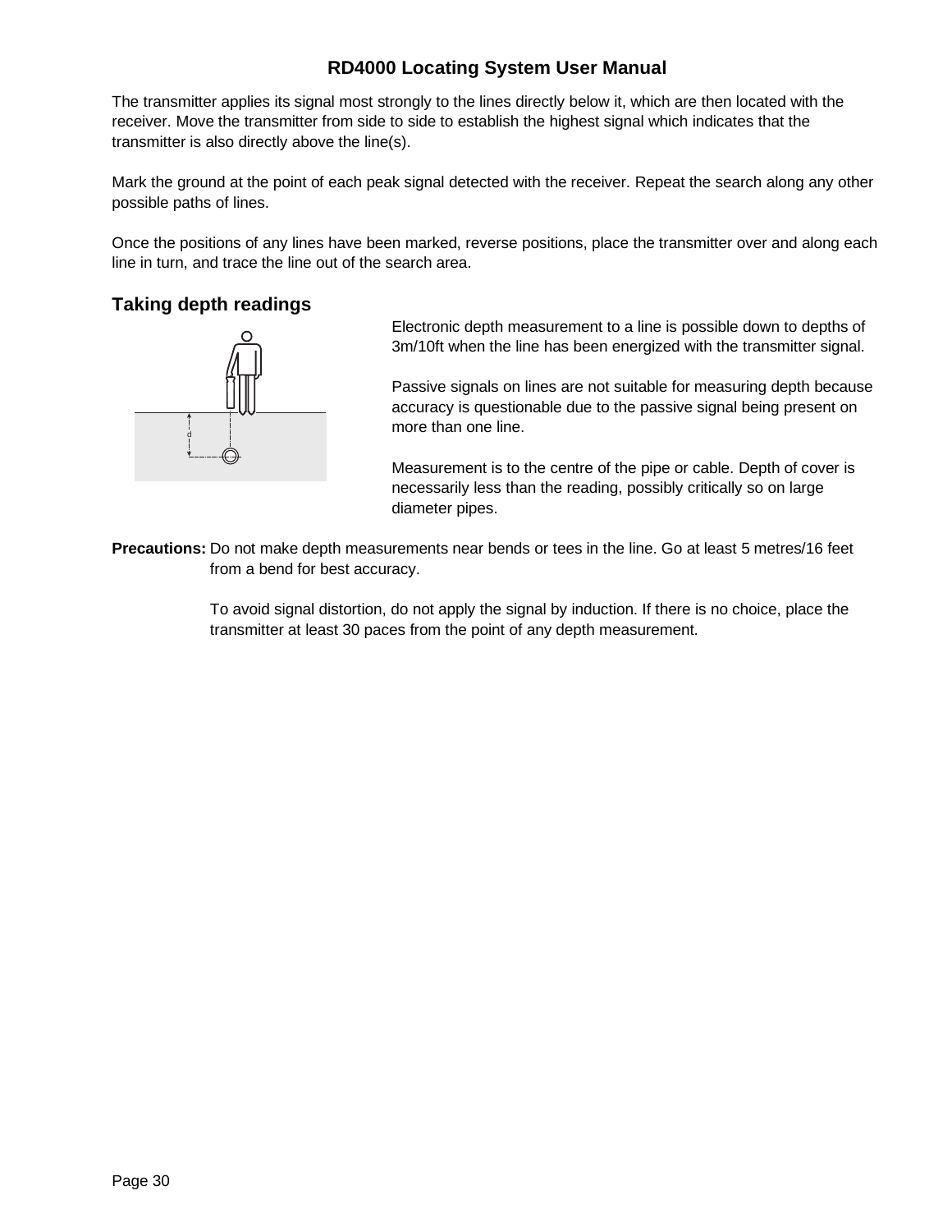The transmitter applies its signal most strongly to the lines directly below it, which are then located with the receiver. Move the transmitter from side to side to establish the highest signal which indicates that the transmitter is also directly above the line(s).

Mark the ground at the point of each peak signal detected with the receiver. Repeat the search along any other possible paths of lines.

Once the positions of any lines have been marked, reverse positions, place the transmitter over and along each line in turn, and trace the line out of the search area.

## Taking depth readings

Electronic depth measurement to a line is possible down to depths of 3m/10ft when the line has been energized with the transmitter signal.

Passive signals on lines are not suitable for measuring depth because accuracy is questionable due to the passive signal being present on more than one line.

Measurement is to the centre of the pipe or cable. Depth of cover is necessarily less than the reading, possibly critically so on large diameter pipes.

**Precautions:** Do not make depth measurements near bends or tees in the line. Go at least 5 metres/16 feet from a bend for best accuracy.

To avoid signal distortion, do not apply the signal by induction. If there is no choice, place the transmitter at least 30 paces from the point of any depth measurement.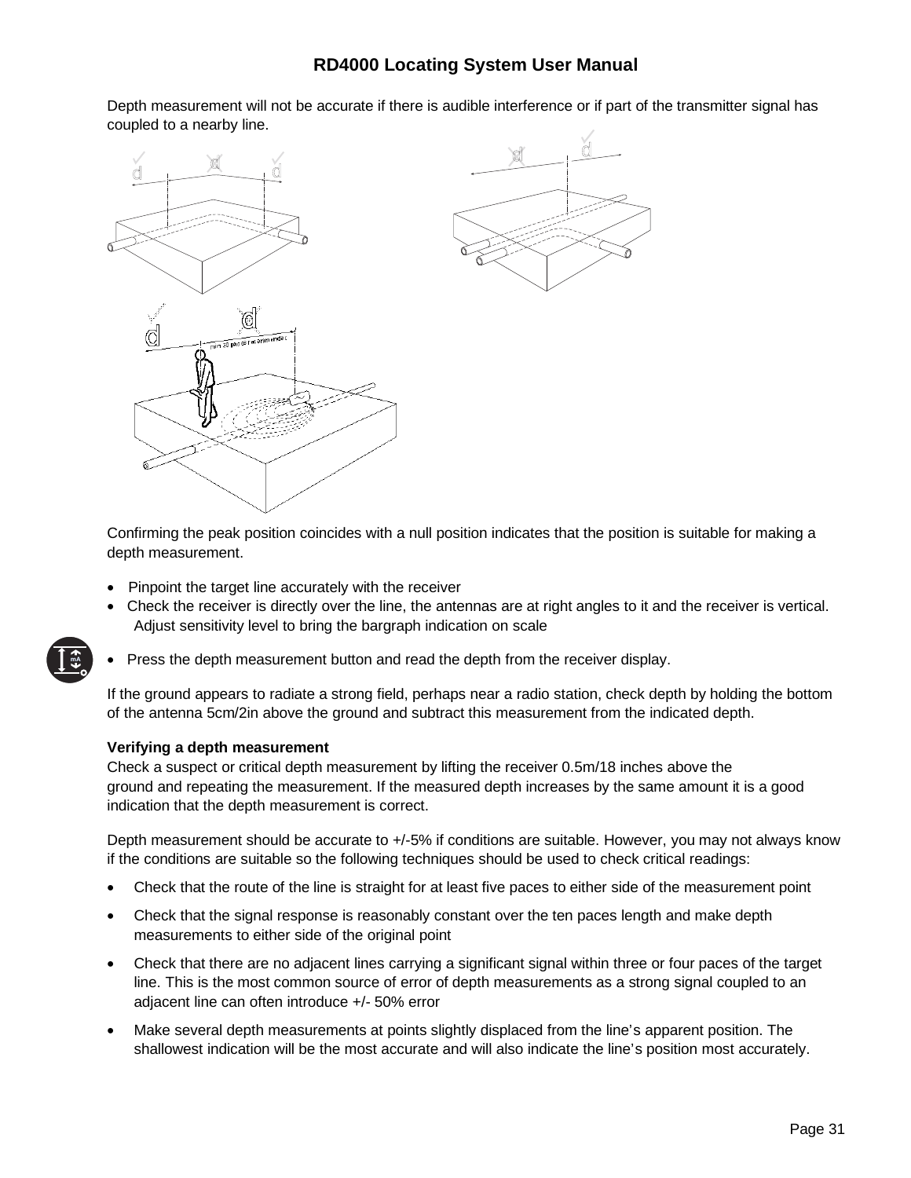Depth measurement will not be accurate if there is audible interference or if part of the transmitter signal has coupled to a nearby line.

Confirming the peak position coincides with a null position indicates that the position is suitable for making a depth measurement.

- Pinpoint the target line accurately with the receiver
- Check the receiver is directly over the line, the antennas are at right angles to it and the receiver is vertical. Adjust sensitivity level to bring the bargraph indication on scale
- Press the depth measurement button and read the depth from the receiver display.

If the ground appears to radiate a strong field, perhaps near a radio station, check depth by holding the bottom of the antenna 5cm/2in above the ground and subtract this measurement from the indicated depth.

**Verifying a depth measurement**

Check a suspect or critical depth measurement by lifting the receiver 0.5m/18 inches above the ground and repeating the measurement. If the measured depth increases by the same amount it is a good indication that the depth measurement is correct.

Depth measurement should be accurate to +/-5% if conditions are suitable. However, you may not always know if the conditions are suitable so the following techniques should be used to check critical readings:

- Check that the route of the line is straight for at least five paces to either side of the measurement point
- Check that the signal response is reasonably constant over the ten paces length and make depth measurements to either side of the original point
- Check that there are no adjacent lines carrying a significant signal within three or four paces of the target line. This is the most common source of error of depth measurements as a strong signal coupled to an adjacent line can often introduce +/- 50% error
- Make several depth measurements at points slightly displaced from the line's apparent position. The shallowest indication will be the most accurate and will also indicate the line's position most accurately.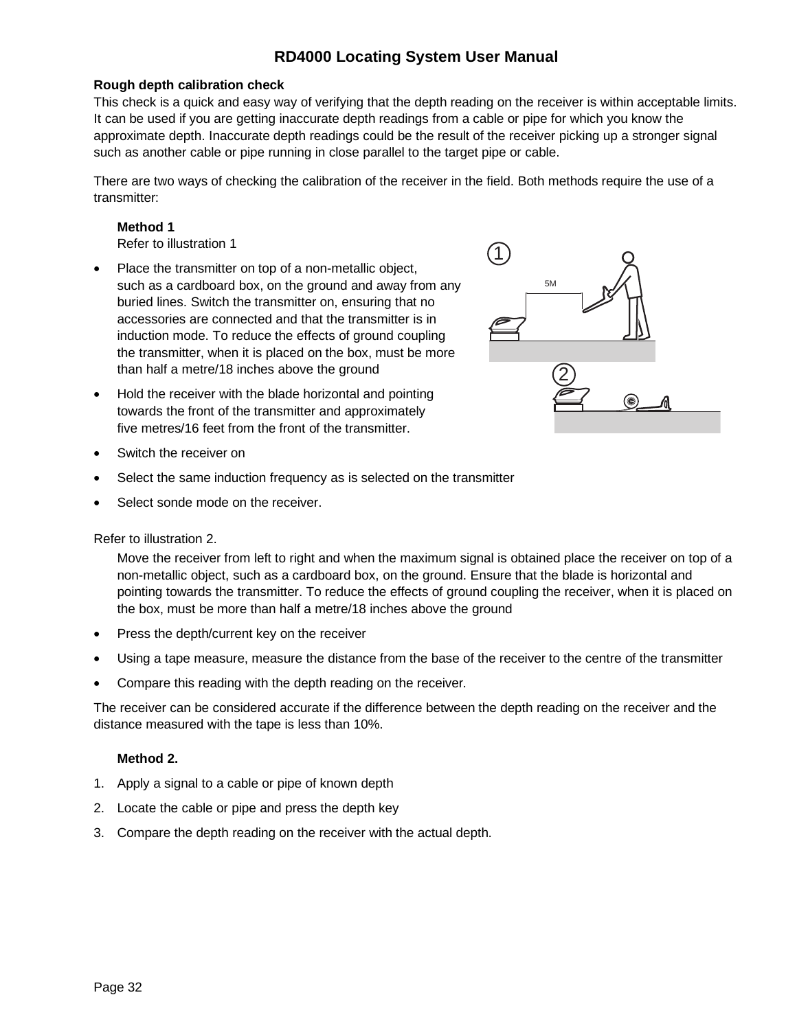### Rough depth calibration check

This check is a quick and easy way of verifying that the depth reading on the receiver is within acceptable limits. It can be used if you are getting inaccurate depth readings from a cable or pipe for which you know the approximate depth. Inaccurate depth readings could be the result of the receiver picking up a stronger signal such as another cable or pipe running in close parallel to the target pipe or cable.

There are two ways of checking the calibration of the receiver in the field. Both methods require the use of a transmitter:

**Method 1**

Refer to illustration 1

- Place the transmitter on top of a non-metallic object, such as a cardboard box, on the ground and away from any buried lines. Switch the transmitter on, ensuring that no accessories are connected and that the transmitter is in induction mode. To reduce the effects of ground coupling the transmitter, when it is placed on the box, must be more than half a metre/18 inches above the ground
- Hold the receiver with the blade horizontal and pointing towards the front of the transmitter and approximately five metres/16 feet from the front of the transmitter.
- Switch the receiver on
- Select the same induction frequency as is selected on the transmitter
- Select sonde mode on the receiver.

Refer to illustration 2.

Move the receiver from left to right and when the maximum signal is obtained place the receiver on top of a non-metallic object, such as a cardboard box, on the ground. Ensure that the blade is horizontal and pointing towards the transmitter. To reduce the effects of ground coupling the receiver, when it is placed on the box, must be more than half a metre/18 inches above the ground

- Press the depth/current key on the receiver
- Using a tape measure, measure the distance from the base of the receiver to the centre of the transmitter
- Compare this reading with the depth reading on the receiver.

The receiver can be considered accurate if the difference between the depth reading on the receiver and the distance measured with the tape is less than 10%.

**Method 2.**

1. Apply a signal to a cable or pipe of known depth
2. Locate the cable or pipe and press the depth key
3. Compare the depth reading on the receiver with the actual depth.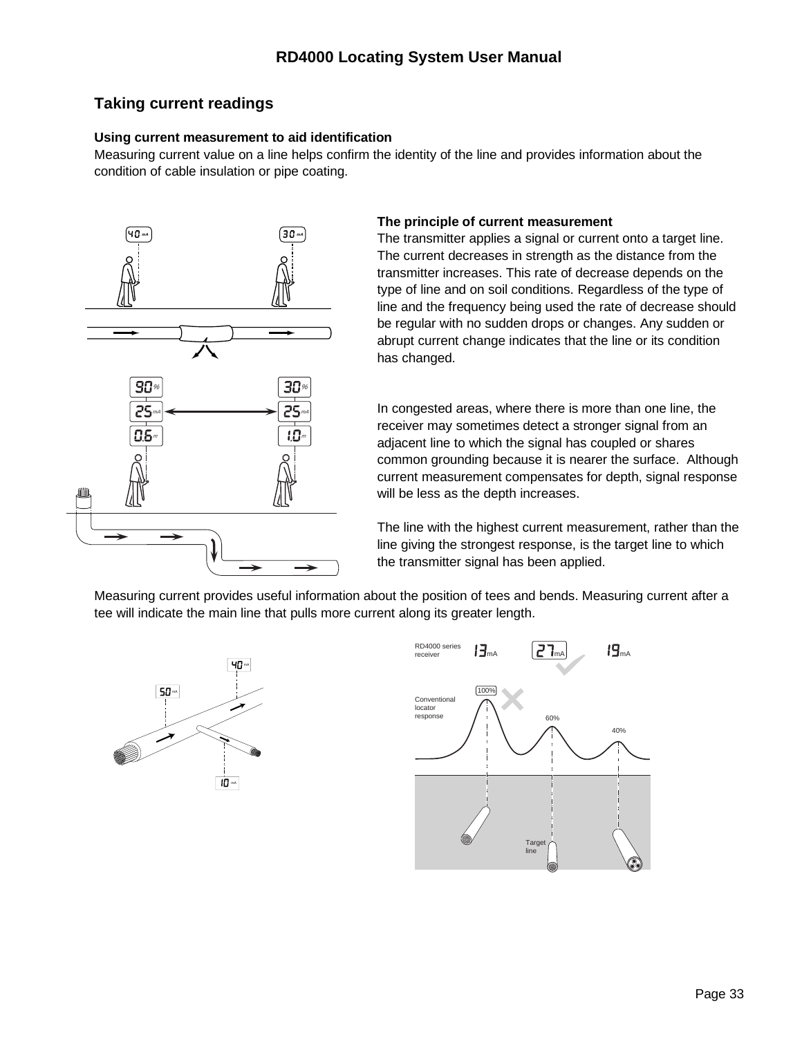## Taking current readings

**Using current measurement to aid identification**

Measuring current value on a line helps confirm the identity of the line and provides information about the condition of cable insulation or pipe coating.

**The principle of current measurement**

The transmitter applies a signal or current onto a target line. The current decreases in strength as the distance from the transmitter increases. This rate of decrease depends on the type of line and on soil conditions. Regardless of the type of line and the frequency being used the rate of decrease should be regular with no sudden drops or changes. Any sudden or abrupt current change indicates that the line or its condition has changed.

In congested areas, where there is more than one line, the receiver may sometimes detect a stronger signal from an adjacent line to which the signal has coupled or shares common grounding because it is nearer the surface. Although current measurement compensates for depth, signal response will be less as the depth increases.

The line with the highest current measurement, rather than the line giving the strongest response, is the target line to which the transmitter signal has been applied.

Measuring current provides useful information about the position of tees and bends. Measuring current after a tee will indicate the main line that pulls more current along its greater length.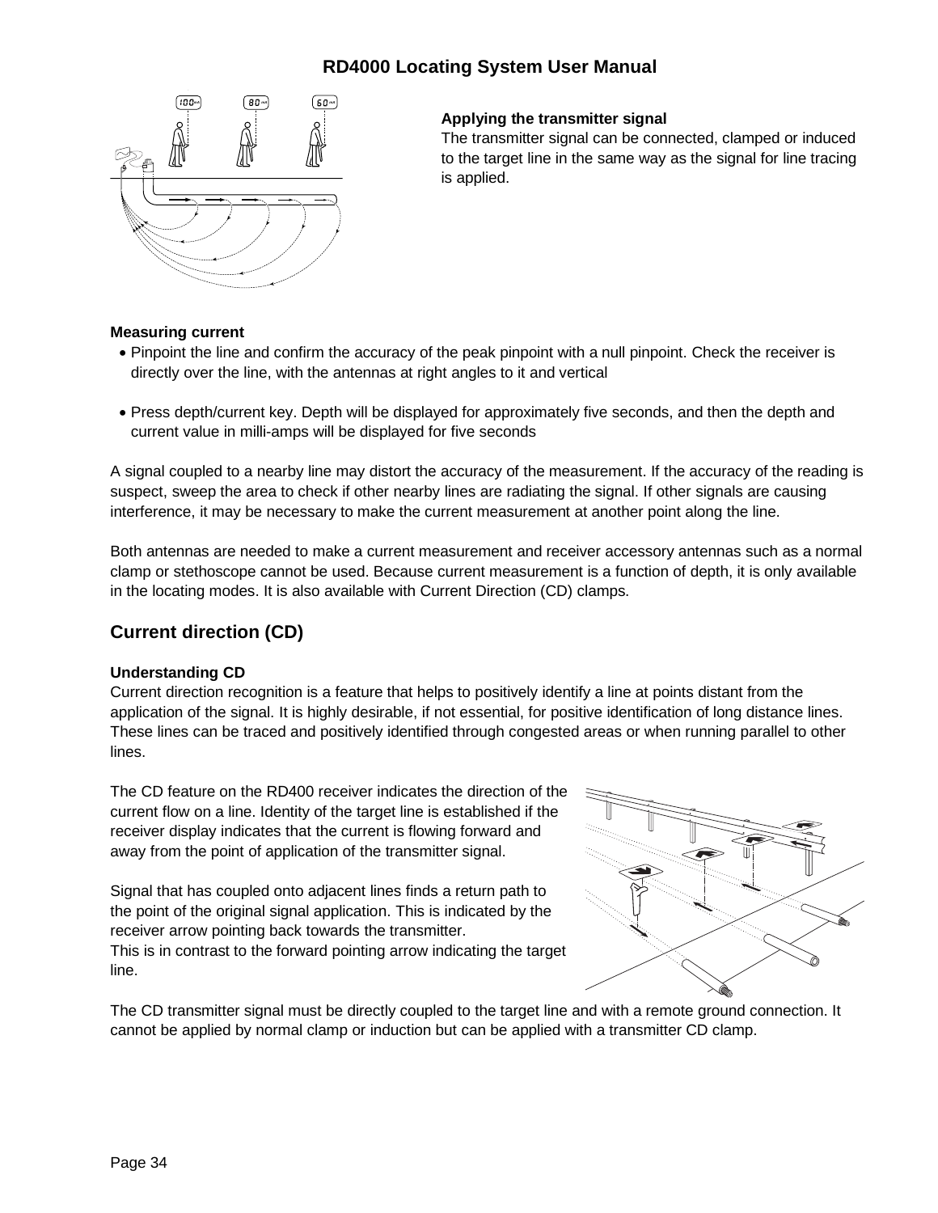**Applying the transmitter signal**

The transmitter signal can be connected, clamped or induced to the target line in the same way as the signal for line tracing is applied.

**Measuring current**

- Pinpoint the line and confirm the accuracy of the peak pinpoint with a null pinpoint. Check the receiver is directly over the line, with the antennas at right angles to it and vertical
- Press depth/current key. Depth will be displayed for approximately five seconds, and then the depth and current value in milli-amps will be displayed for five seconds

A signal coupled to a nearby line may distort the accuracy of the measurement. If the accuracy of the reading is suspect, sweep the area to check if other nearby lines are radiating the signal. If other signals are causing interference, it may be necessary to make the current measurement at another point along the line.

Both antennas are needed to make a current measurement and receiver accessory antennas such as a normal clamp or stethoscope cannot be used. Because current measurement is a function of depth, it is only available in the locating modes. It is also available with Current Direction (CD) clamps.

## Current direction (CD)

**Understanding CD**

Current direction recognition is a feature that helps to positively identify a line at points distant from the application of the signal. It is highly desirable, if not essential, for positive identification of long distance lines. These lines can be traced and positively identified through congested areas or when running parallel to other lines.

The CD feature on the RD400 receiver indicates the direction of the current flow on a line. Identity of the target line is established if the receiver display indicates that the current is flowing forward and away from the point of application of the transmitter signal.

Signal that has coupled onto adjacent lines finds a return path to the point of the original signal application. This is indicated by the receiver arrow pointing back towards the transmitter.
This is in contrast to the forward pointing arrow indicating the target line.

The CD transmitter signal must be directly coupled to the target line and with a remote ground connection. It cannot be applied by normal clamp or induction but can be applied with a transmitter CD clamp.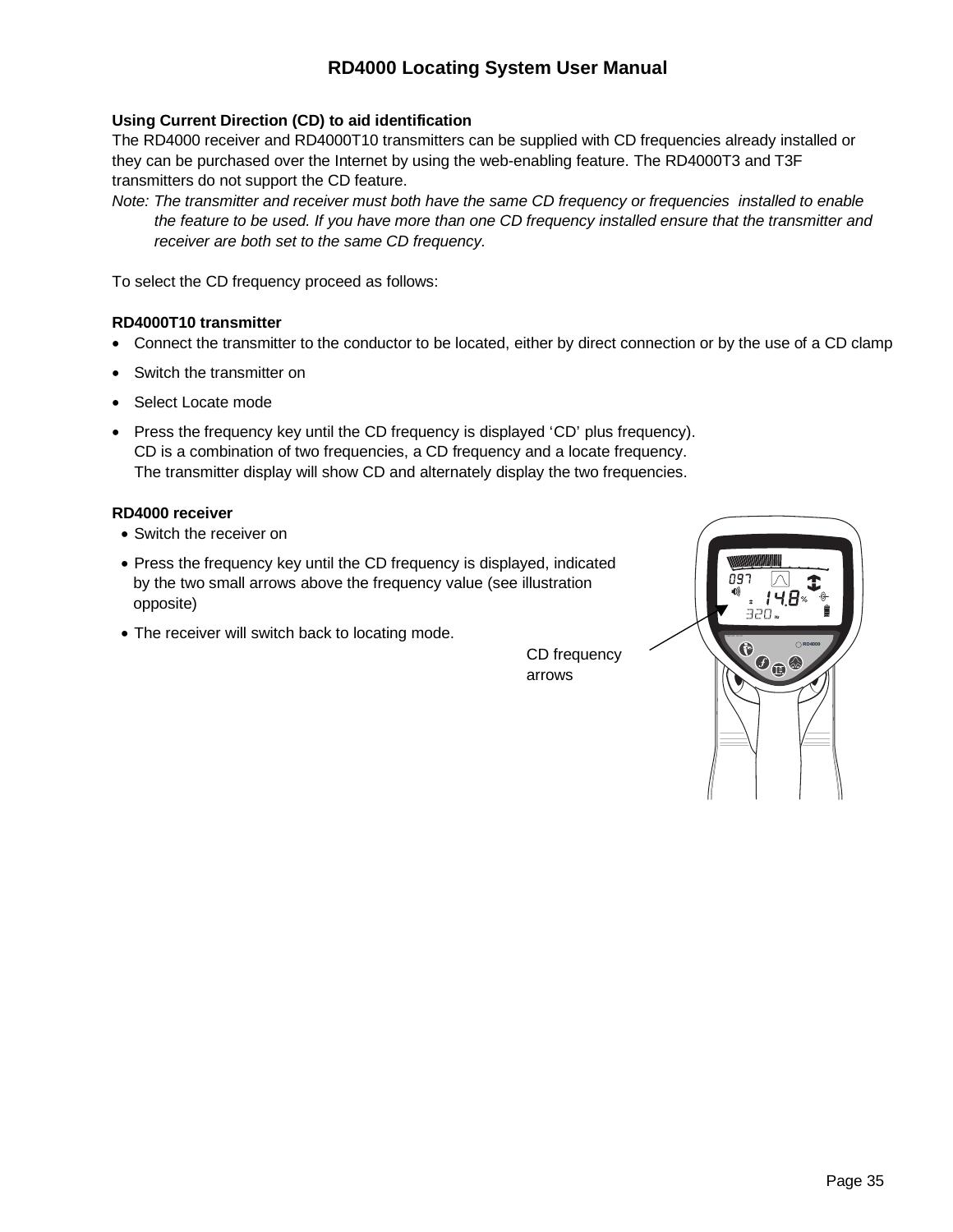### Using Current Direction (CD) to aid identification

The RD4000 receiver and RD4000T10 transmitters can be supplied with CD frequencies already installed or they can be purchased over the Internet by using the web-enabling feature. The RD4000T3 and T3F transmitters do not support the CD feature.

*Note: The transmitter and receiver must both have the same CD frequency or frequencies installed to enable the feature to be used. If you have more than one CD frequency installed ensure that the transmitter and receiver are both set to the same CD frequency.*

To select the CD frequency proceed as follows:

**RD4000T10 transmitter**

- Connect the transmitter to the conductor to be located, either by direct connection or by the use of a CD clamp
- Switch the transmitter on
- Select Locate mode
- Press the frequency key until the CD frequency is displayed 'CD' plus frequency).
  CD is a combination of two frequencies, a CD frequency and a locate frequency.
  The transmitter display will show CD and alternately display the two frequencies.

**RD4000 receiver**

- Switch the receiver on
- Press the frequency key until the CD frequency is displayed, indicated by the two small arrows above the frequency value (see illustration opposite)
- The receiver will switch back to locating mode.

CD frequency arrows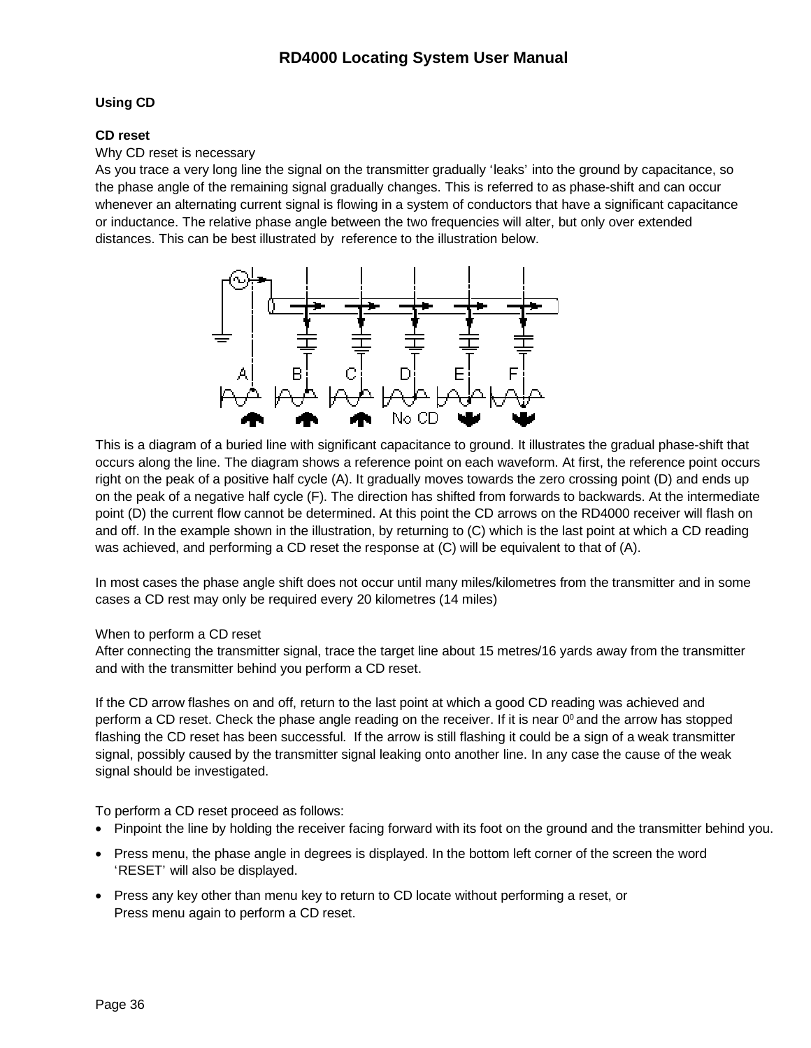## Using CD

### CD reset

Why CD reset is necessary

As you trace a very long line the signal on the transmitter gradually 'leaks' into the ground by capacitance, so the phase angle of the remaining signal gradually changes. This is referred to as phase-shift and can occur whenever an alternating current signal is flowing in a system of conductors that have a significant capacitance or inductance. The relative phase angle between the two frequencies will alter, but only over extended distances. This can be best illustrated by reference to the illustration below.

This is a diagram of a buried line with significant capacitance to ground. It illustrates the gradual phase-shift that occurs along the line. The diagram shows a reference point on each waveform. At first, the reference point occurs right on the peak of a positive half cycle (A). It gradually moves towards the zero crossing point (D) and ends up on the peak of a negative half cycle (F). The direction has shifted from forwards to backwards. At the intermediate point (D) the current flow cannot be determined. At this point the CD arrows on the RD4000 receiver will flash on and off. In the example shown in the illustration, by returning to (C) which is the last point at which a CD reading was achieved, and performing a CD reset the response at (C) will be equivalent to that of (A).

In most cases the phase angle shift does not occur until many miles/kilometres from the transmitter and in some cases a CD rest may only be required every 20 kilometres (14 miles)

When to perform a CD reset

After connecting the transmitter signal, trace the target line about 15 metres/16 yards away from the transmitter and with the transmitter behind you perform a CD reset.

If the CD arrow flashes on and off, return to the last point at which a good CD reading was achieved and perform a CD reset. Check the phase angle reading on the receiver. If it is near $0^0$ and the arrow has stopped flashing the CD reset has been successful. If the arrow is still flashing it could be a sign of a weak transmitter signal, possibly caused by the transmitter signal leaking onto another line. In any case the cause of the weak signal should be investigated.

To perform a CD reset proceed as follows:

- Pinpoint the line by holding the receiver facing forward with its foot on the ground and the transmitter behind you.
- Press menu, the phase angle in degrees is displayed. In the bottom left corner of the screen the word 'RESET' will also be displayed.
- Press any key other than menu key to return to CD locate without performing a reset, or
  Press menu again to perform a CD reset.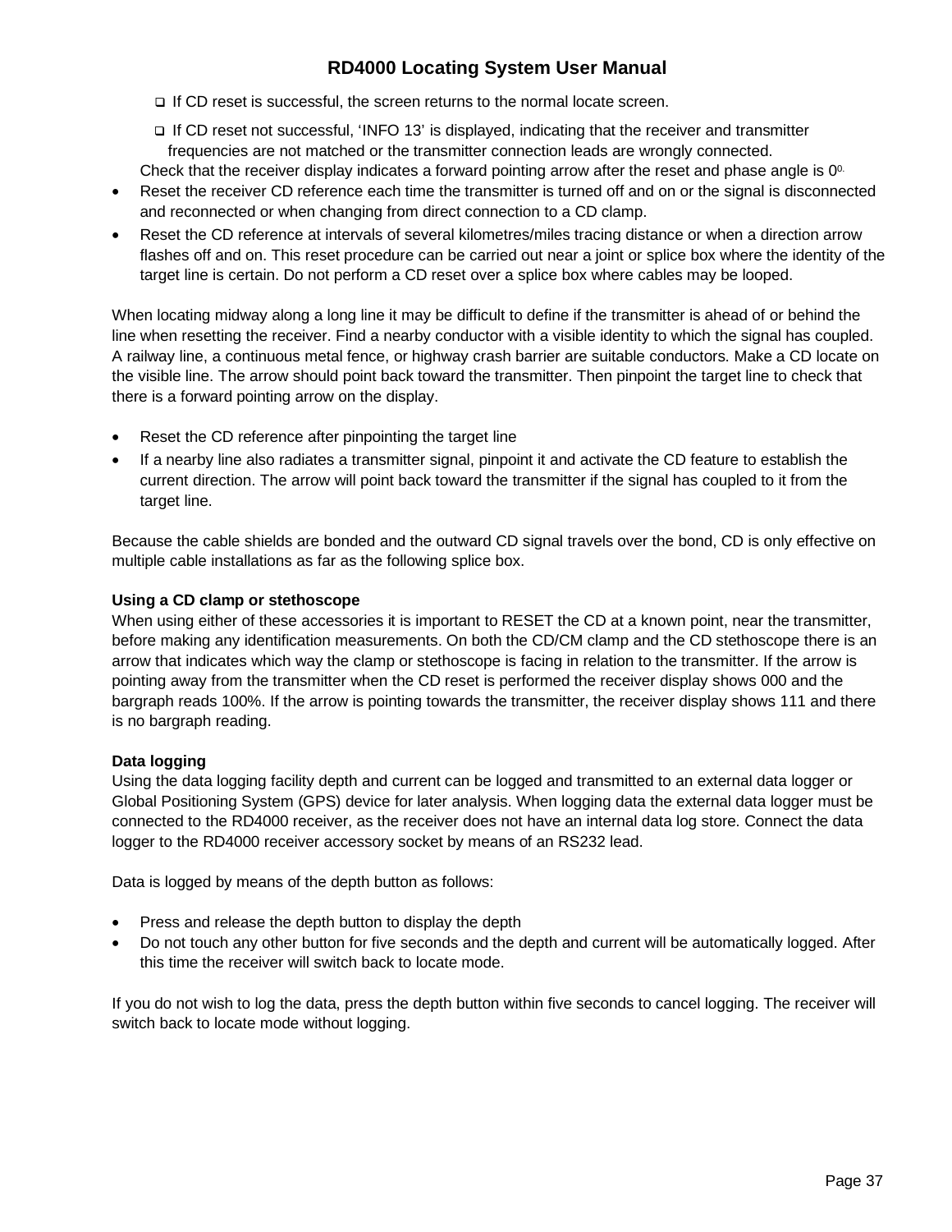- If CD reset is successful, the screen returns to the normal locate screen.
- If CD reset not successful, 'INFO 13' is displayed, indicating that the receiver and transmitter frequencies are not matched or the transmitter connection leads are wrongly connected.

Check that the receiver display indicates a forward pointing arrow after the reset and phase angle is 0°.

- Reset the receiver CD reference each time the transmitter is turned off and on or the signal is disconnected and reconnected or when changing from direct connection to a CD clamp.
- Reset the CD reference at intervals of several kilometres/miles tracing distance or when a direction arrow flashes off and on. This reset procedure can be carried out near a joint or splice box where the identity of the target line is certain. Do not perform a CD reset over a splice box where cables may be looped.

When locating midway along a long line it may be difficult to define if the transmitter is ahead of or behind the line when resetting the receiver. Find a nearby conductor with a visible identity to which the signal has coupled. A railway line, a continuous metal fence, or highway crash barrier are suitable conductors. Make a CD locate on the visible line. The arrow should point back toward the transmitter. Then pinpoint the target line to check that there is a forward pointing arrow on the display.

- Reset the CD reference after pinpointing the target line
- If a nearby line also radiates a transmitter signal, pinpoint it and activate the CD feature to establish the current direction. The arrow will point back toward the transmitter if the signal has coupled to it from the target line.

Because the cable shields are bonded and the outward CD signal travels over the bond, CD is only effective on multiple cable installations as far as the following splice box.

**Using a CD clamp or stethoscope**

When using either of these accessories it is important to RESET the CD at a known point, near the transmitter, before making any identification measurements. On both the CD/CM clamp and the CD stethoscope there is an arrow that indicates which way the clamp or stethoscope is facing in relation to the transmitter. If the arrow is pointing away from the transmitter when the CD reset is performed the receiver display shows 000 and the bargraph reads 100%. If the arrow is pointing towards the transmitter, the receiver display shows 111 and there is no bargraph reading.

**Data logging**

Using the data logging facility depth and current can be logged and transmitted to an external data logger or Global Positioning System (GPS) device for later analysis. When logging data the external data logger must be connected to the RD4000 receiver, as the receiver does not have an internal data log store. Connect the data logger to the RD4000 receiver accessory socket by means of an RS232 lead.

Data is logged by means of the depth button as follows:

- Press and release the depth button to display the depth
- Do not touch any other button for five seconds and the depth and current will be automatically logged. After this time the receiver will switch back to locate mode.

If you do not wish to log the data, press the depth button within five seconds to cancel logging. The receiver will switch back to locate mode without logging.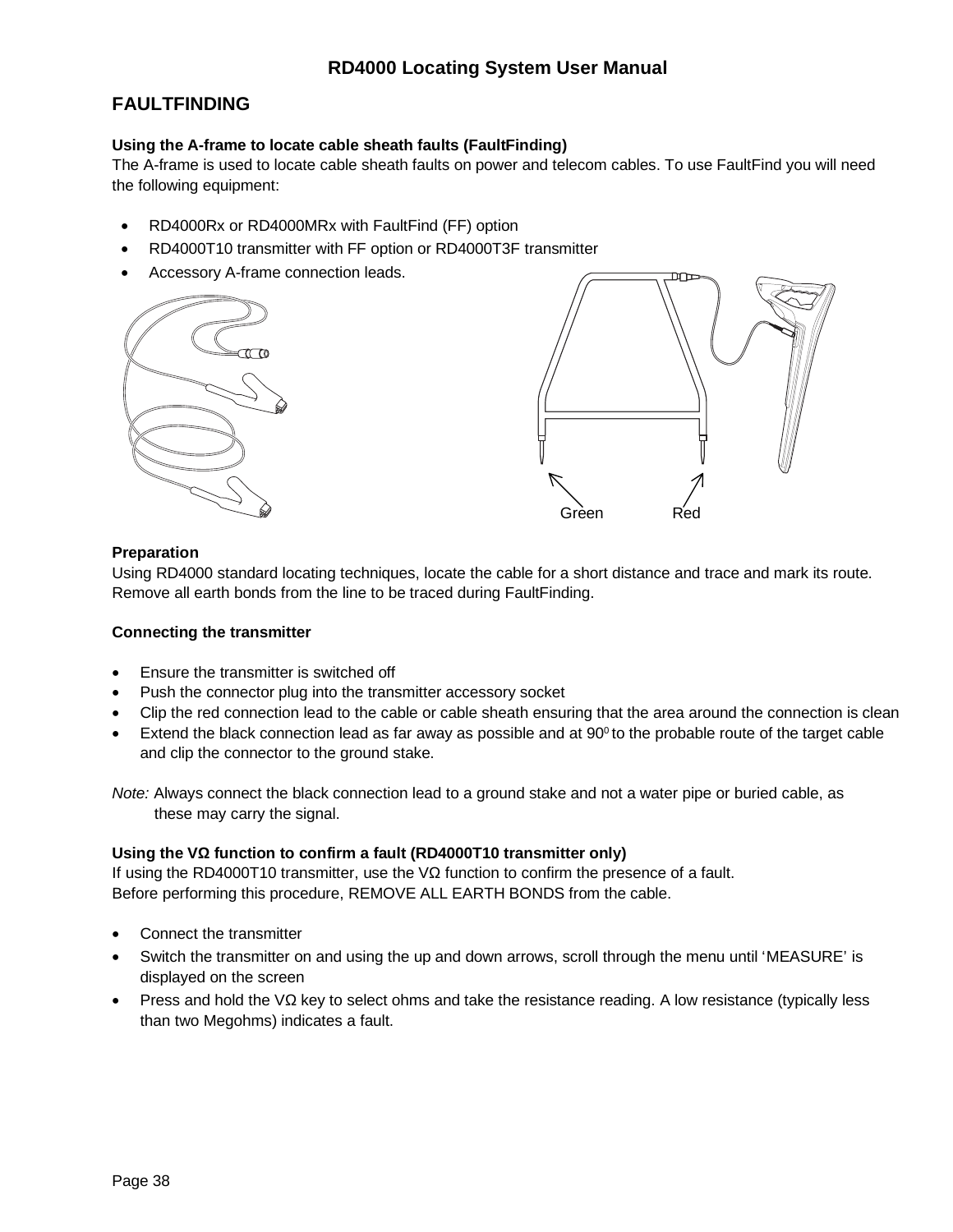## FAULTFINDING

**Using the A-frame to locate cable sheath faults (FaultFinding)**
The A-frame is used to locate cable sheath faults on power and telecom cables. To use FaultFind you will need the following equipment:

- RD4000Rx or RD4000MRx with FaultFind (FF) option
- RD4000T10 transmitter with FF option or RD4000T3F transmitter
- Accessory A-frame connection leads.

Green Red

**Preparation**
Using RD4000 standard locating techniques, locate the cable for a short distance and trace and mark its route. Remove all earth bonds from the line to be traced during FaultFinding.

**Connecting the transmitter**

- Ensure the transmitter is switched off
- Push the connector plug into the transmitter accessory socket
- Clip the red connection lead to the cable or cable sheath ensuring that the area around the connection is clean
- Extend the black connection lead as far away as possible and at $90^0$ to the probable route of the target cable and clip the connector to the ground stake.

*Note:* Always connect the black connection lead to a ground stake and not a water pipe or buried cable, as these may carry the signal.

**Using the VΩ function to confirm a fault (RD4000T10 transmitter only)**
If using the RD4000T10 transmitter, use the VΩ function to confirm the presence of a fault.
Before performing this procedure, REMOVE ALL EARTH BONDS from the cable.

- Connect the transmitter
- Switch the transmitter on and using the up and down arrows, scroll through the menu until 'MEASURE' is displayed on the screen
- Press and hold the VΩ key to select ohms and take the resistance reading. A low resistance (typically less than two Megohms) indicates a fault.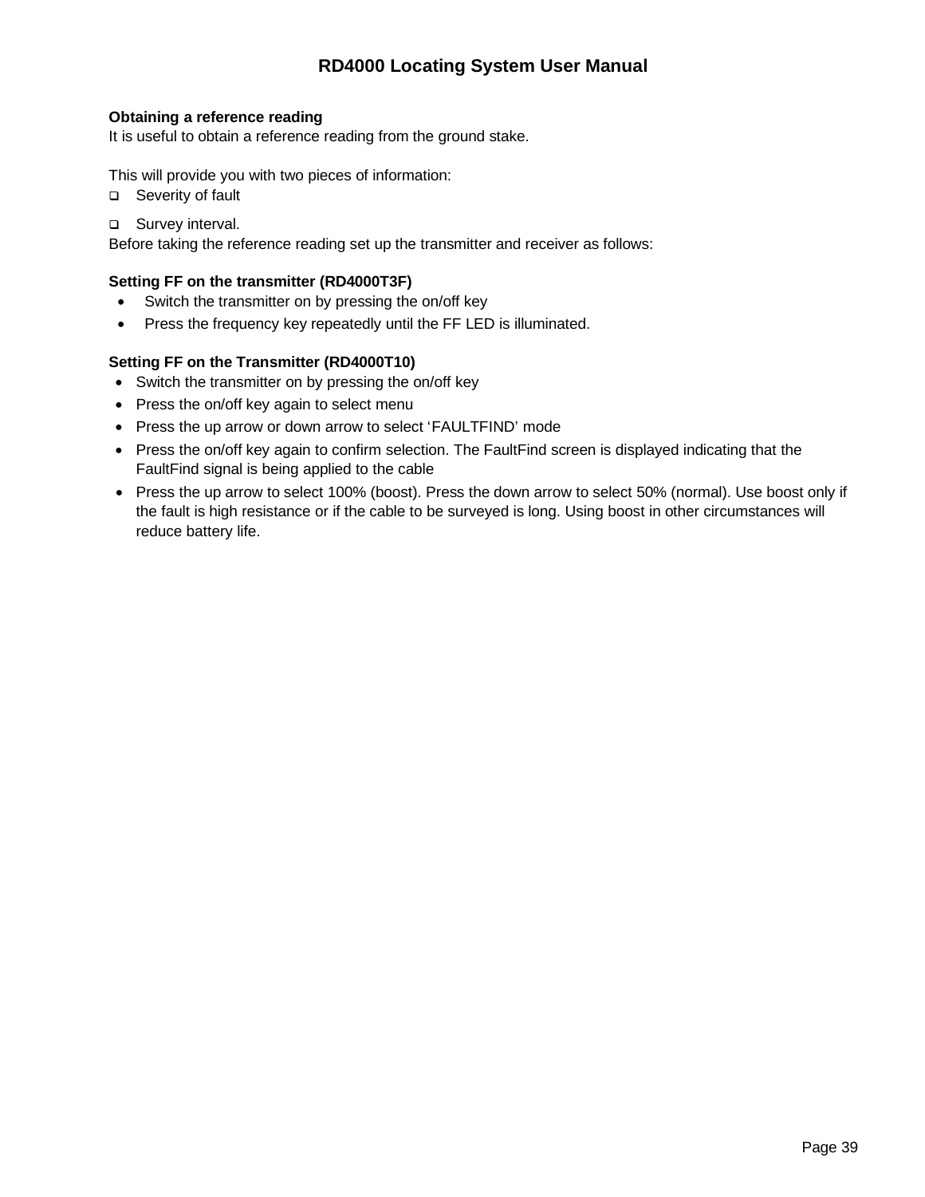**Obtaining a reference reading**

It is useful to obtain a reference reading from the ground stake.

This will provide you with two pieces of information:

- Severity of fault
- Survey interval.

Before taking the reference reading set up the transmitter and receiver as follows:

**Setting FF on the transmitter (RD4000T3F)**

- Switch the transmitter on by pressing the on/off key
- Press the frequency key repeatedly until the FF LED is illuminated.

**Setting FF on the Transmitter (RD4000T10)**

- Switch the transmitter on by pressing the on/off key
- Press the on/off key again to select menu
- Press the up arrow or down arrow to select 'FAULTFIND' mode
- Press the on/off key again to confirm selection. The FaultFind screen is displayed indicating that the FaultFind signal is being applied to the cable
- Press the up arrow to select 100% (boost). Press the down arrow to select 50% (normal). Use boost only if the fault is high resistance or if the cable to be surveyed is long. Using boost in other circumstances will reduce battery life.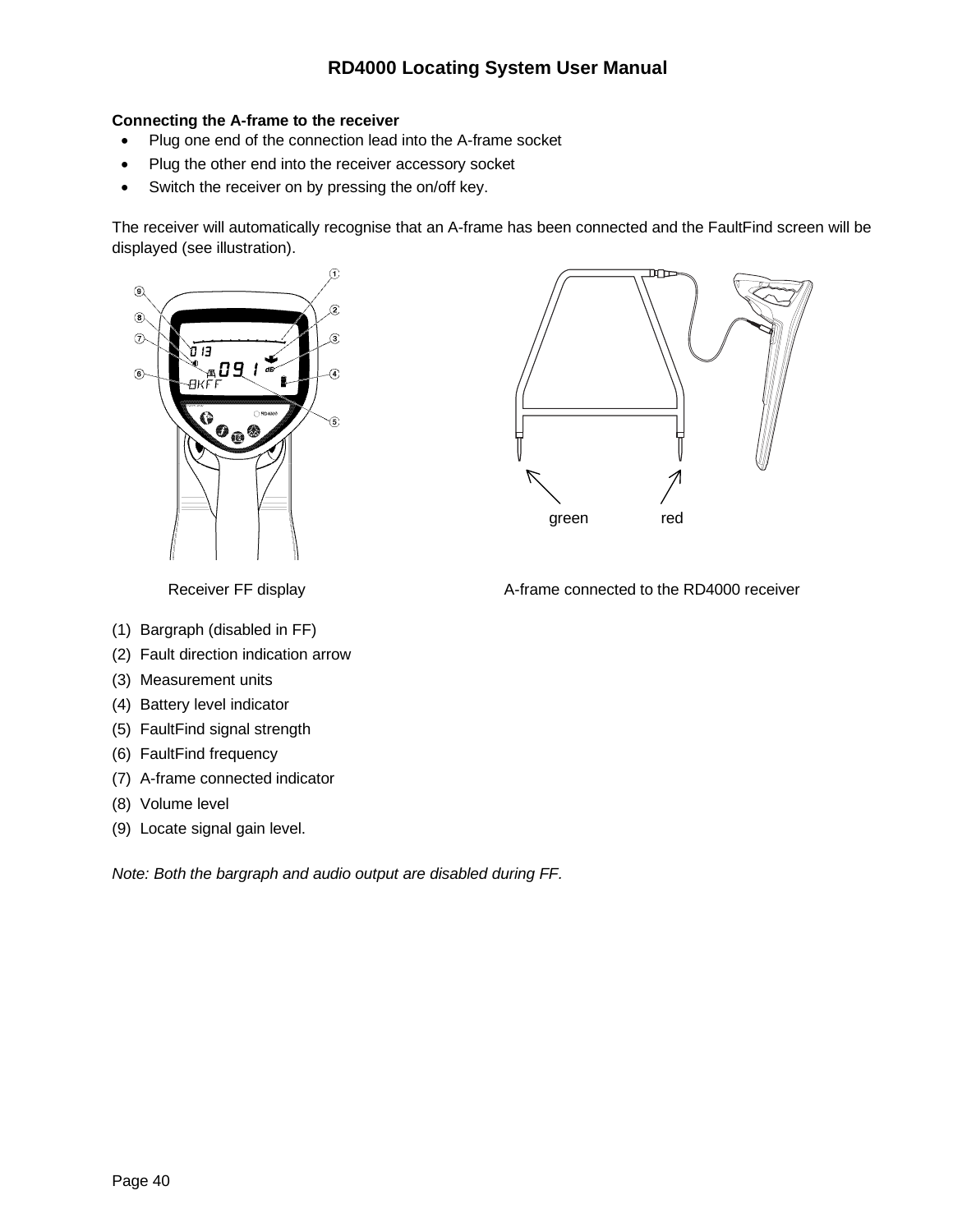**Connecting the A-frame to the receiver**

- Plug one end of the connection lead into the A-frame socket
- Plug the other end into the receiver accessory socket
- Switch the receiver on by pressing the on/off key.

The receiver will automatically recognise that an A-frame has been connected and the FaultFind screen will be displayed (see illustration).

Receiver FF display

A-frame connected to the RD4000 receiver

(1) Bargraph (disabled in FF)
(2) Fault direction indication arrow
(3) Measurement units
(4) Battery level indicator
(5) FaultFind signal strength
(6) FaultFind frequency
(7) A-frame connected indicator
(8) Volume level
(9) Locate signal gain level.

*Note: Both the bargraph and audio output are disabled during FF.*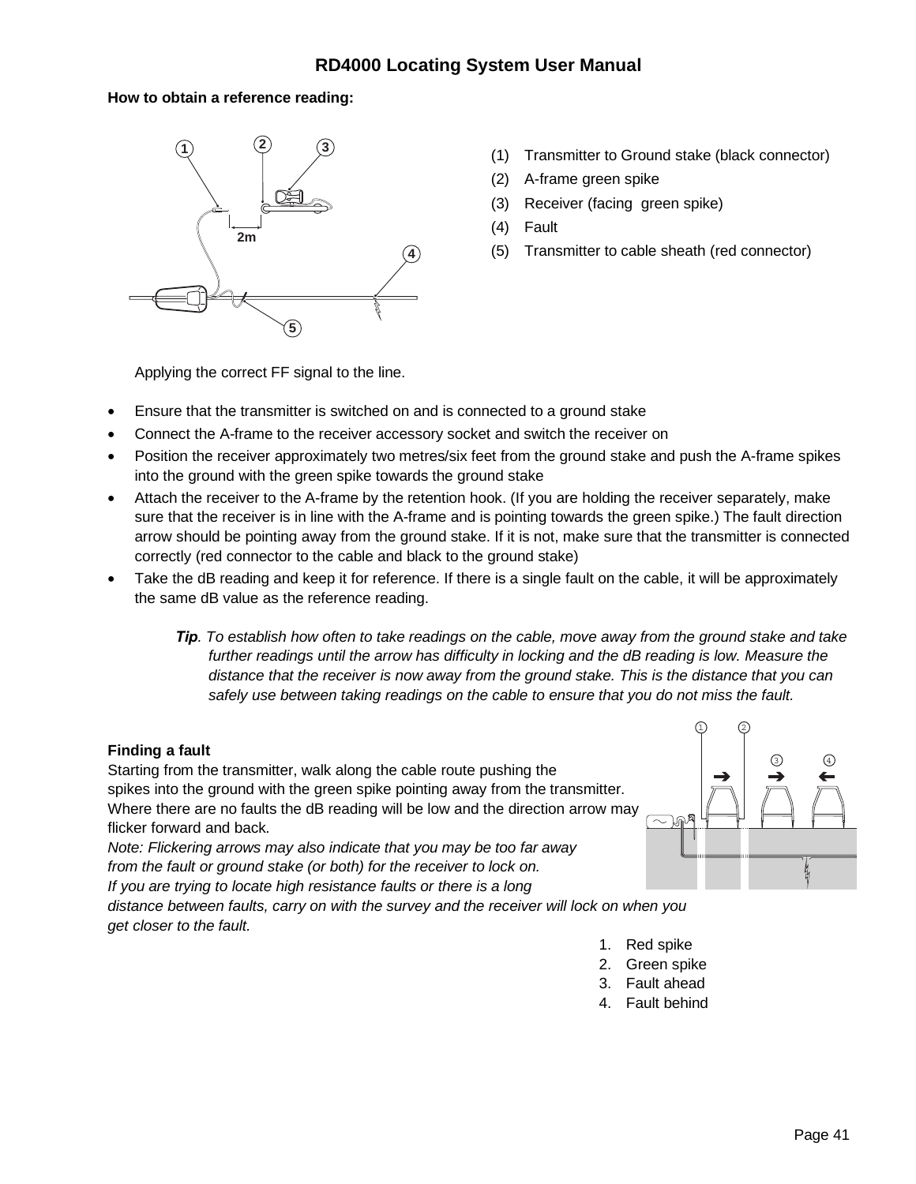**How to obtain a reference reading:**

(1) Transmitter to Ground stake (black connector)
(2) A-frame green spike
(3) Receiver (facing green spike)
(4) Fault
(5) Transmitter to cable sheath (red connector)

Applying the correct FF signal to the line.

- Ensure that the transmitter is switched on and is connected to a ground stake
- Connect the A-frame to the receiver accessory socket and switch the receiver on
- Position the receiver approximately two metres/six feet from the ground stake and push the A-frame spikes into the ground with the green spike towards the ground stake
- Attach the receiver to the A-frame by the retention hook. (If you are holding the receiver separately, make sure that the receiver is in line with the A-frame and is pointing towards the green spike.) The fault direction arrow should be pointing away from the ground stake. If it is not, make sure that the transmitter is connected correctly (red connector to the cable and black to the ground stake)
- Take the dB reading and keep it for reference. If there is a single fault on the cable, it will be approximately the same dB value as the reference reading.

> ***Tip**. To establish how often to take readings on the cable, move away from the ground stake and take further readings until the arrow has difficulty in locking and the dB reading is low. Measure the distance that the receiver is now away from the ground stake. This is the distance that you can safely use between taking readings on the cable to ensure that you do not miss the fault.*

**Finding a fault**

Starting from the transmitter, walk along the cable route pushing the spikes into the ground with the green spike pointing away from the transmitter. Where there are no faults the dB reading will be low and the direction arrow may flicker forward and back.

*Note: Flickering arrows may also indicate that you may be too far away from the fault or ground stake (or both) for the receiver to lock on. If you are trying to locate high resistance faults or there is a long distance between faults, carry on with the survey and the receiver will lock on when you get closer to the fault.*

1. Red spike
2. Green spike
3. Fault ahead
4. Fault behind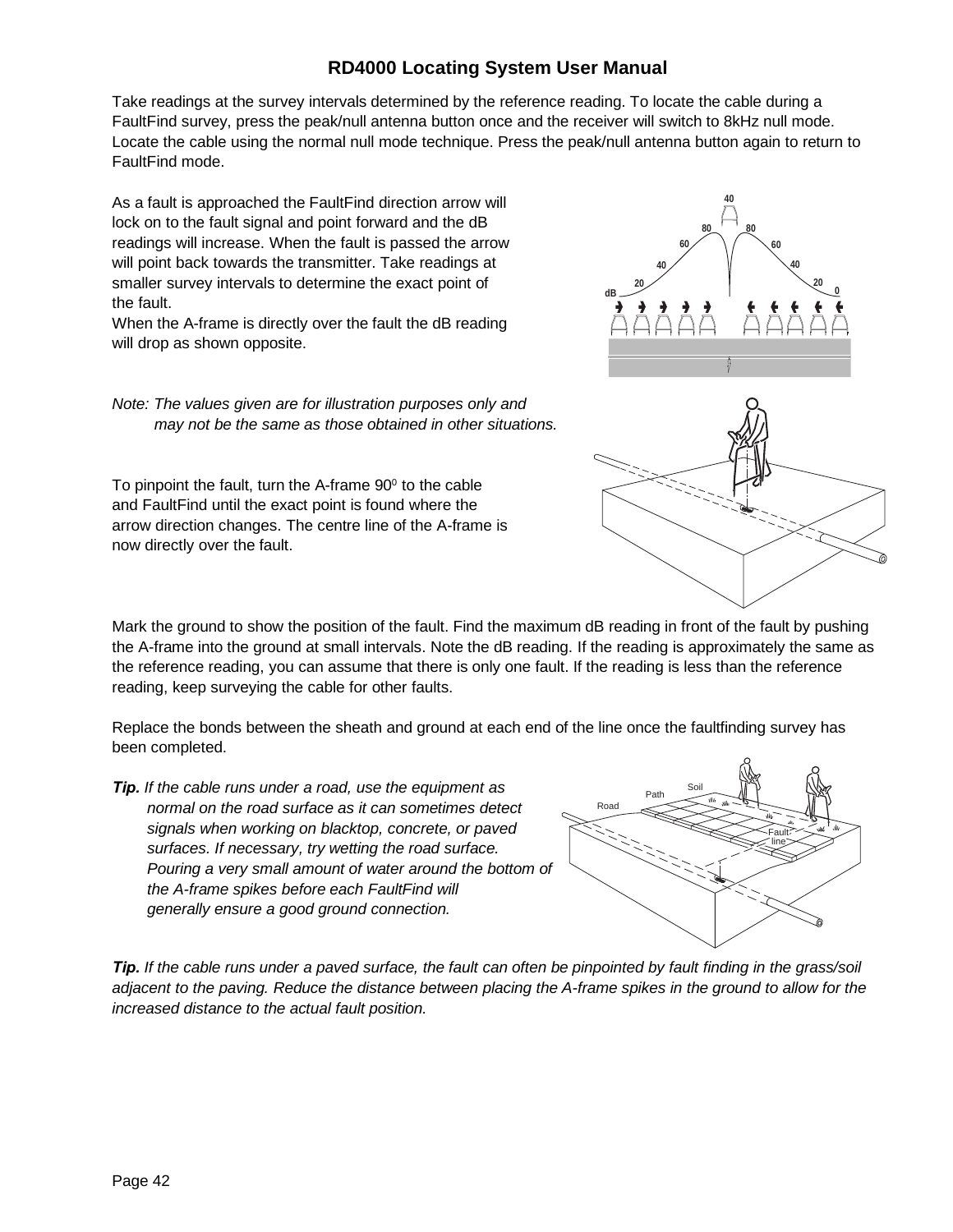Take readings at the survey intervals determined by the reference reading. To locate the cable during a FaultFind survey, press the peak/null antenna button once and the receiver will switch to 8kHz null mode. Locate the cable using the normal null mode technique. Press the peak/null antenna button again to return to FaultFind mode.

As a fault is approached the FaultFind direction arrow will lock on to the fault signal and point forward and the dB readings will increase. When the fault is passed the arrow will point back towards the transmitter. Take readings at smaller survey intervals to determine the exact point of the fault.
When the A-frame is directly over the fault the dB reading will drop as shown opposite.

*Note: The values given are for illustration purposes only and may not be the same as those obtained in other situations.*

To pinpoint the fault, turn the A-frame 90$^0$ to the cable and FaultFind until the exact point is found where the arrow direction changes. The centre line of the A-frame is now directly over the fault.

Mark the ground to show the position of the fault. Find the maximum dB reading in front of the fault by pushing the A-frame into the ground at small intervals. Note the dB reading. If the reading is approximately the same as the reference reading, you can assume that there is only one fault. If the reading is less than the reference reading, keep surveying the cable for other faults.

Replace the bonds between the sheath and ground at each end of the line once the faultfinding survey has been completed.

***Tip.*** *If the cable runs under a road, use the equipment as normal on the road surface as it can sometimes detect signals when working on blacktop, concrete, or paved surfaces. If necessary, try wetting the road surface. Pouring a very small amount of water around the bottom of the A-frame spikes before each FaultFind will generally ensure a good ground connection.*

***Tip.*** *If the cable runs under a paved surface, the fault can often be pinpointed by fault finding in the grass/soil adjacent to the paving. Reduce the distance between placing the A-frame spikes in the ground to allow for the increased distance to the actual fault position.*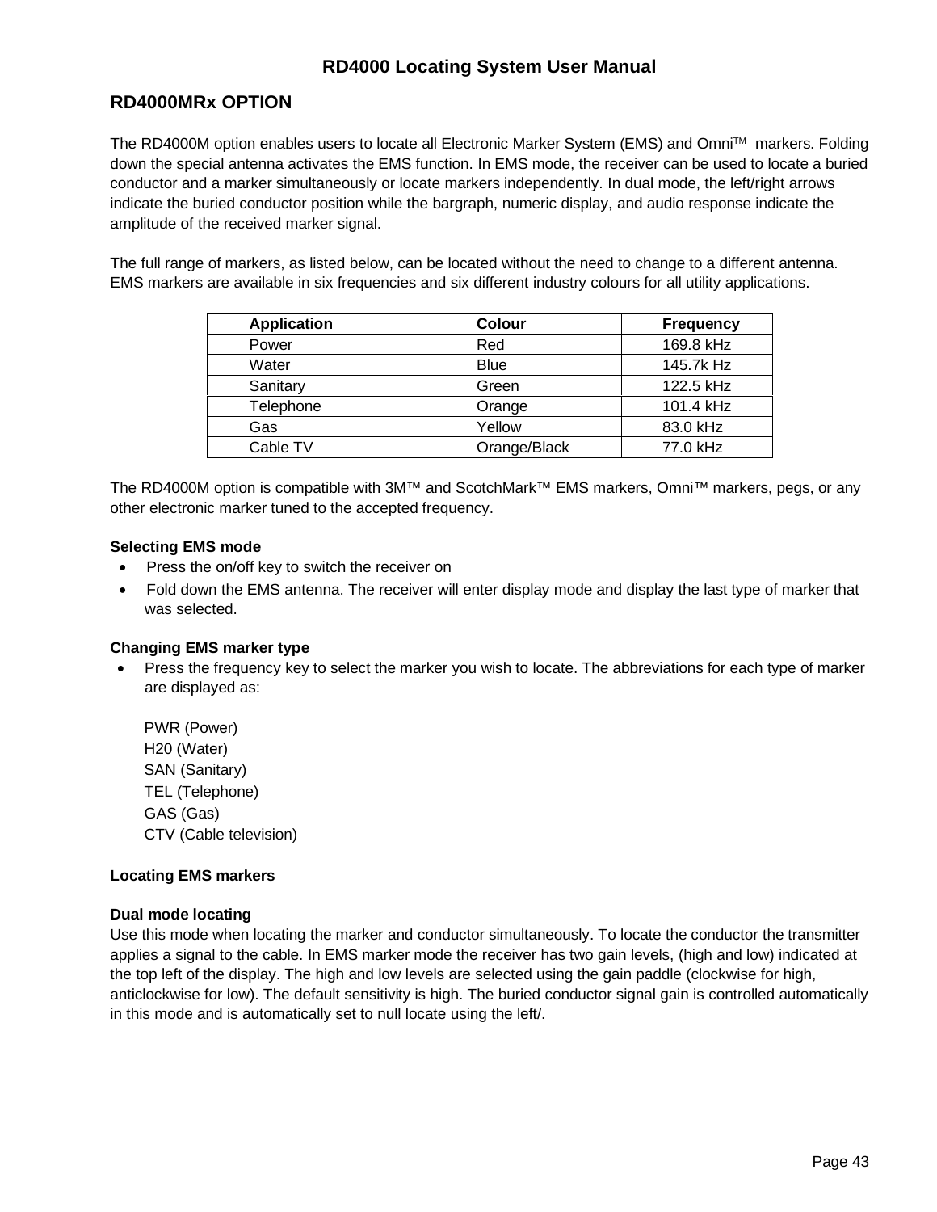## RD4000MRx OPTION

The RD4000M option enables users to locate all Electronic Marker System (EMS) and Omni™ markers. Folding down the special antenna activates the EMS function. In EMS mode, the receiver can be used to locate a buried conductor and a marker simultaneously or locate markers independently. In dual mode, the left/right arrows indicate the buried conductor position while the bargraph, numeric display, and audio response indicate the amplitude of the received marker signal.

The full range of markers, as listed below, can be located without the need to change to a different antenna. EMS markers are available in six frequencies and six different industry colours for all utility applications.

| Application | Colour | Frequency |
|---|---|---|
| Power | Red | 169.8 kHz |
| Water | Blue | 145.7k Hz |
| Sanitary | Green | 122.5 kHz |
| Telephone | Orange | 101.4 kHz |
| Gas | Yellow | 83.0 kHz |
| Cable TV | Orange/Black | 77.0 kHz |

The RD4000M option is compatible with 3M™ and ScotchMark™ EMS markers, Omni™ markers, pegs, or any other electronic marker tuned to the accepted frequency.

**Selecting EMS mode**

- Press the on/off key to switch the receiver on
- Fold down the EMS antenna. The receiver will enter display mode and display the last type of marker that was selected.

**Changing EMS marker type**

- Press the frequency key to select the marker you wish to locate. The abbreviations for each type of marker are displayed as:

  PWR (Power)
  H20 (Water)
  SAN (Sanitary)
  TEL (Telephone)
  GAS (Gas)
  CTV (Cable television)

**Locating EMS markers**

**Dual mode locating**

Use this mode when locating the marker and conductor simultaneously. To locate the conductor the transmitter applies a signal to the cable. In EMS marker mode the receiver has two gain levels, (high and low) indicated at the top left of the display. The high and low levels are selected using the gain paddle (clockwise for high, anticlockwise for low). The default sensitivity is high. The buried conductor signal gain is controlled automatically in this mode and is automatically set to null locate using the left/.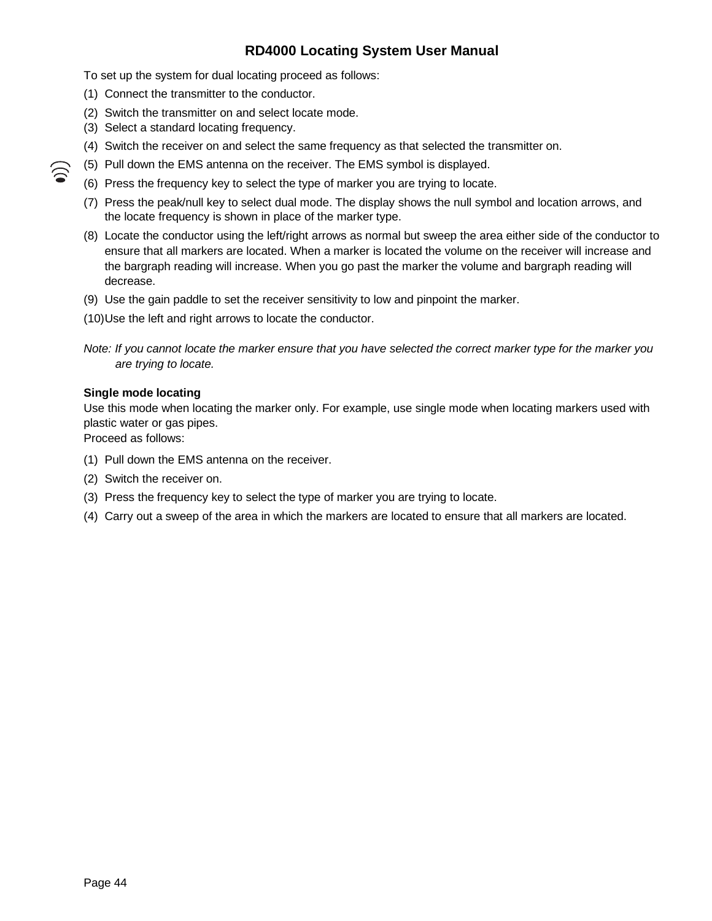To set up the system for dual locating proceed as follows:

(1) Connect the transmitter to the conductor.

(2) Switch the transmitter on and select locate mode.

(3) Select a standard locating frequency.

(4) Switch the receiver on and select the same frequency as that selected the transmitter on.

(5) Pull down the EMS antenna on the receiver. The EMS symbol is displayed.

(6) Press the frequency key to select the type of marker you are trying to locate.

(7) Press the peak/null key to select dual mode. The display shows the null symbol and location arrows, and the locate frequency is shown in place of the marker type.

(8) Locate the conductor using the left/right arrows as normal but sweep the area either side of the conductor to ensure that all markers are located. When a marker is located the volume on the receiver will increase and the bargraph reading will increase. When you go past the marker the volume and bargraph reading will decrease.

(9) Use the gain paddle to set the receiver sensitivity to low and pinpoint the marker.

(10) Use the left and right arrows to locate the conductor.

*Note: If you cannot locate the marker ensure that you have selected the correct marker type for the marker you are trying to locate.*

**Single mode locating**

Use this mode when locating the marker only. For example, use single mode when locating markers used with plastic water or gas pipes.

Proceed as follows:

(1) Pull down the EMS antenna on the receiver.

(2) Switch the receiver on.

(3) Press the frequency key to select the type of marker you are trying to locate.

(4) Carry out a sweep of the area in which the markers are located to ensure that all markers are located.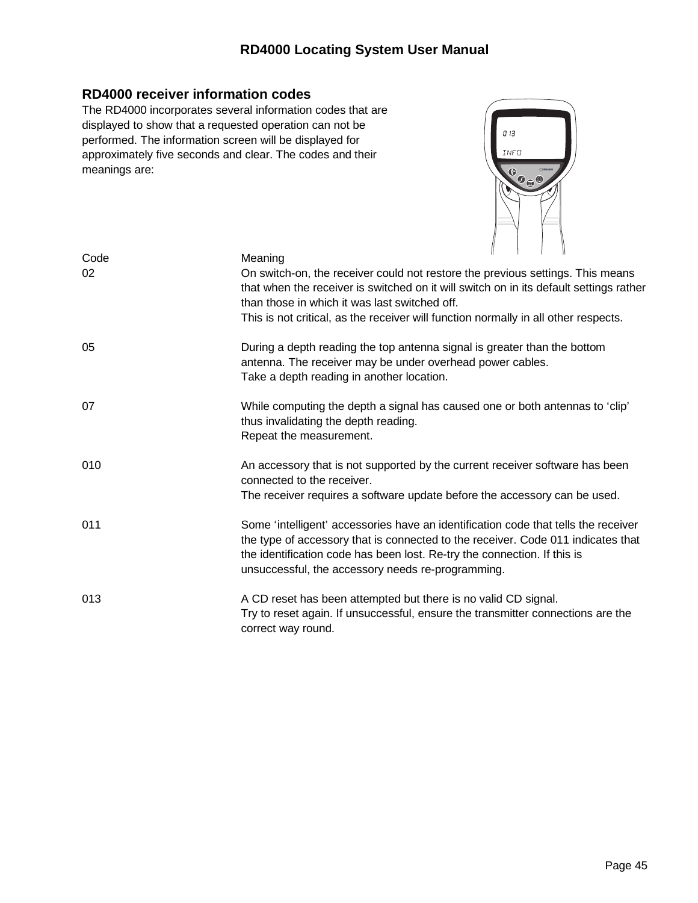## RD4000 receiver information codes

The RD4000 incorporates several information codes that are displayed to show that a requested operation can not be performed. The information screen will be displayed for approximately five seconds and clear. The codes and their meanings are:

| Code | Meaning |
|---|---|
| 02 | On switch-on, the receiver could not restore the previous settings. This means that when the receiver is switched on it will switch on in its default settings rather than those in which it was last switched off.<br>This is not critical, as the receiver will function normally in all other respects. |
| 05 | During a depth reading the top antenna signal is greater than the bottom antenna. The receiver may be under overhead power cables.<br>Take a depth reading in another location. |
| 07 | While computing the depth a signal has caused one or both antennas to 'clip' thus invalidating the depth reading.<br>Repeat the measurement. |
| 010 | An accessory that is not supported by the current receiver software has been connected to the receiver.<br>The receiver requires a software update before the accessory can be used. |
| 011 | Some 'intelligent' accessories have an identification code that tells the receiver the type of accessory that is connected to the receiver. Code 011 indicates that the identification code has been lost. Re-try the connection. If this is unsuccessful, the accessory needs re-programming. |
| 013 | A CD reset has been attempted but there is no valid CD signal.<br>Try to reset again. If unsuccessful, ensure the transmitter connections are the correct way round. |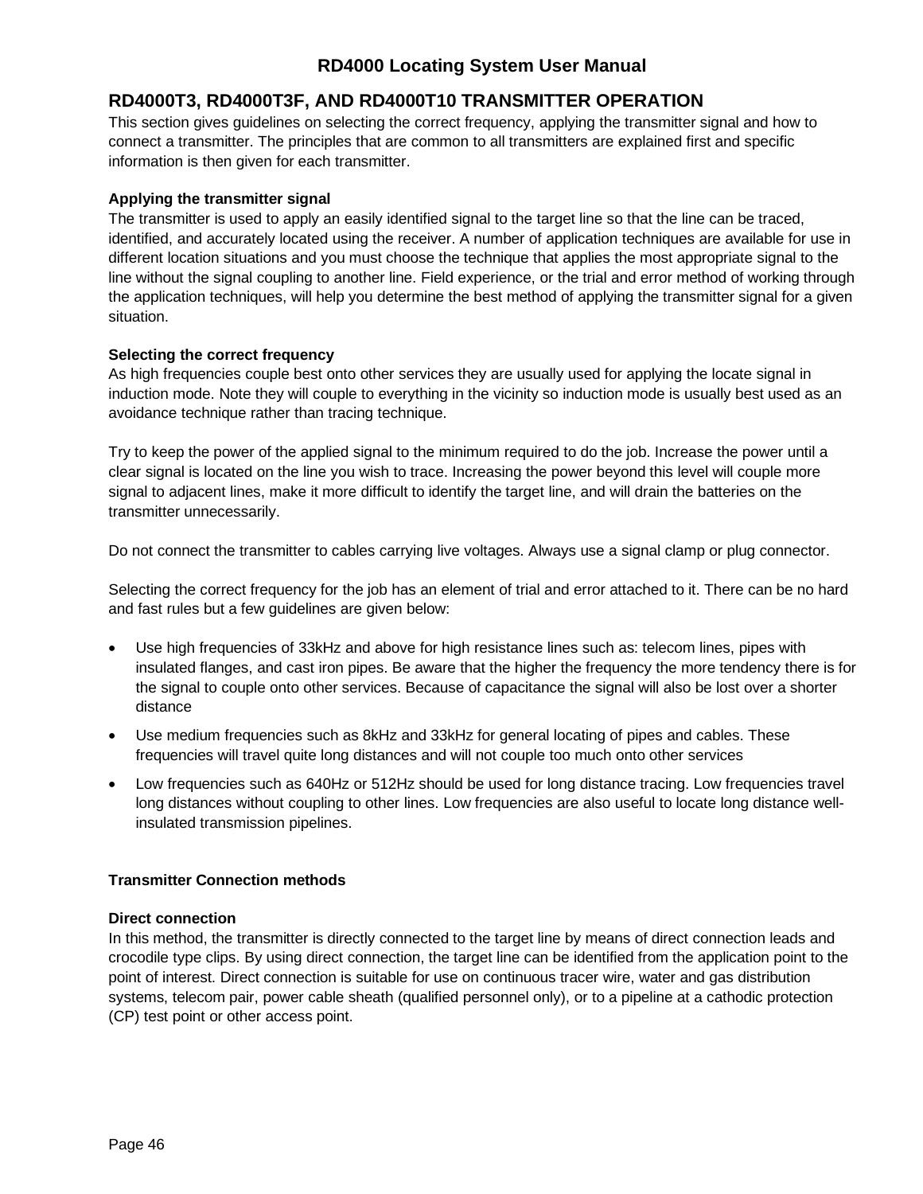## RD4000T3, RD4000T3F, AND RD4000T10 TRANSMITTER OPERATION

This section gives guidelines on selecting the correct frequency, applying the transmitter signal and how to connect a transmitter. The principles that are common to all transmitters are explained first and specific information is then given for each transmitter.

### Applying the transmitter signal

The transmitter is used to apply an easily identified signal to the target line so that the line can be traced, identified, and accurately located using the receiver. A number of application techniques are available for use in different location situations and you must choose the technique that applies the most appropriate signal to the line without the signal coupling to another line. Field experience, or the trial and error method of working through the application techniques, will help you determine the best method of applying the transmitter signal for a given situation.

### Selecting the correct frequency

As high frequencies couple best onto other services they are usually used for applying the locate signal in induction mode. Note they will couple to everything in the vicinity so induction mode is usually best used as an avoidance technique rather than tracing technique.

Try to keep the power of the applied signal to the minimum required to do the job. Increase the power until a clear signal is located on the line you wish to trace. Increasing the power beyond this level will couple more signal to adjacent lines, make it more difficult to identify the target line, and will drain the batteries on the transmitter unnecessarily.

Do not connect the transmitter to cables carrying live voltages. Always use a signal clamp or plug connector.

Selecting the correct frequency for the job has an element of trial and error attached to it. There can be no hard and fast rules but a few guidelines are given below:

- Use high frequencies of 33kHz and above for high resistance lines such as: telecom lines, pipes with insulated flanges, and cast iron pipes. Be aware that the higher the frequency the more tendency there is for the signal to couple onto other services. Because of capacitance the signal will also be lost over a shorter distance
- Use medium frequencies such as 8kHz and 33kHz for general locating of pipes and cables. These frequencies will travel quite long distances and will not couple too much onto other services
- Low frequencies such as 640Hz or 512Hz should be used for long distance tracing. Low frequencies travel long distances without coupling to other lines. Low frequencies are also useful to locate long distance well-insulated transmission pipelines.

### Transmitter Connection methods

#### Direct connection

In this method, the transmitter is directly connected to the target line by means of direct connection leads and crocodile type clips. By using direct connection, the target line can be identified from the application point to the point of interest. Direct connection is suitable for use on continuous tracer wire, water and gas distribution systems, telecom pair, power cable sheath (qualified personnel only), or to a pipeline at a cathodic protection (CP) test point or other access point.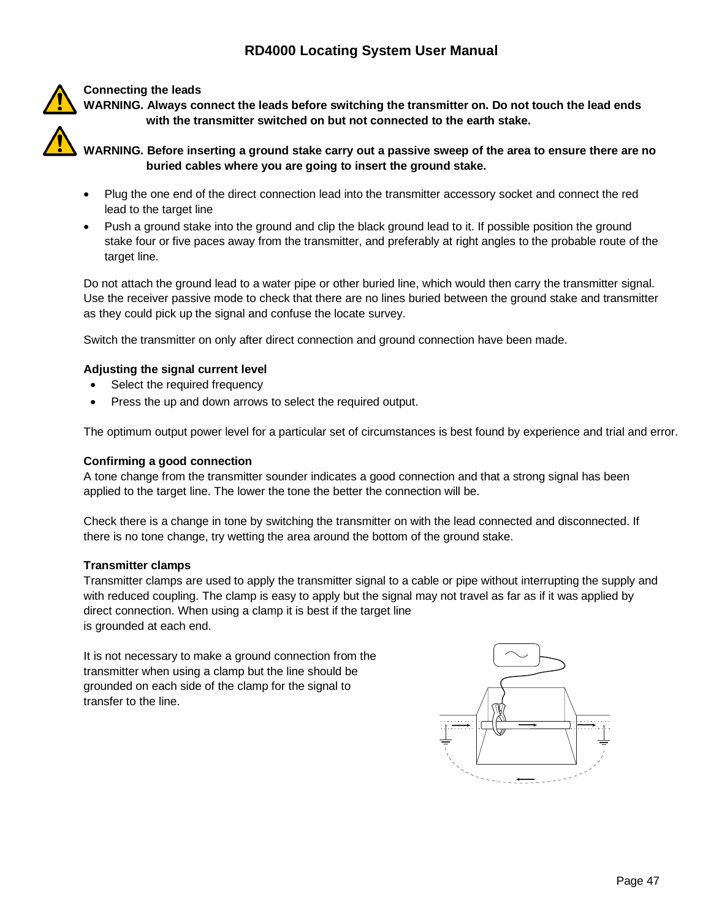**Connecting the leads**

**WARNING. Always connect the leads before switching the transmitter on. Do not touch the lead ends with the transmitter switched on but not connected to the earth stake.**

**WARNING. Before inserting a ground stake carry out a passive sweep of the area to ensure there are no buried cables where you are going to insert the ground stake.**

- Plug the one end of the direct connection lead into the transmitter accessory socket and connect the red lead to the target line
- Push a ground stake into the ground and clip the black ground lead to it. If possible position the ground stake four or five paces away from the transmitter, and preferably at right angles to the probable route of the target line.

Do not attach the ground lead to a water pipe or other buried line, which would then carry the transmitter signal. Use the receiver passive mode to check that there are no lines buried between the ground stake and transmitter as they could pick up the signal and confuse the locate survey.

Switch the transmitter on only after direct connection and ground connection have been made.

**Adjusting the signal current level**

- Select the required frequency
- Press the up and down arrows to select the required output.

The optimum output power level for a particular set of circumstances is best found by experience and trial and error.

**Confirming a good connection**

A tone change from the transmitter sounder indicates a good connection and that a strong signal has been applied to the target line. The lower the tone the better the connection will be.

Check there is a change in tone by switching the transmitter on with the lead connected and disconnected. If there is no tone change, try wetting the area around the bottom of the ground stake.

**Transmitter clamps**

Transmitter clamps are used to apply the transmitter signal to a cable or pipe without interrupting the supply and with reduced coupling. The clamp is easy to apply but the signal may not travel as far as if it was applied by direct connection. When using a clamp it is best if the target line is grounded at each end.

It is not necessary to make a ground connection from the transmitter when using a clamp but the line should be grounded on each side of the clamp for the signal to transfer to the line.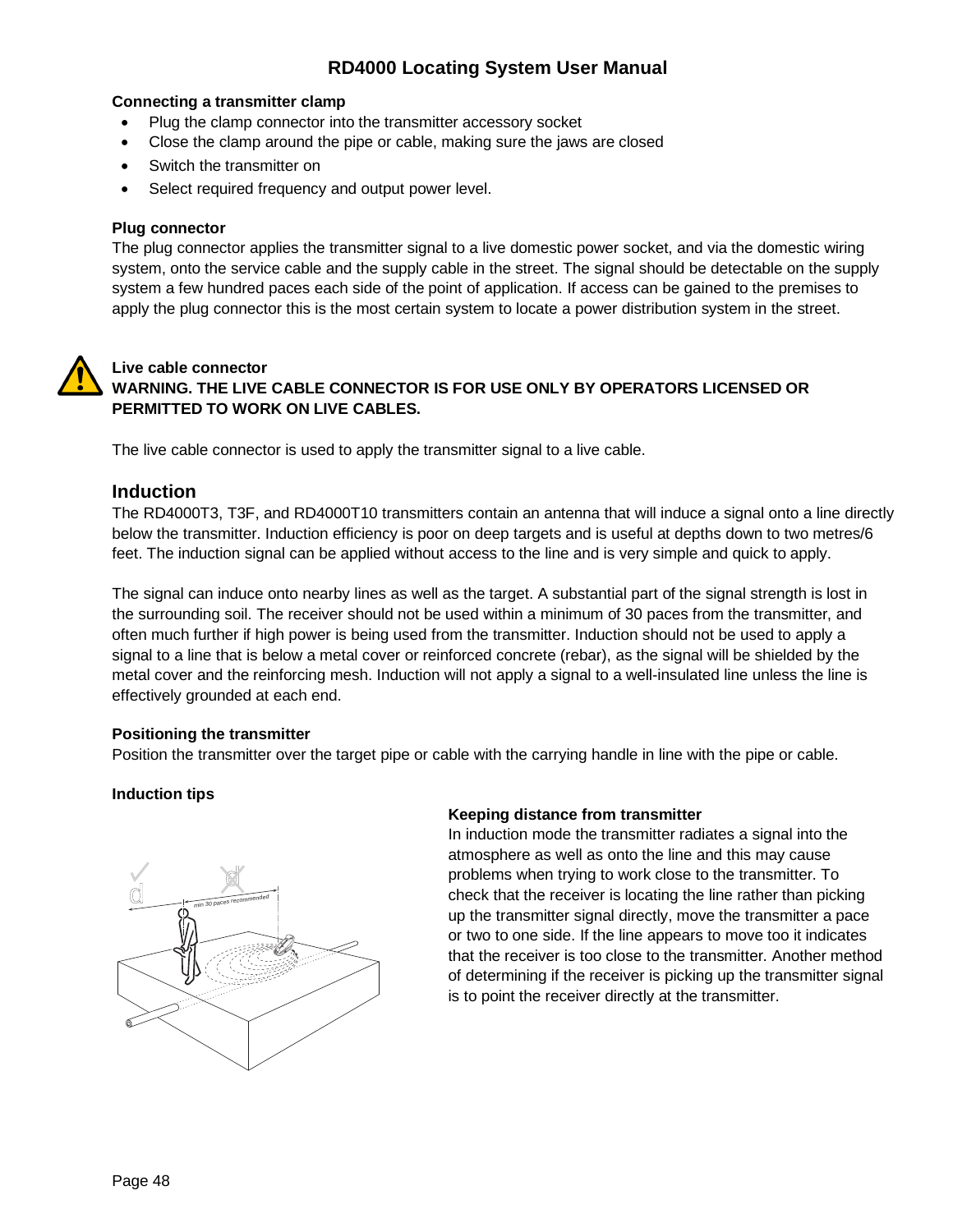**Connecting a transmitter clamp**

- Plug the clamp connector into the transmitter accessory socket
- Close the clamp around the pipe or cable, making sure the jaws are closed
- Switch the transmitter on
- Select required frequency and output power level.

**Plug connector**

The plug connector applies the transmitter signal to a live domestic power socket, and via the domestic wiring system, onto the service cable and the supply cable in the street. The signal should be detectable on the supply system a few hundred paces each side of the point of application. If access can be gained to the premises to apply the plug connector this is the most certain system to locate a power distribution system in the street.

**Live cable connector**

**WARNING. THE LIVE CABLE CONNECTOR IS FOR USE ONLY BY OPERATORS LICENSED OR PERMITTED TO WORK ON LIVE CABLES.**

The live cable connector is used to apply the transmitter signal to a live cable.

## Induction

The RD4000T3, T3F, and RD4000T10 transmitters contain an antenna that will induce a signal onto a line directly below the transmitter. Induction efficiency is poor on deep targets and is useful at depths down to two metres/6 feet. The induction signal can be applied without access to the line and is very simple and quick to apply.

The signal can induce onto nearby lines as well as the target. A substantial part of the signal strength is lost in the surrounding soil. The receiver should not be used within a minimum of 30 paces from the transmitter, and often much further if high power is being used from the transmitter. Induction should not be used to apply a signal to a line that is below a metal cover or reinforced concrete (rebar), as the signal will be shielded by the metal cover and the reinforcing mesh. Induction will not apply a signal to a well-insulated line unless the line is effectively grounded at each end.

**Positioning the transmitter**

Position the transmitter over the target pipe or cable with the carrying handle in line with the pipe or cable.

**Induction tips**

min 30 paces recommended

**Keeping distance from transmitter**

In induction mode the transmitter radiates a signal into the atmosphere as well as onto the line and this may cause problems when trying to work close to the transmitter. To check that the receiver is locating the line rather than picking up the transmitter signal directly, move the transmitter a pace or two to one side. If the line appears to move too it indicates that the receiver is too close to the transmitter. Another method of determining if the receiver is picking up the transmitter signal is to point the receiver directly at the transmitter.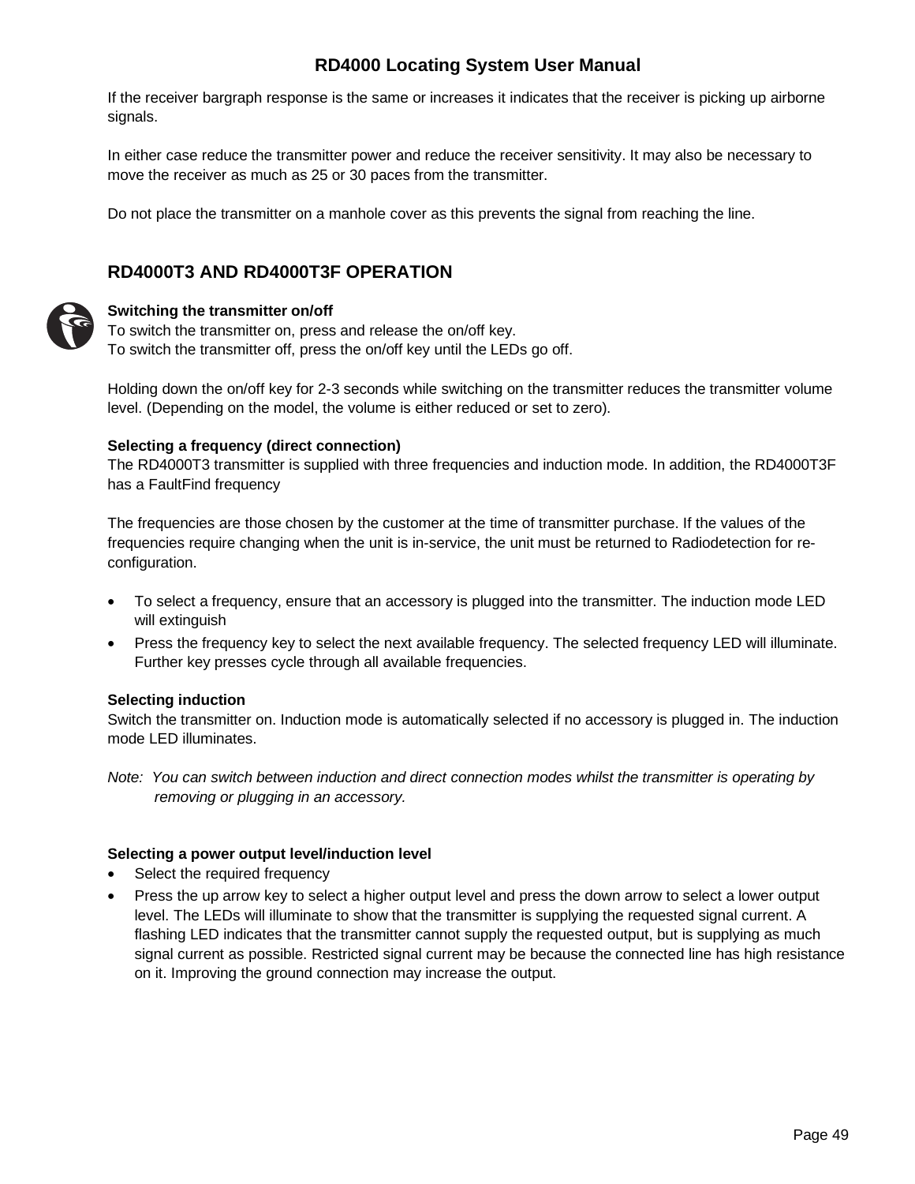If the receiver bargraph response is the same or increases it indicates that the receiver is picking up airborne signals.

In either case reduce the transmitter power and reduce the receiver sensitivity. It may also be necessary to move the receiver as much as 25 or 30 paces from the transmitter.

Do not place the transmitter on a manhole cover as this prevents the signal from reaching the line.

## RD4000T3 AND RD4000T3F OPERATION

**Switching the transmitter on/off**
To switch the transmitter on, press and release the on/off key.
To switch the transmitter off, press the on/off key until the LEDs go off.

Holding down the on/off key for 2-3 seconds while switching on the transmitter reduces the transmitter volume level. (Depending on the model, the volume is either reduced or set to zero).

**Selecting a frequency (direct connection)**
The RD4000T3 transmitter is supplied with three frequencies and induction mode. In addition, the RD4000T3F has a FaultFind frequency

The frequencies are those chosen by the customer at the time of transmitter purchase. If the values of the frequencies require changing when the unit is in-service, the unit must be returned to Radiodetection for re-configuration.

- To select a frequency, ensure that an accessory is plugged into the transmitter. The induction mode LED will extinguish
- Press the frequency key to select the next available frequency. The selected frequency LED will illuminate. Further key presses cycle through all available frequencies.

**Selecting induction**
Switch the transmitter on. Induction mode is automatically selected if no accessory is plugged in. The induction mode LED illuminates.

*Note: You can switch between induction and direct connection modes whilst the transmitter is operating by removing or plugging in an accessory.*

**Selecting a power output level/induction level**

- Select the required frequency
- Press the up arrow key to select a higher output level and press the down arrow to select a lower output level. The LEDs will illuminate to show that the transmitter is supplying the requested signal current. A flashing LED indicates that the transmitter cannot supply the requested output, but is supplying as much signal current as possible. Restricted signal current may be because the connected line has high resistance on it. Improving the ground connection may increase the output.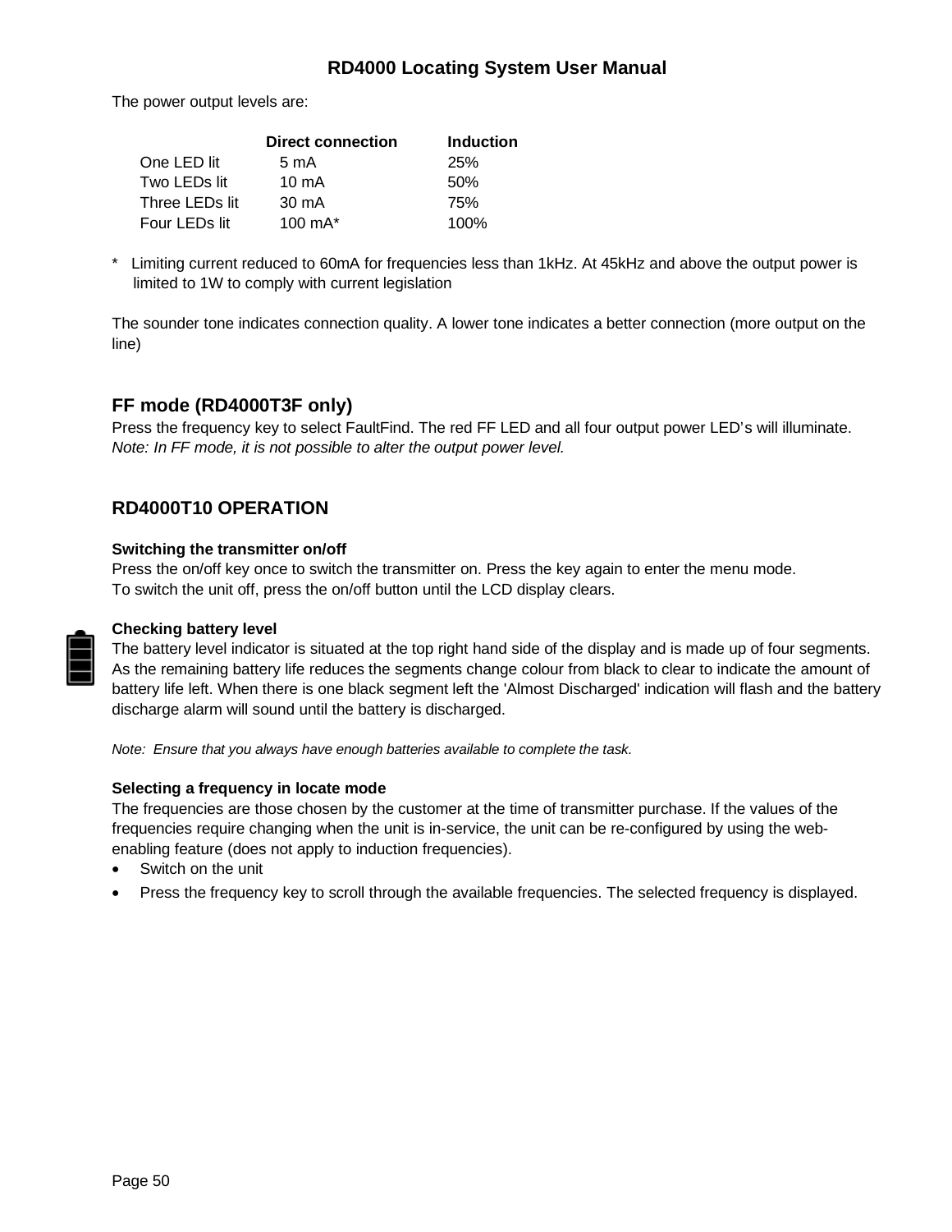The power output levels are:

| | Direct connection | Induction |
|---|---|---|
| One LED lit | 5 mA | 25% |
| Two LEDs lit | 10 mA | 50% |
| Three LEDs lit | 30 mA | 75% |
| Four LEDs lit | 100 mA* | 100% |

\* Limiting current reduced to 60mA for frequencies less than 1kHz. At 45kHz and above the output power is limited to 1W to comply with current legislation

The sounder tone indicates connection quality. A lower tone indicates a better connection (more output on the line)

## FF mode (RD4000T3F only)

Press the frequency key to select FaultFind. The red FF LED and all four output power LED's will illuminate.
*Note: In FF mode, it is not possible to alter the output power level.*

## RD4000T10 OPERATION

**Switching the transmitter on/off**

Press the on/off key once to switch the transmitter on. Press the key again to enter the menu mode.
To switch the unit off, press the on/off button until the LCD display clears.

**Checking battery level**

The battery level indicator is situated at the top right hand side of the display and is made up of four segments. As the remaining battery life reduces the segments change colour from black to clear to indicate the amount of battery life left. When there is one black segment left the 'Almost Discharged' indication will flash and the battery discharge alarm will sound until the battery is discharged.

*Note: Ensure that you always have enough batteries available to complete the task.*

**Selecting a frequency in locate mode**

The frequencies are those chosen by the customer at the time of transmitter purchase. If the values of the frequencies require changing when the unit is in-service, the unit can be re-configured by using the web-enabling feature (does not apply to induction frequencies).

- Switch on the unit
- Press the frequency key to scroll through the available frequencies. The selected frequency is displayed.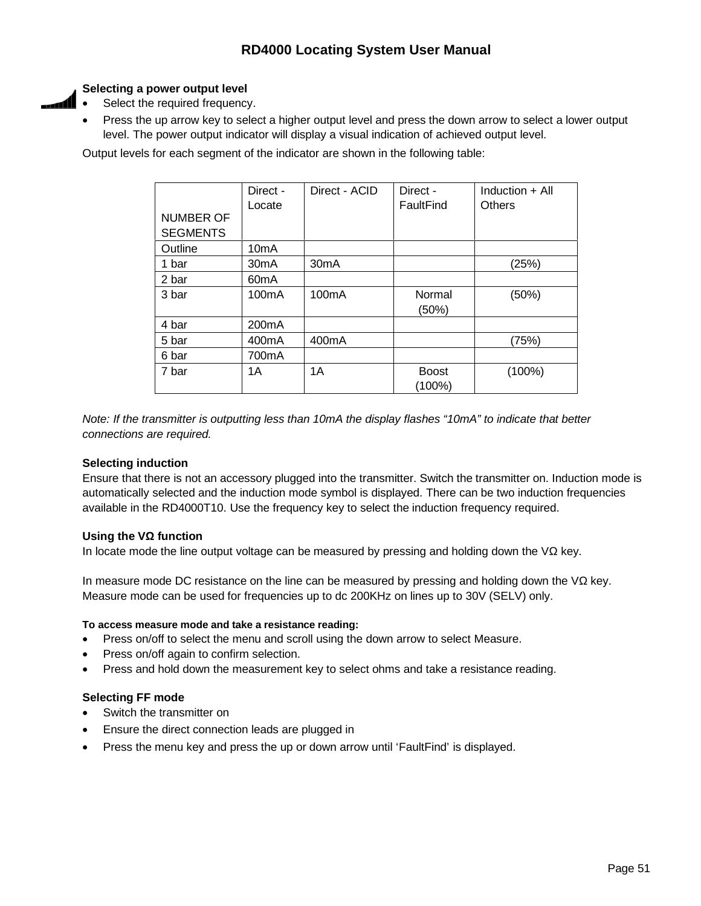### Selecting a power output level

- Select the required frequency.
- Press the up arrow key to select a higher output level and press the down arrow to select a lower output level. The power output indicator will display a visual indication of achieved output level.

Output levels for each segment of the indicator are shown in the following table:

| NUMBER OF SEGMENTS | Direct - Locate | Direct - ACID | Direct - FaultFind | Induction + All Others |
|---|---|---|---|---|
| Outline | 10mA | | | |
| 1 bar | 30mA | 30mA | | (25%) |
| 2 bar | 60mA | | | |
| 3 bar | 100mA | 100mA | Normal (50%) | (50%) |
| 4 bar | 200mA | | | |
| 5 bar | 400mA | 400mA | | (75%) |
| 6 bar | 700mA | | | |
| 7 bar | 1A | 1A | Boost (100%) | (100%) |

*Note: If the transmitter is outputting less than 10mA the display flashes “10mA” to indicate that better connections are required.*

### Selecting induction

Ensure that there is not an accessory plugged into the transmitter. Switch the transmitter on. Induction mode is automatically selected and the induction mode symbol is displayed. There can be two induction frequencies available in the RD4000T10. Use the frequency key to select the induction frequency required.

### Using the VΩ function

In locate mode the line output voltage can be measured by pressing and holding down the VΩ key.

In measure mode DC resistance on the line can be measured by pressing and holding down the VΩ key. Measure mode can be used for frequencies up to dc 200KHz on lines up to 30V (SELV) only.

**To access measure mode and take a resistance reading:**

- Press on/off to select the menu and scroll using the down arrow to select Measure.
- Press on/off again to confirm selection.
- Press and hold down the measurement key to select ohms and take a resistance reading.

### Selecting FF mode

- Switch the transmitter on
- Ensure the direct connection leads are plugged in
- Press the menu key and press the up or down arrow until ‘FaultFind’ is displayed.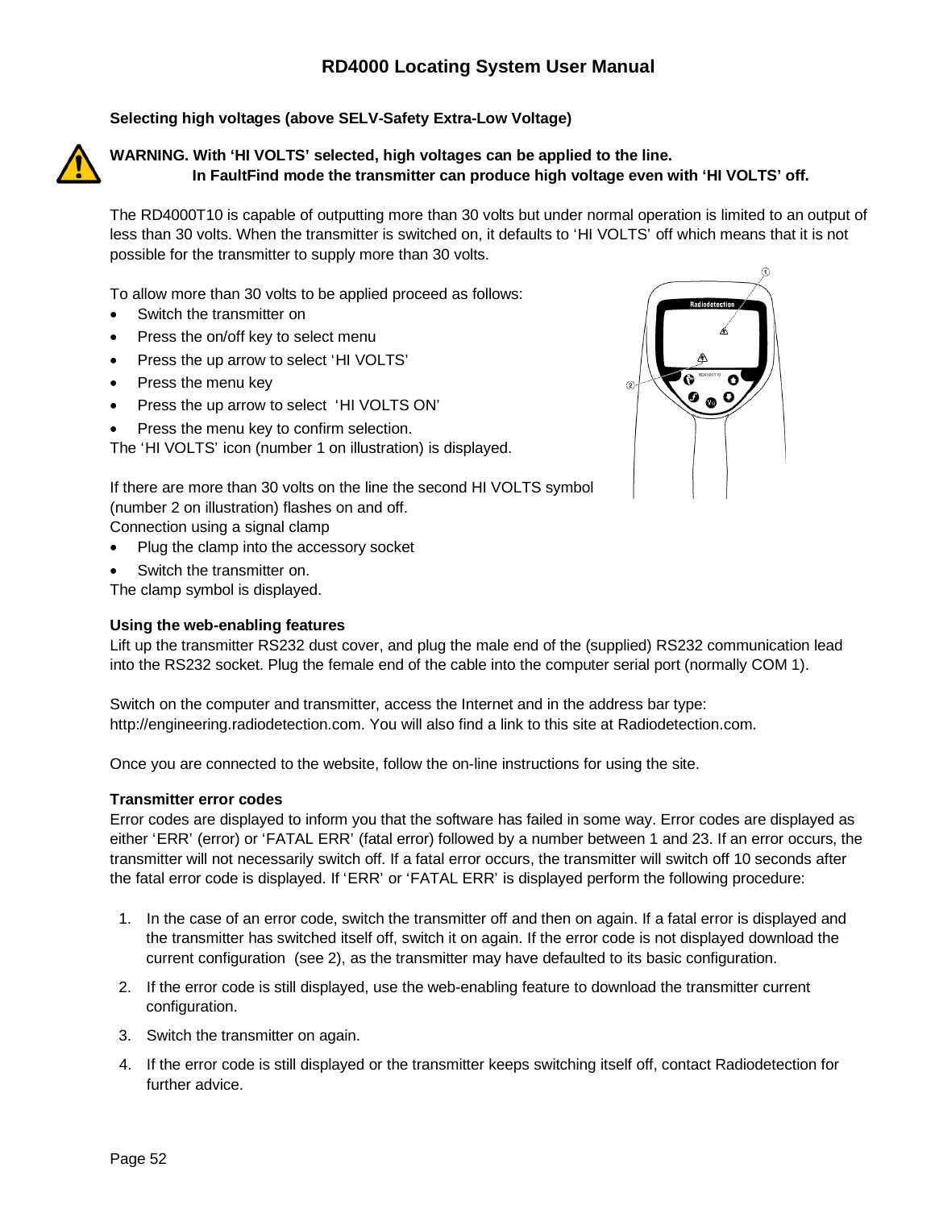### Selecting high voltages (above SELV-Safety Extra-Low Voltage)

**WARNING. With 'HI VOLTS' selected, high voltages can be applied to the line.**
**In FaultFind mode the transmitter can produce high voltage even with 'HI VOLTS' off.**

The RD4000T10 is capable of outputting more than 30 volts but under normal operation is limited to an output of less than 30 volts. When the transmitter is switched on, it defaults to 'HI VOLTS' off which means that it is not possible for the transmitter to supply more than 30 volts.

To allow more than 30 volts to be applied proceed as follows:

- Switch the transmitter on
- Press the on/off key to select menu
- Press the up arrow to select 'HI VOLTS'
- Press the menu key
- Press the up arrow to select 'HI VOLTS ON'
- Press the menu key to confirm selection.

The 'HI VOLTS' icon (number 1 on illustration) is displayed.

If there are more than 30 volts on the line the second HI VOLTS symbol (number 2 on illustration) flashes on and off.

Connection using a signal clamp

- Plug the clamp into the accessory socket
- Switch the transmitter on.

The clamp symbol is displayed.

### Using the web-enabling features

Lift up the transmitter RS232 dust cover, and plug the male end of the (supplied) RS232 communication lead into the RS232 socket. Plug the female end of the cable into the computer serial port (normally COM 1).

Switch on the computer and transmitter, access the Internet and in the address bar type: http://engineering.radiodetection.com. You will also find a link to this site at Radiodetection.com.

Once you are connected to the website, follow the on-line instructions for using the site.

### Transmitter error codes

Error codes are displayed to inform you that the software has failed in some way. Error codes are displayed as either 'ERR' (error) or 'FATAL ERR' (fatal error) followed by a number between 1 and 23. If an error occurs, the transmitter will not necessarily switch off. If a fatal error occurs, the transmitter will switch off 10 seconds after the fatal error code is displayed. If 'ERR' or 'FATAL ERR' is displayed perform the following procedure:

1. In the case of an error code, switch the transmitter off and then on again. If a fatal error is displayed and the transmitter has switched itself off, switch it on again. If the error code is not displayed download the current configuration (see 2), as the transmitter may have defaulted to its basic configuration.
2. If the error code is still displayed, use the web-enabling feature to download the transmitter current configuration.
3. Switch the transmitter on again.
4. If the error code is still displayed or the transmitter keeps switching itself off, contact Radiodetection for further advice.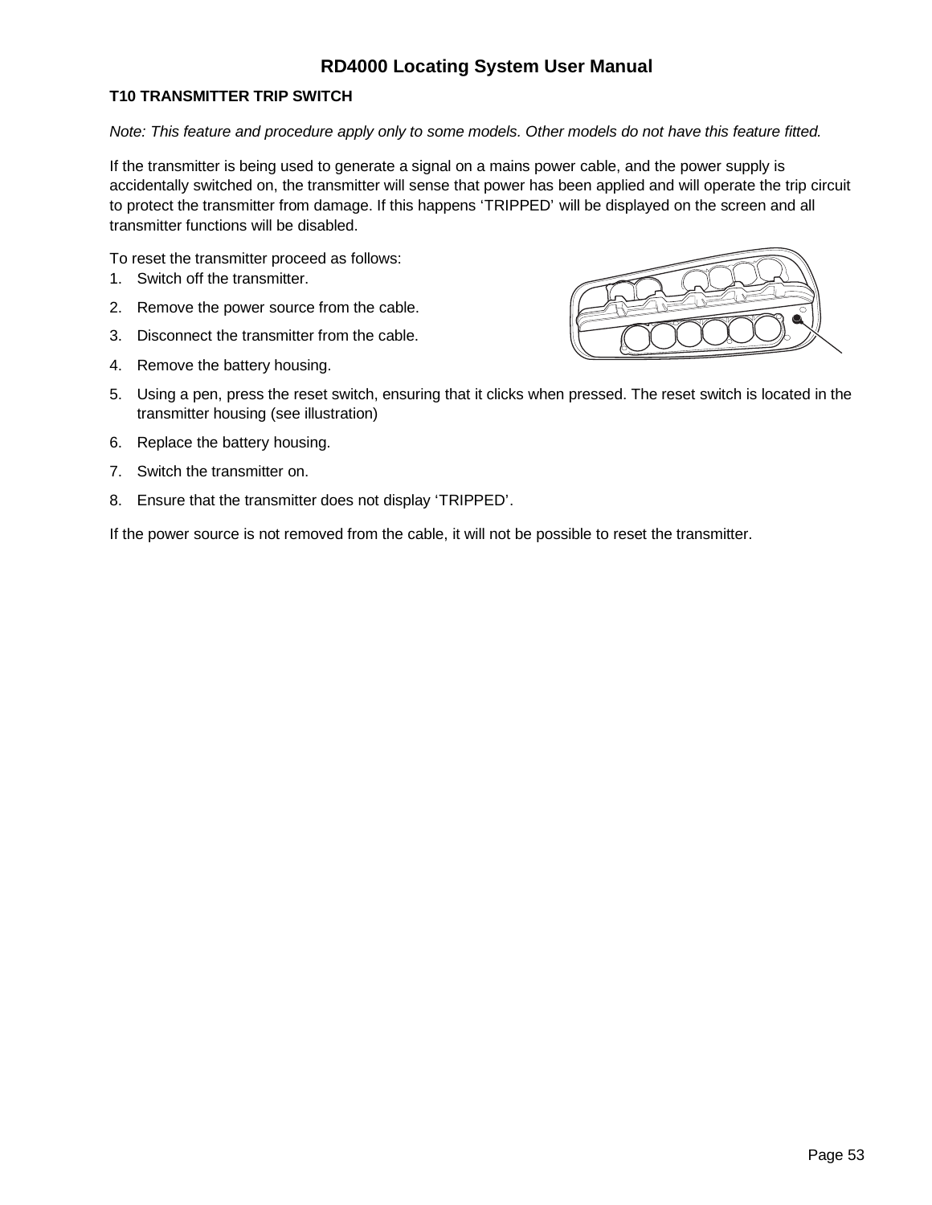## T10 TRANSMITTER TRIP SWITCH

*Note: This feature and procedure apply only to some models. Other models do not have this feature fitted.*

If the transmitter is being used to generate a signal on a mains power cable, and the power supply is accidentally switched on, the transmitter will sense that power has been applied and will operate the trip circuit to protect the transmitter from damage. If this happens 'TRIPPED' will be displayed on the screen and all transmitter functions will be disabled.

To reset the transmitter proceed as follows:

1. Switch off the transmitter.
2. Remove the power source from the cable.
3. Disconnect the transmitter from the cable.
4. Remove the battery housing.
5. Using a pen, press the reset switch, ensuring that it clicks when pressed. The reset switch is located in the transmitter housing (see illustration)
6. Replace the battery housing.
7. Switch the transmitter on.
8. Ensure that the transmitter does not display 'TRIPPED'.

If the power source is not removed from the cable, it will not be possible to reset the transmitter.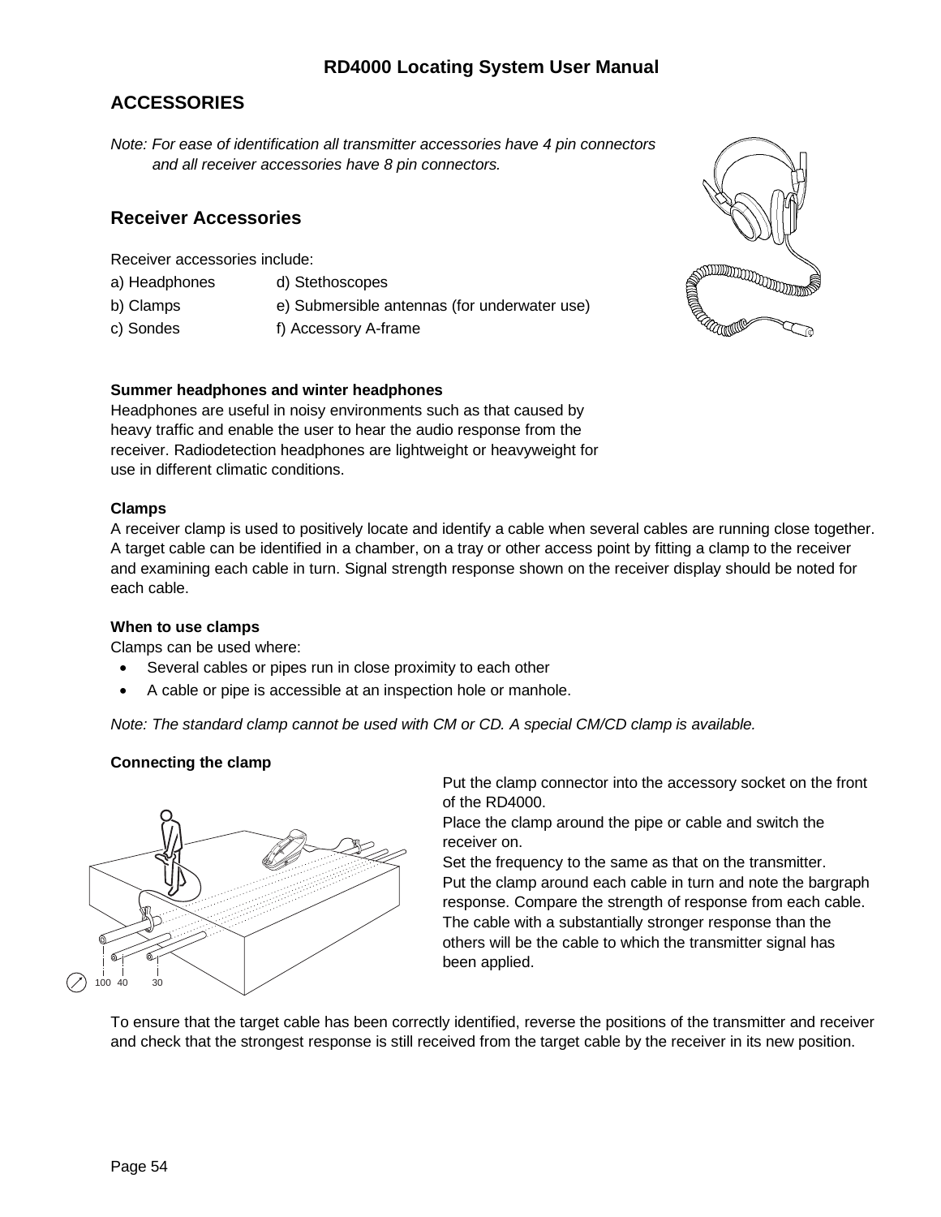## ACCESSORIES

*Note: For ease of identification all transmitter accessories have 4 pin connectors and all receiver accessories have 8 pin connectors.*

### Receiver Accessories

Receiver accessories include:

| | |
|---|---|
| a) Headphones | d) Stethoscopes |
| b) Clamps | e) Submersible antennas (for underwater use) |
| c) Sondes | f) Accessory A-frame |

**Summer headphones and winter headphones**

Headphones are useful in noisy environments such as that caused by heavy traffic and enable the user to hear the audio response from the receiver. Radiodetection headphones are lightweight or heavyweight for use in different climatic conditions.

**Clamps**

A receiver clamp is used to positively locate and identify a cable when several cables are running close together. A target cable can be identified in a chamber, on a tray or other access point by fitting a clamp to the receiver and examining each cable in turn. Signal strength response shown on the receiver display should be noted for each cable.

**When to use clamps**

Clamps can be used where:

- Several cables or pipes run in close proximity to each other
- A cable or pipe is accessible at an inspection hole or manhole.

*Note: The standard clamp cannot be used with CM or CD. A special CM/CD clamp is available.*

**Connecting the clamp**

Put the clamp connector into the accessory socket on the front of the RD4000.
Place the clamp around the pipe or cable and switch the receiver on.
Set the frequency to the same as that on the transmitter.
Put the clamp around each cable in turn and note the bargraph response. Compare the strength of response from each cable. The cable with a substantially stronger response than the others will be the cable to which the transmitter signal has been applied.

100 40 30

To ensure that the target cable has been correctly identified, reverse the positions of the transmitter and receiver and check that the strongest response is still received from the target cable by the receiver in its new position.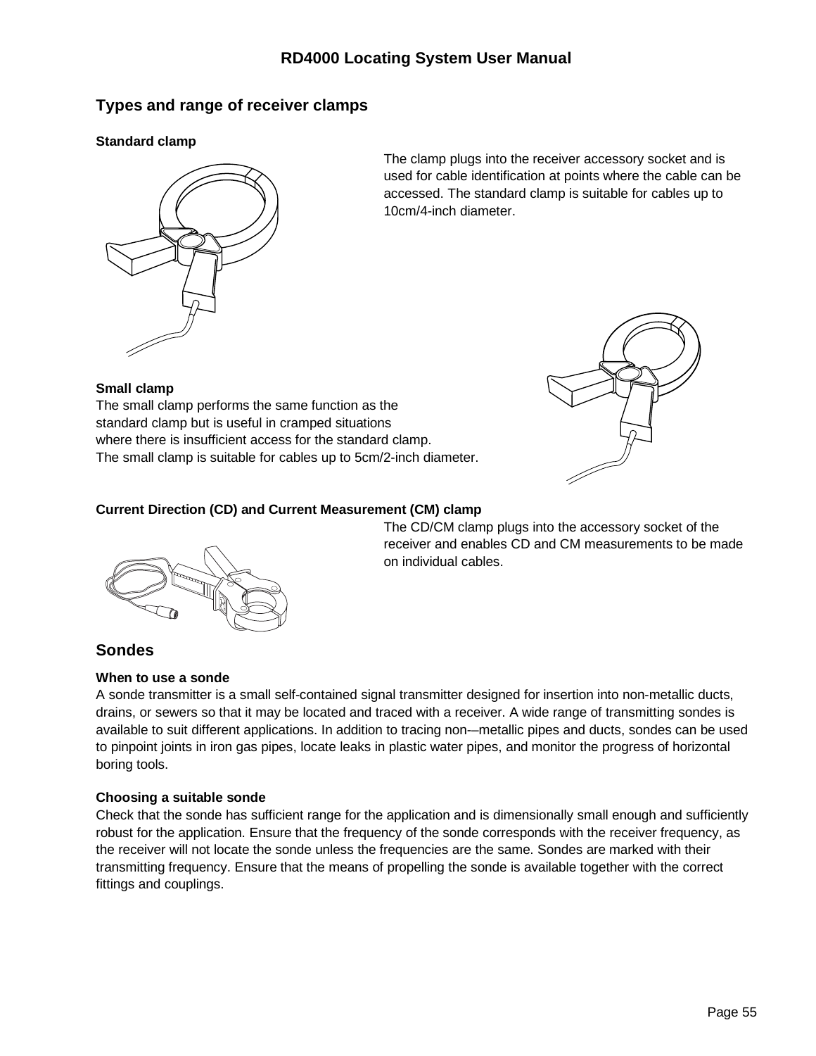## Types and range of receiver clamps

### Standard clamp

The clamp plugs into the receiver accessory socket and is used for cable identification at points where the cable can be accessed. The standard clamp is suitable for cables up to 10cm/4-inch diameter.

### Small clamp

The small clamp performs the same function as the standard clamp but is useful in cramped situations where there is insufficient access for the standard clamp. The small clamp is suitable for cables up to 5cm/2-inch diameter.

### Current Direction (CD) and Current Measurement (CM) clamp

The CD/CM clamp plugs into the accessory socket of the receiver and enables CD and CM measurements to be made on individual cables.

## Sondes

### When to use a sonde

A sonde transmitter is a small self-contained signal transmitter designed for insertion into non-metallic ducts, drains, or sewers so that it may be located and traced with a receiver. A wide range of transmitting sondes is available to suit different applications. In addition to tracing non-–metallic pipes and ducts, sondes can be used to pinpoint joints in iron gas pipes, locate leaks in plastic water pipes, and monitor the progress of horizontal boring tools.

### Choosing a suitable sonde

Check that the sonde has sufficient range for the application and is dimensionally small enough and sufficiently robust for the application. Ensure that the frequency of the sonde corresponds with the receiver frequency, as the receiver will not locate the sonde unless the frequencies are the same. Sondes are marked with their transmitting frequency. Ensure that the means of propelling the sonde is available together with the correct fittings and couplings.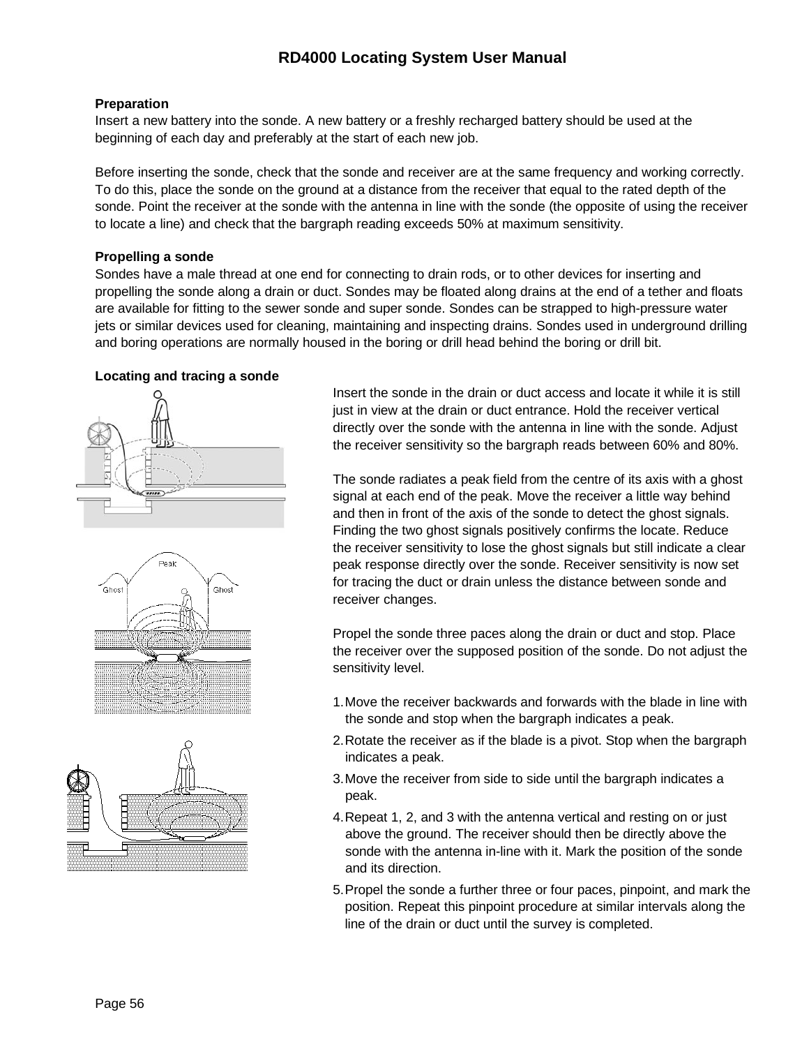**Preparation**

Insert a new battery into the sonde. A new battery or a freshly recharged battery should be used at the beginning of each day and preferably at the start of each new job.

Before inserting the sonde, check that the sonde and receiver are at the same frequency and working correctly. To do this, place the sonde on the ground at a distance from the receiver that equal to the rated depth of the sonde. Point the receiver at the sonde with the antenna in line with the sonde (the opposite of using the receiver to locate a line) and check that the bargraph reading exceeds 50% at maximum sensitivity.

**Propelling a sonde**

Sondes have a male thread at one end for connecting to drain rods, or to other devices for inserting and propelling the sonde along a drain or duct. Sondes may be floated along drains at the end of a tether and floats are available for fitting to the sewer sonde and super sonde. Sondes can be strapped to high-pressure water jets or similar devices used for cleaning, maintaining and inspecting drains. Sondes used in underground drilling and boring operations are normally housed in the boring or drill head behind the boring or drill bit.

**Locating and tracing a sonde**

Insert the sonde in the drain or duct access and locate it while it is still just in view at the drain or duct entrance. Hold the receiver vertical directly over the sonde with the antenna in line with the sonde. Adjust the receiver sensitivity so the bargraph reads between 60% and 80%.

The sonde radiates a peak field from the centre of its axis with a ghost signal at each end of the peak. Move the receiver a little way behind and then in front of the axis of the sonde to detect the ghost signals. Finding the two ghost signals positively confirms the locate. Reduce the receiver sensitivity to lose the ghost signals but still indicate a clear peak response directly over the sonde. Receiver sensitivity is now set for tracing the duct or drain unless the distance between sonde and receiver changes.

Propel the sonde three paces along the drain or duct and stop. Place the receiver over the supposed position of the sonde. Do not adjust the sensitivity level.

1. Move the receiver backwards and forwards with the blade in line with the sonde and stop when the bargraph indicates a peak.
2. Rotate the receiver as if the blade is a pivot. Stop when the bargraph indicates a peak.
3. Move the receiver from side to side until the bargraph indicates a peak.
4. Repeat 1, 2, and 3 with the antenna vertical and resting on or just above the ground. The receiver should then be directly above the sonde with the antenna in-line with it. Mark the position of the sonde and its direction.
5. Propel the sonde a further three or four paces, pinpoint, and mark the position. Repeat this pinpoint procedure at similar intervals along the line of the drain or duct until the survey is completed.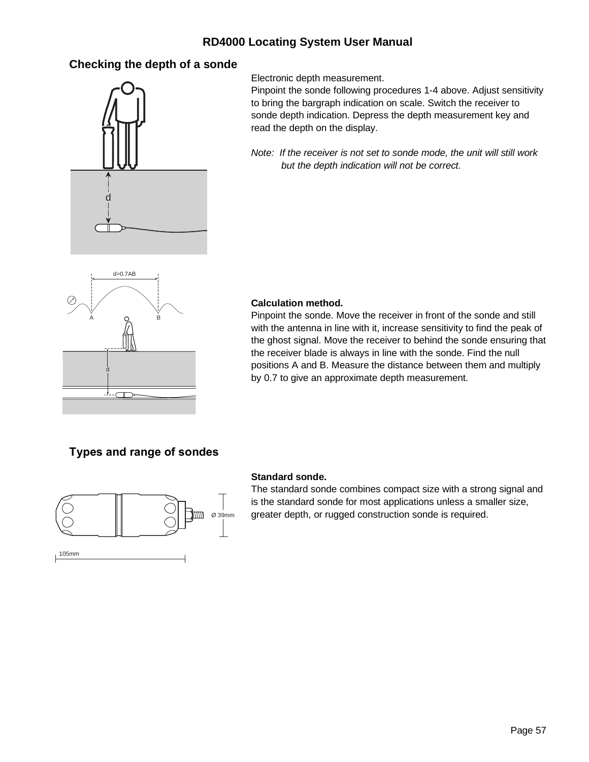## Checking the depth of a sonde

Electronic depth measurement.
Pinpoint the sonde following procedures 1-4 above. Adjust sensitivity to bring the bargraph indication on scale. Switch the receiver to sonde depth indication. Depress the depth measurement key and read the depth on the display.

*Note: If the receiver is not set to sonde mode, the unit will still work but the depth indication will not be correct.*

**Calculation method.**
Pinpoint the sonde. Move the receiver in front of the sonde and still with the antenna in line with it, increase sensitivity to find the peak of the ghost signal. Move the receiver to behind the sonde ensuring that the receiver blade is always in line with the sonde. Find the null positions A and B. Measure the distance between them and multiply by 0.7 to give an approximate depth measurement.

## Types and range of sondes

**Standard sonde.**
The standard sonde combines compact size with a strong signal and is the standard sonde for most applications unless a smaller size, greater depth, or rugged construction sonde is required.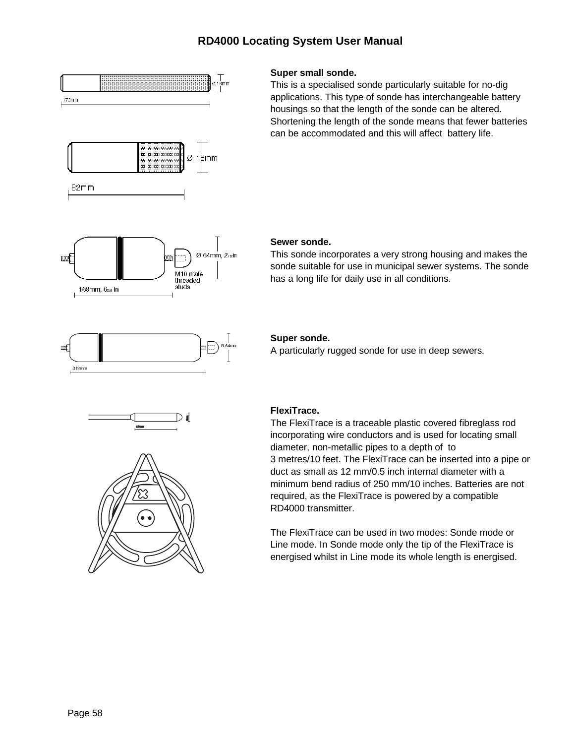**Super small sonde.**

This is a specialised sonde particularly suitable for no-dig applications. This type of sonde has interchangeable battery housings so that the length of the sonde can be altered. Shortening the length of the sonde means that fewer batteries can be accommodated and this will affect battery life.

**Sewer sonde.**

This sonde incorporates a very strong housing and makes the sonde suitable for use in municipal sewer systems. The sonde has a long life for daily use in all conditions.

**Super sonde.**

A particularly rugged sonde for use in deep sewers.

**FlexiTrace.**

The FlexiTrace is a traceable plastic covered fibreglass rod incorporating wire conductors and is used for locating small diameter, non-metallic pipes to a depth of to 3 metres/10 feet. The FlexiTrace can be inserted into a pipe or duct as small as 12 mm/0.5 inch internal diameter with a minimum bend radius of 250 mm/10 inches. Batteries are not required, as the FlexiTrace is powered by a compatible RD4000 transmitter.

The FlexiTrace can be used in two modes: Sonde mode or Line mode. In Sonde mode only the tip of the FlexiTrace is energised whilst in Line mode its whole length is energised.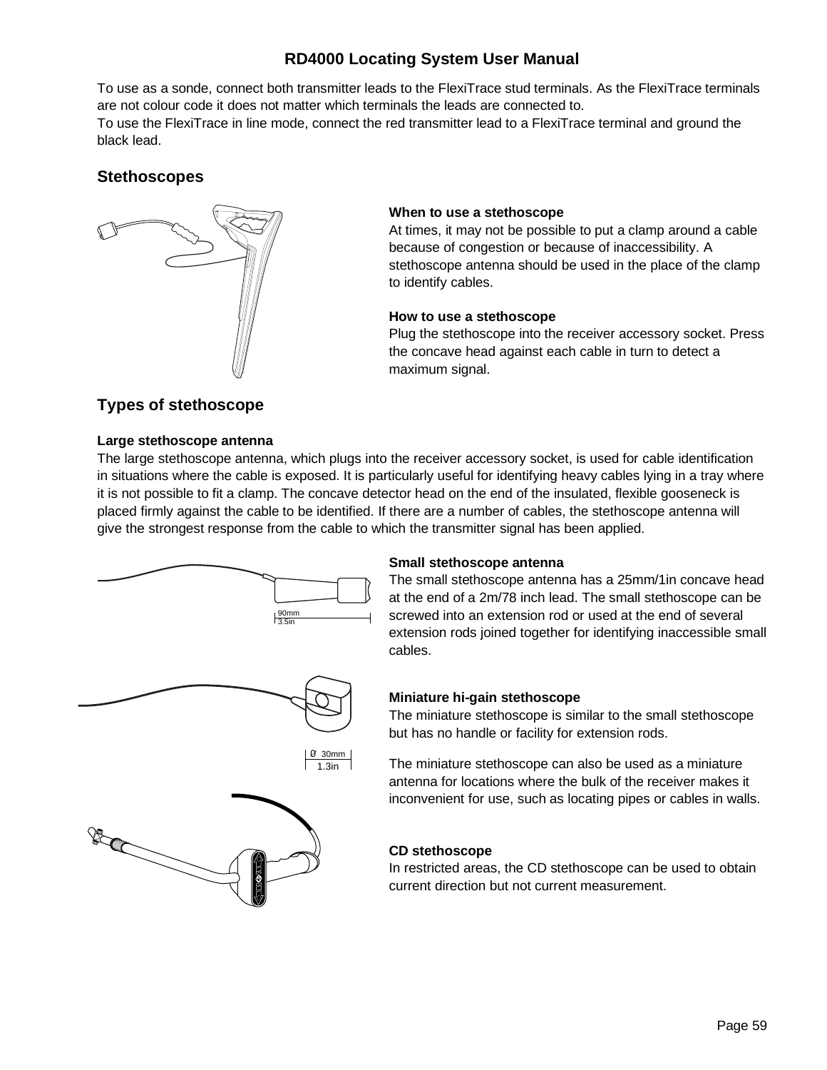To use as a sonde, connect both transmitter leads to the FlexiTrace stud terminals. As the FlexiTrace terminals are not colour code it does not matter which terminals the leads are connected to.
To use the FlexiTrace in line mode, connect the red transmitter lead to a FlexiTrace terminal and ground the black lead.

## Stethoscopes

**When to use a stethoscope**
At times, it may not be possible to put a clamp around a cable because of congestion or because of inaccessibility. A stethoscope antenna should be used in the place of the clamp to identify cables.

**How to use a stethoscope**
Plug the stethoscope into the receiver accessory socket. Press the concave head against each cable in turn to detect a maximum signal.

## Types of stethoscope

**Large stethoscope antenna**
The large stethoscope antenna, which plugs into the receiver accessory socket, is used for cable identification in situations where the cable is exposed. It is particularly useful for identifying heavy cables lying in a tray where it is not possible to fit a clamp. The concave detector head on the end of the insulated, flexible gooseneck is placed firmly against the cable to be identified. If there are a number of cables, the stethoscope antenna will give the strongest response from the cable to which the transmitter signal has been applied.

90mm
3.5in

**Small stethoscope antenna**
The small stethoscope antenna has a 25mm/1in concave head at the end of a 2m/78 inch lead. The small stethoscope can be screwed into an extension rod or used at the end of several extension rods joined together for identifying inaccessible small cables.

Ø 30mm
1.3in

**Miniature hi-gain stethoscope**
The miniature stethoscope is similar to the small stethoscope but has no handle or facility for extension rods.

The miniature stethoscope can also be used as a miniature antenna for locations where the bulk of the receiver makes it inconvenient for use, such as locating pipes or cables in walls.

**CD stethoscope**
In restricted areas, the CD stethoscope can be used to obtain current direction but not current measurement.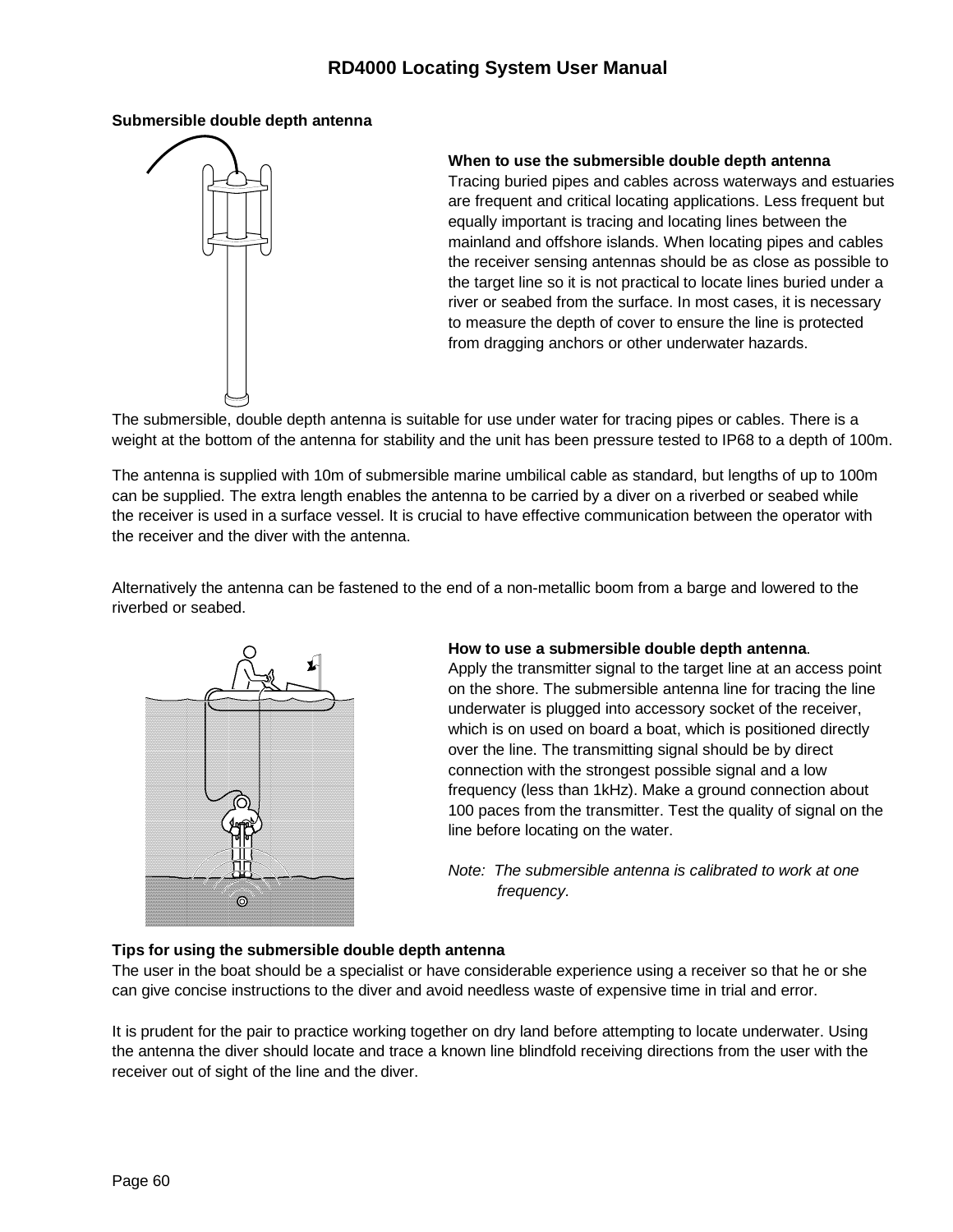## Submersible double depth antenna

### When to use the submersible double depth antenna

Tracing buried pipes and cables across waterways and estuaries are frequent and critical locating applications. Less frequent but equally important is tracing and locating lines between the mainland and offshore islands. When locating pipes and cables the receiver sensing antennas should be as close as possible to the target line so it is not practical to locate lines buried under a river or seabed from the surface. In most cases, it is necessary to measure the depth of cover to ensure the line is protected from dragging anchors or other underwater hazards.

The submersible, double depth antenna is suitable for use under water for tracing pipes or cables. There is a weight at the bottom of the antenna for stability and the unit has been pressure tested to IP68 to a depth of 100m.

The antenna is supplied with 10m of submersible marine umbilical cable as standard, but lengths of up to 100m can be supplied. The extra length enables the antenna to be carried by a diver on a riverbed or seabed while the receiver is used in a surface vessel. It is crucial to have effective communication between the operator with the receiver and the diver with the antenna.

Alternatively the antenna can be fastened to the end of a non-metallic boom from a barge and lowered to the riverbed or seabed.

### How to use a submersible double depth antenna.

Apply the transmitter signal to the target line at an access point on the shore. The submersible antenna line for tracing the line underwater is plugged into accessory socket of the receiver, which is on used on board a boat, which is positioned directly over the line. The transmitting signal should be by direct connection with the strongest possible signal and a low frequency (less than 1kHz). Make a ground connection about 100 paces from the transmitter. Test the quality of signal on the line before locating on the water.

*Note: The submersible antenna is calibrated to work at one frequency.*

### Tips for using the submersible double depth antenna

The user in the boat should be a specialist or have considerable experience using a receiver so that he or she can give concise instructions to the diver and avoid needless waste of expensive time in trial and error.

It is prudent for the pair to practice working together on dry land before attempting to locate underwater. Using the antenna the diver should locate and trace a known line blindfold receiving directions from the user with the receiver out of sight of the line and the diver.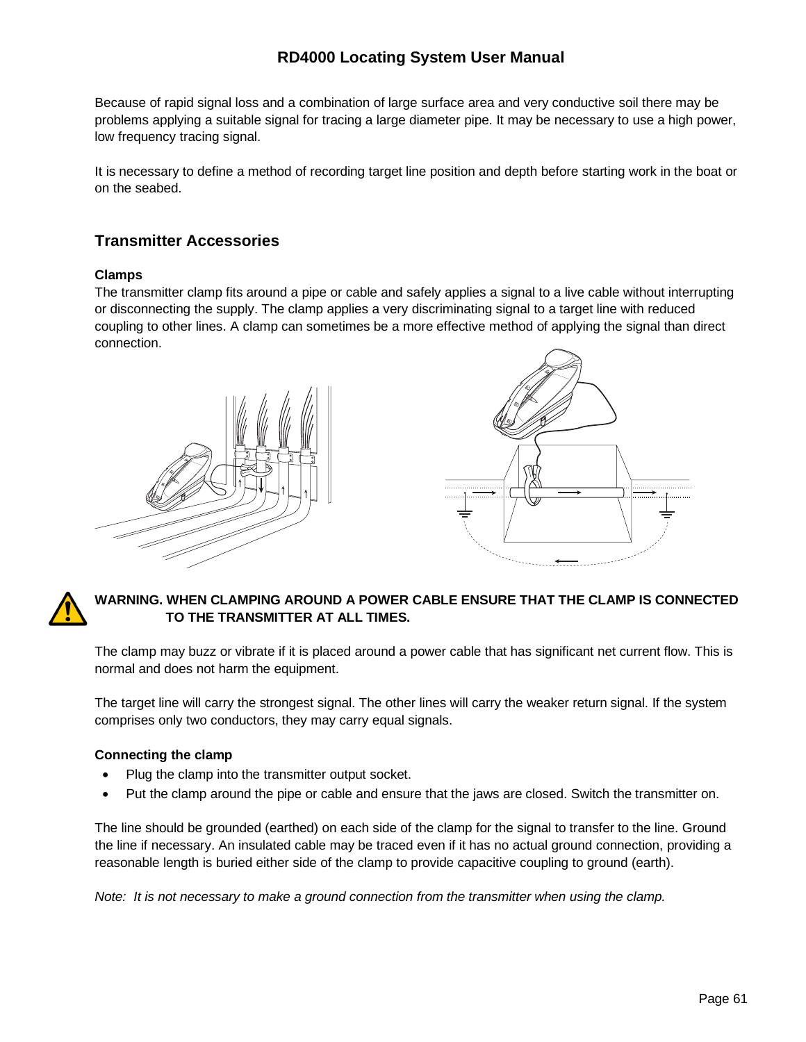Because of rapid signal loss and a combination of large surface area and very conductive soil there may be problems applying a suitable signal for tracing a large diameter pipe. It may be necessary to use a high power, low frequency tracing signal.

It is necessary to define a method of recording target line position and depth before starting work in the boat or on the seabed.

## Transmitter Accessories

### Clamps

The transmitter clamp fits around a pipe or cable and safely applies a signal to a live cable without interrupting or disconnecting the supply. The clamp applies a very discriminating signal to a target line with reduced coupling to other lines. A clamp can sometimes be a more effective method of applying the signal than direct connection.

**WARNING. WHEN CLAMPING AROUND A POWER CABLE ENSURE THAT THE CLAMP IS CONNECTED TO THE TRANSMITTER AT ALL TIMES.**

The clamp may buzz or vibrate if it is placed around a power cable that has significant net current flow. This is normal and does not harm the equipment.

The target line will carry the strongest signal. The other lines will carry the weaker return signal. If the system comprises only two conductors, they may carry equal signals.

### Connecting the clamp

- Plug the clamp into the transmitter output socket.
- Put the clamp around the pipe or cable and ensure that the jaws are closed. Switch the transmitter on.

The line should be grounded (earthed) on each side of the clamp for the signal to transfer to the line. Ground the line if necessary. An insulated cable may be traced even if it has no actual ground connection, providing a reasonable length is buried either side of the clamp to provide capacitive coupling to ground (earth).

*Note: It is not necessary to make a ground connection from the transmitter when using the clamp.*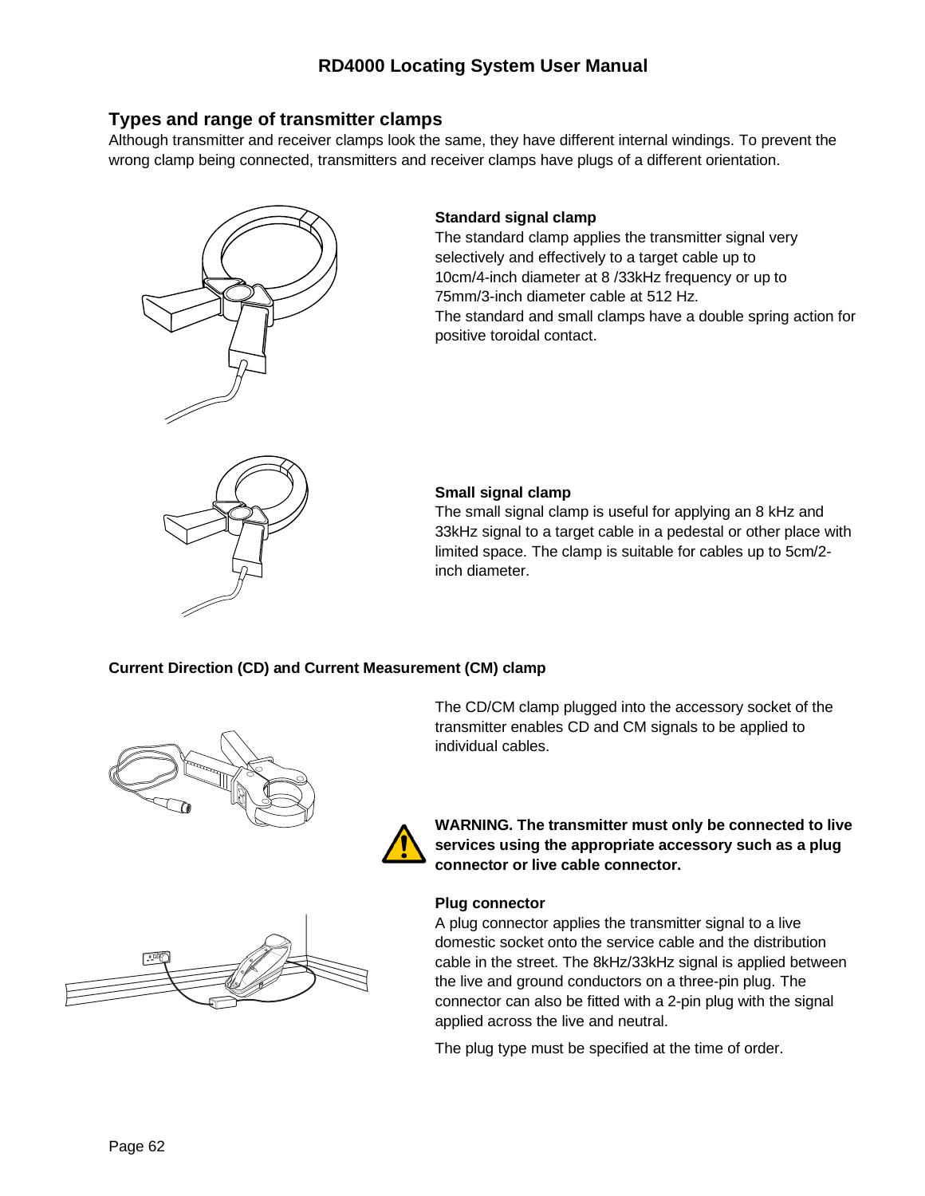## Types and range of transmitter clamps

Although transmitter and receiver clamps look the same, they have different internal windings. To prevent the wrong clamp being connected, transmitters and receiver clamps have plugs of a different orientation.

**Standard signal clamp**

The standard clamp applies the transmitter signal very selectively and effectively to a target cable up to 10cm/4-inch diameter at 8 /33kHz frequency or up to 75mm/3-inch diameter cable at 512 Hz.

The standard and small clamps have a double spring action for positive toroidal contact.

**Small signal clamp**

The small signal clamp is useful for applying an 8 kHz and 33kHz signal to a target cable in a pedestal or other place with limited space. The clamp is suitable for cables up to 5cm/2-inch diameter.

**Current Direction (CD) and Current Measurement (CM) clamp**

The CD/CM clamp plugged into the accessory socket of the transmitter enables CD and CM signals to be applied to individual cables.

**WARNING. The transmitter must only be connected to live services using the appropriate accessory such as a plug connector or live cable connector.**

**Plug connector**

A plug connector applies the transmitter signal to a live domestic socket onto the service cable and the distribution cable in the street. The 8kHz/33kHz signal is applied between the live and ground conductors on a three-pin plug. The connector can also be fitted with a 2-pin plug with the signal applied across the live and neutral.

The plug type must be specified at the time of order.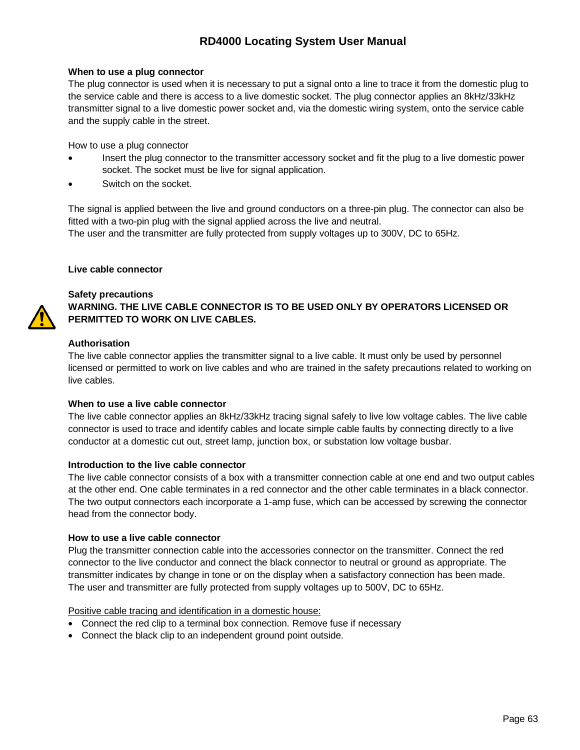**When to use a plug connector**

The plug connector is used when it is necessary to put a signal onto a line to trace it from the domestic plug to the service cable and there is access to a live domestic socket. The plug connector applies an 8kHz/33kHz transmitter signal to a live domestic power socket and, via the domestic wiring system, onto the service cable and the supply cable in the street.

How to use a plug connector

- Insert the plug connector to the transmitter accessory socket and fit the plug to a live domestic power socket. The socket must be live for signal application.
- Switch on the socket.

The signal is applied between the live and ground conductors on a three-pin plug. The connector can also be fitted with a two-pin plug with the signal applied across the live and neutral.
The user and the transmitter are fully protected from supply voltages up to 300V, DC to 65Hz.

**Live cable connector**

**Safety precautions**

**WARNING. THE LIVE CABLE CONNECTOR IS TO BE USED ONLY BY OPERATORS LICENSED OR PERMITTED TO WORK ON LIVE CABLES.**

**Authorisation**

The live cable connector applies the transmitter signal to a live cable. It must only be used by personnel licensed or permitted to work on live cables and who are trained in the safety precautions related to working on live cables.

**When to use a live cable connector**

The live cable connector applies an 8kHz/33kHz tracing signal safely to live low voltage cables. The live cable connector is used to trace and identify cables and locate simple cable faults by connecting directly to a live conductor at a domestic cut out, street lamp, junction box, or substation low voltage busbar.

**Introduction to the live cable connector**

The live cable connector consists of a box with a transmitter connection cable at one end and two output cables at the other end. One cable terminates in a red connector and the other cable terminates in a black connector. The two output connectors each incorporate a 1-amp fuse, which can be accessed by screwing the connector head from the connector body.

**How to use a live cable connector**

Plug the transmitter connection cable into the accessories connector on the transmitter. Connect the red connector to the live conductor and connect the black connector to neutral or ground as appropriate. The transmitter indicates by change in tone or on the display when a satisfactory connection has been made.
The user and transmitter are fully protected from supply voltages up to 500V, DC to 65Hz.

<u>Positive cable tracing and identification in a domestic house:</u>

- Connect the red clip to a terminal box connection. Remove fuse if necessary
- Connect the black clip to an independent ground point outside.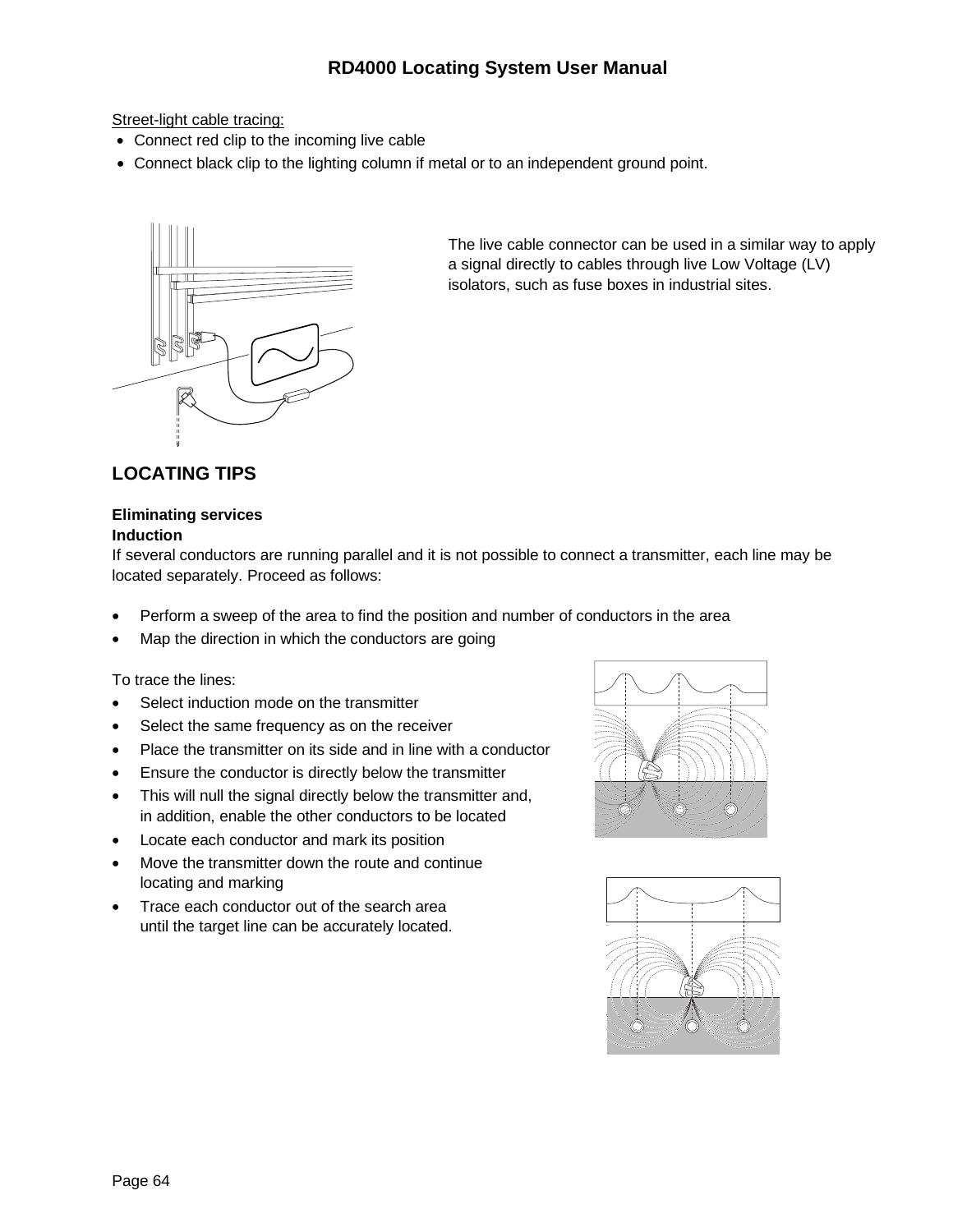Street-light cable tracing:

- Connect red clip to the incoming live cable
- Connect black clip to the lighting column if metal or to an independent ground point.

The live cable connector can be used in a similar way to apply a signal directly to cables through live Low Voltage (LV) isolators, such as fuse boxes in industrial sites.

## LOCATING TIPS

**Eliminating services**
**Induction**

If several conductors are running parallel and it is not possible to connect a transmitter, each line may be located separately. Proceed as follows:

- Perform a sweep of the area to find the position and number of conductors in the area
- Map the direction in which the conductors are going

To trace the lines:

- Select induction mode on the transmitter
- Select the same frequency as on the receiver
- Place the transmitter on its side and in line with a conductor
- Ensure the conductor is directly below the transmitter
- This will null the signal directly below the transmitter and, in addition, enable the other conductors to be located
- Locate each conductor and mark its position
- Move the transmitter down the route and continue locating and marking
- Trace each conductor out of the search area until the target line can be accurately located.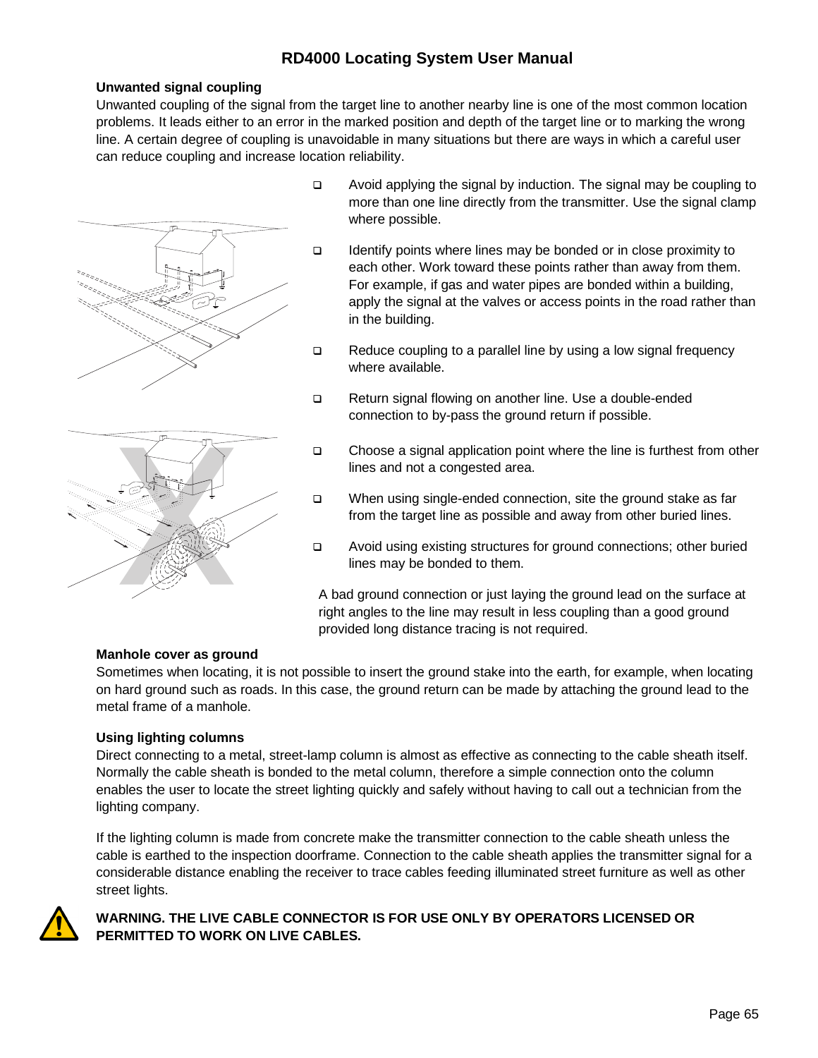### Unwanted signal coupling

Unwanted coupling of the signal from the target line to another nearby line is one of the most common location problems. It leads either to an error in the marked position and depth of the target line or to marking the wrong line. A certain degree of coupling is unavoidable in many situations but there are ways in which a careful user can reduce coupling and increase location reliability.

- Avoid applying the signal by induction. The signal may be coupling to more than one line directly from the transmitter. Use the signal clamp where possible.
- Identify points where lines may be bonded or in close proximity to each other. Work toward these points rather than away from them. For example, if gas and water pipes are bonded within a building, apply the signal at the valves or access points in the road rather than in the building.
- Reduce coupling to a parallel line by using a low signal frequency where available.
- Return signal flowing on another line. Use a double-ended connection to by-pass the ground return if possible.
- Choose a signal application point where the line is furthest from other lines and not a congested area.
- When using single-ended connection, site the ground stake as far from the target line as possible and away from other buried lines.
- Avoid using existing structures for ground connections; other buried lines may be bonded to them.

A bad ground connection or just laying the ground lead on the surface at right angles to the line may result in less coupling than a good ground provided long distance tracing is not required.

### Manhole cover as ground

Sometimes when locating, it is not possible to insert the ground stake into the earth, for example, when locating on hard ground such as roads. In this case, the ground return can be made by attaching the ground lead to the metal frame of a manhole.

### Using lighting columns

Direct connecting to a metal, street-lamp column is almost as effective as connecting to the cable sheath itself. Normally the cable sheath is bonded to the metal column, therefore a simple connection onto the column enables the user to locate the street lighting quickly and safely without having to call out a technician from the lighting company.

If the lighting column is made from concrete make the transmitter connection to the cable sheath unless the cable is earthed to the inspection doorframe. Connection to the cable sheath applies the transmitter signal for a considerable distance enabling the receiver to trace cables feeding illuminated street furniture as well as other street lights.

**WARNING. THE LIVE CABLE CONNECTOR IS FOR USE ONLY BY OPERATORS LICENSED OR PERMITTED TO WORK ON LIVE CABLES.**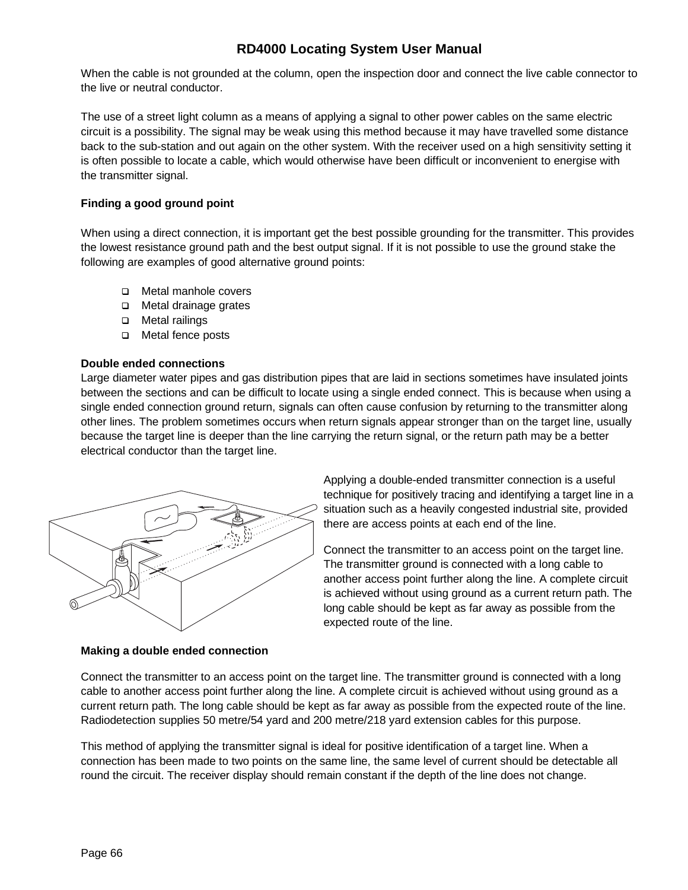When the cable is not grounded at the column, open the inspection door and connect the live cable connector to the live or neutral conductor.

The use of a street light column as a means of applying a signal to other power cables on the same electric circuit is a possibility. The signal may be weak using this method because it may have travelled some distance back to the sub-station and out again on the other system. With the receiver used on a high sensitivity setting it is often possible to locate a cable, which would otherwise have been difficult or inconvenient to energise with the transmitter signal.

**Finding a good ground point**

When using a direct connection, it is important get the best possible grounding for the transmitter. This provides the lowest resistance ground path and the best output signal. If it is not possible to use the ground stake the following are examples of good alternative ground points:

- Metal manhole covers
- Metal drainage grates
- Metal railings
- Metal fence posts

**Double ended connections**

Large diameter water pipes and gas distribution pipes that are laid in sections sometimes have insulated joints between the sections and can be difficult to locate using a single ended connect. This is because when using a single ended connection ground return, signals can often cause confusion by returning to the transmitter along other lines. The problem sometimes occurs when return signals appear stronger than on the target line, usually because the target line is deeper than the line carrying the return signal, or the return path may be a better electrical conductor than the target line.

Applying a double-ended transmitter connection is a useful technique for positively tracing and identifying a target line in a situation such as a heavily congested industrial site, provided there are access points at each end of the line.

Connect the transmitter to an access point on the target line. The transmitter ground is connected with a long cable to another access point further along the line. A complete circuit is achieved without using ground as a current return path. The long cable should be kept as far away as possible from the expected route of the line.

**Making a double ended connection**

Connect the transmitter to an access point on the target line. The transmitter ground is connected with a long cable to another access point further along the line. A complete circuit is achieved without using ground as a current return path. The long cable should be kept as far away as possible from the expected route of the line. Radiodetection supplies 50 metre/54 yard and 200 metre/218 yard extension cables for this purpose.

This method of applying the transmitter signal is ideal for positive identification of a target line. When a connection has been made to two points on the same line, the same level of current should be detectable all round the circuit. The receiver display should remain constant if the depth of the line does not change.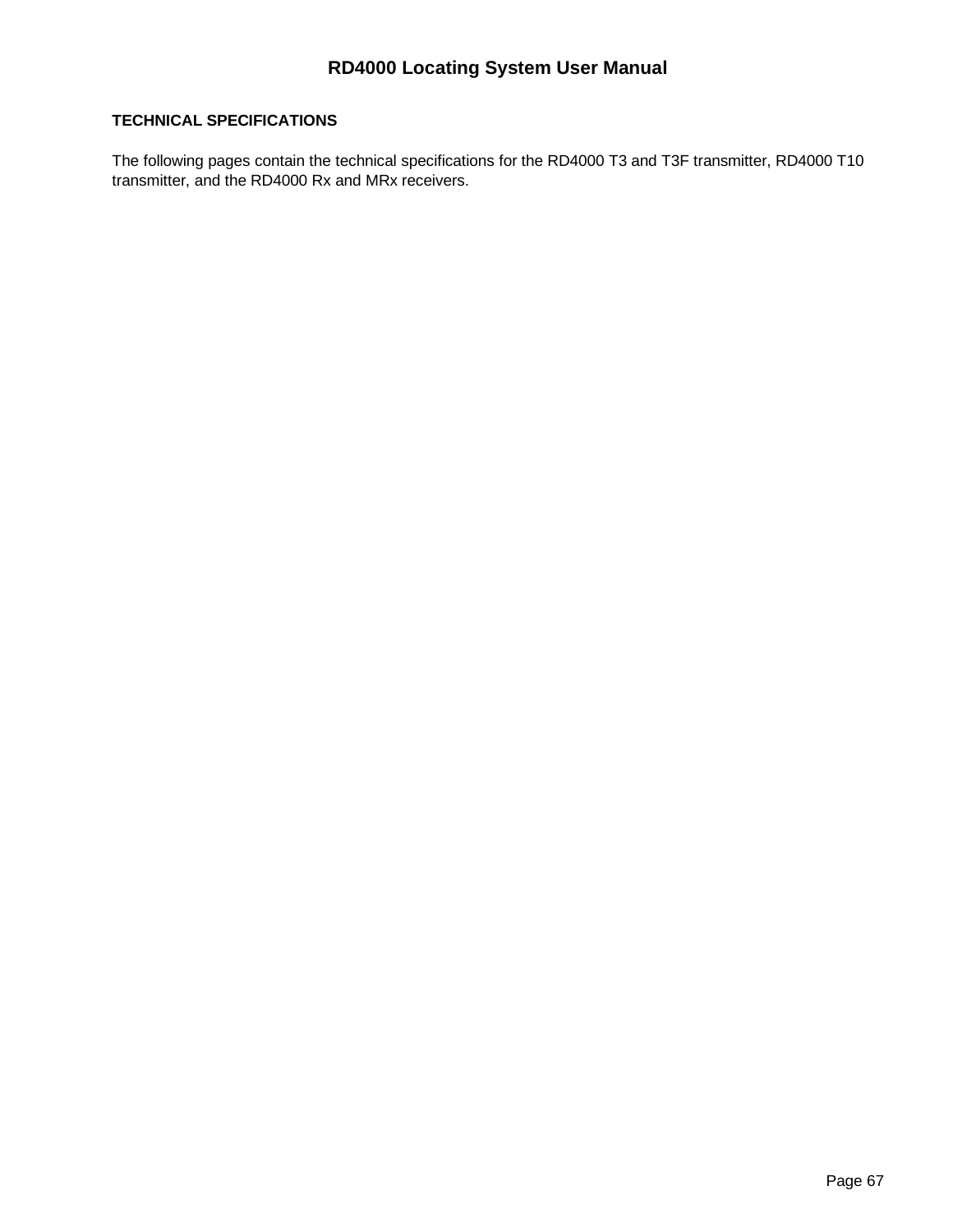## TECHNICAL SPECIFICATIONS

The following pages contain the technical specifications for the RD4000 T3 and T3F transmitter, RD4000 T10 transmitter, and the RD4000 Rx and MRx receivers.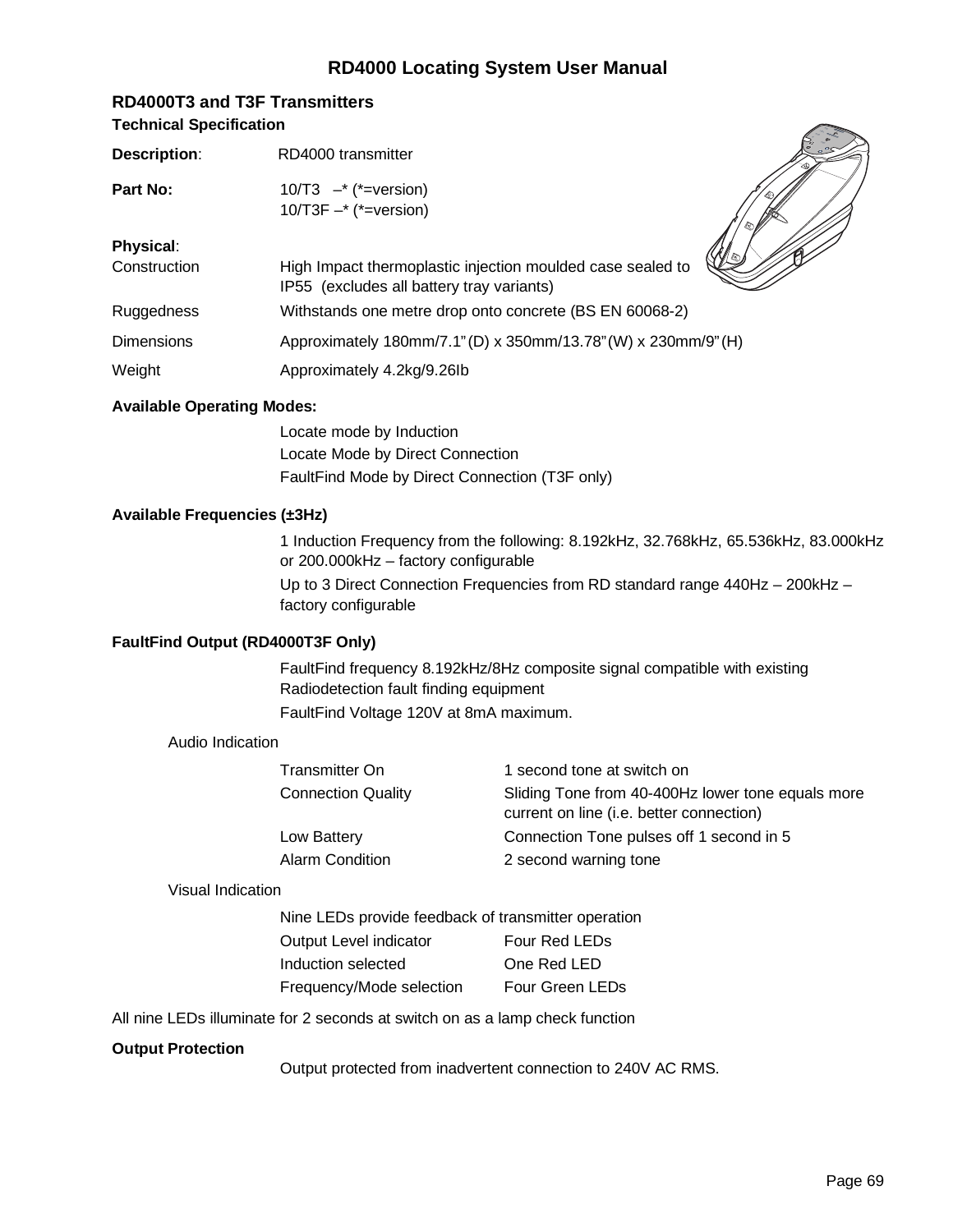## RD4000T3 and T3F Transmitters

### Technical Specification

**Description**: RD4000 transmitter

**Part No:** 10/T3 –* (*=version)
10/T3F –* (*=version)

**Physical**:

| | |
|---|---|
| Construction | High Impact thermoplastic injection moulded case sealed to IP55 (excludes all battery tray variants) |
| Ruggedness | Withstands one metre drop onto concrete (BS EN 60068-2) |
| Dimensions | Approximately 180mm/7.1" (D) x 350mm/13.78" (W) x 230mm/9" (H) |
| Weight | Approximately 4.2kg/9.26Ib |

**Available Operating Modes:**

Locate mode by Induction

Locate Mode by Direct Connection

FaultFind Mode by Direct Connection (T3F only)

**Available Frequencies (±3Hz)**

1 Induction Frequency from the following: 8.192kHz, 32.768kHz, 65.536kHz, 83.000kHz or 200.000kHz – factory configurable

Up to 3 Direct Connection Frequencies from RD standard range 440Hz – 200kHz – factory configurable

**FaultFind Output (RD4000T3F Only)**

FaultFind frequency 8.192kHz/8Hz composite signal compatible with existing Radiodetection fault finding equipment

FaultFind Voltage 120V at 8mA maximum.

Audio Indication

| | |
|---|---|
| Transmitter On | 1 second tone at switch on |
| Connection Quality | Sliding Tone from 40-400Hz lower tone equals more current on line (i.e. better connection) |
| Low Battery | Connection Tone pulses off 1 second in 5 |
| Alarm Condition | 2 second warning tone |

Visual Indication

Nine LEDs provide feedback of transmitter operation

| | |
|---|---|
| Output Level indicator | Four Red LEDs |
| Induction selected | One Red LED |
| Frequency/Mode selection | Four Green LEDs |

All nine LEDs illuminate for 2 seconds at switch on as a lamp check function

**Output Protection**

Output protected from inadvertent connection to 240V AC RMS.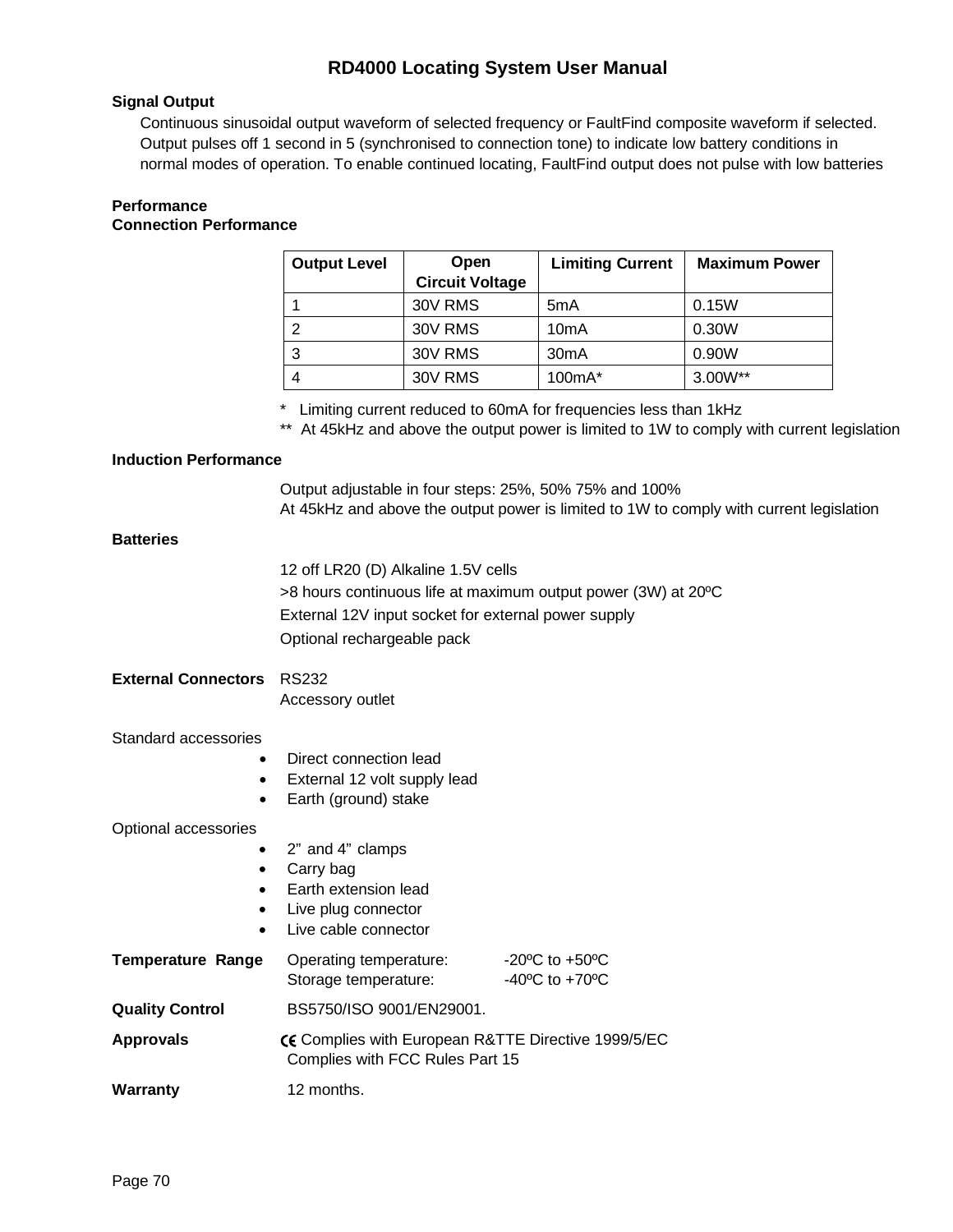**Signal Output**

Continuous sinusoidal output waveform of selected frequency or FaultFind composite waveform if selected. Output pulses off 1 second in 5 (synchronised to connection tone) to indicate low battery conditions in normal modes of operation. To enable continued locating, FaultFind output does not pulse with low batteries

**Performance**

**Connection Performance**

| Output Level | Open Circuit Voltage | Limiting Current | Maximum Power |
|---|---|---|---|
| 1 | 30V RMS | 5mA | 0.15W |
| 2 | 30V RMS | 10mA | 0.30W |
| 3 | 30V RMS | 30mA | 0.90W |
| 4 | 30V RMS | 100mA* | 3.00W** |

\* Limiting current reduced to 60mA for frequencies less than 1kHz

\*\* At 45kHz and above the output power is limited to 1W to comply with current legislation

**Induction Performance**

Output adjustable in four steps: 25%, 50% 75% and 100%
At 45kHz and above the output power is limited to 1W to comply with current legislation

**Batteries**

12 off LR20 (D) Alkaline 1.5V cells

>8 hours continuous life at maximum output power (3W) at 20ºC

External 12V input socket for external power supply

Optional rechargeable pack

**External Connectors** RS232
Accessory outlet

Standard accessories

- Direct connection lead
- External 12 volt supply lead
- Earth (ground) stake

Optional accessories

- 2" and 4" clamps
- Carry bag
- Earth extension lead
- Live plug connector
- Live cable connector

**Temperature Range** Operating temperature: -20ºC to +50ºC
Storage temperature: -40ºC to +70ºC

**Quality Control** BS5750/ISO 9001/EN29001.

**Approvals** CE Complies with European R&TTE Directive 1999/5/EC
Complies with FCC Rules Part 15

**Warranty** 12 months.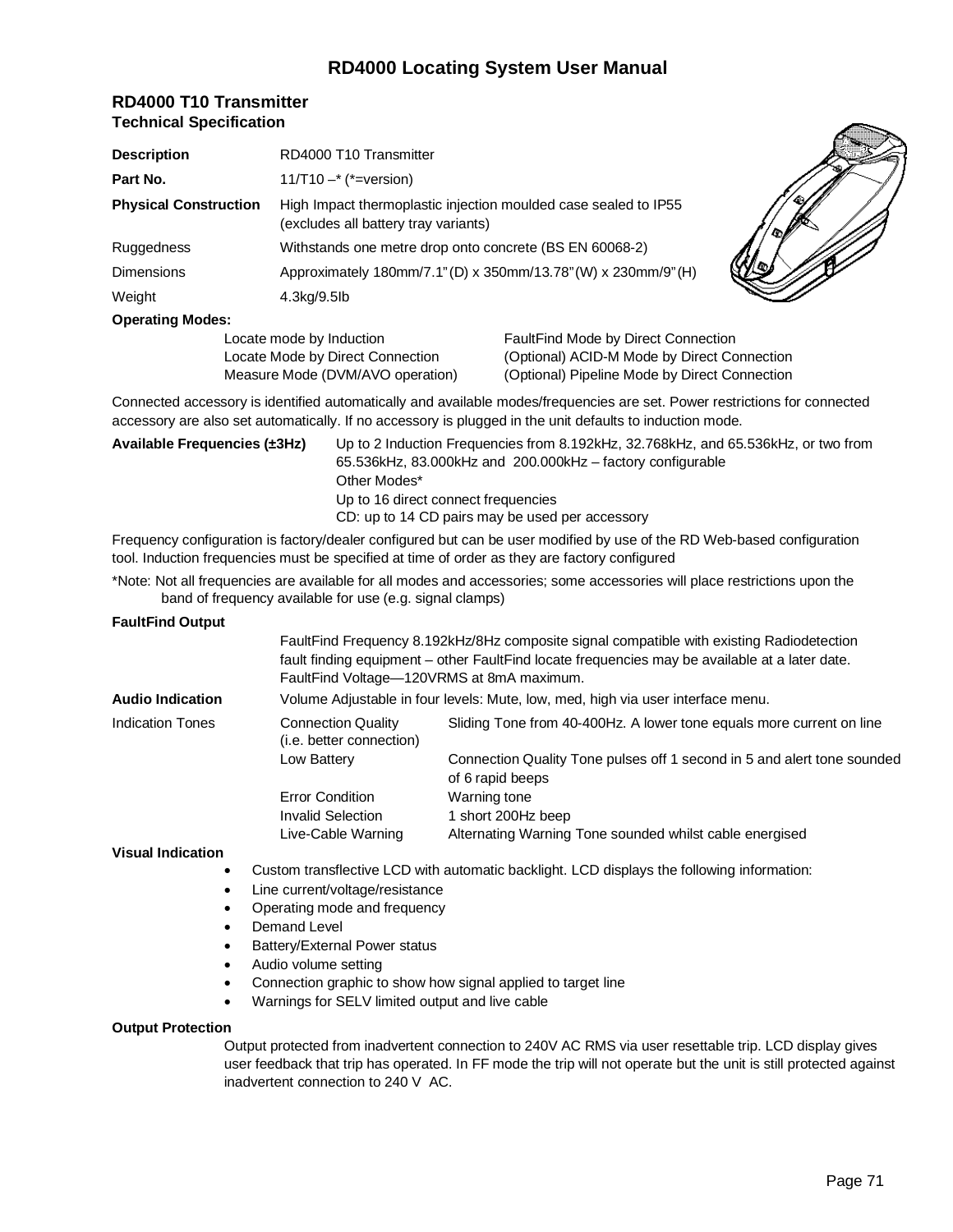## RD4000 T10 Transmitter

### Technical Specification

| | |
|---|---|
| **Description** | RD4000 T10 Transmitter |
| **Part No.** | 11/T10 –* (*=version) |
| **Physical Construction** | High Impact thermoplastic injection moulded case sealed to IP55 (excludes all battery tray variants) |
| Ruggedness | Withstands one metre drop onto concrete (BS EN 60068-2) |
| Dimensions | Approximately 180mm/7.1" (D) x 350mm/13.78" (W) x 230mm/9" (H) |
| Weight | 4.3kg/9.5lb |

**Operating Modes:**

- Locate mode by Induction
- Locate Mode by Direct Connection
- Measure Mode (DVM/AVO operation)
- FaultFind Mode by Direct Connection
- (Optional) ACID-M Mode by Direct Connection
- (Optional) Pipeline Mode by Direct Connection

Connected accessory is identified automatically and available modes/frequencies are set. Power restrictions for connected accessory are also set automatically. If no accessory is plugged in the unit defaults to induction mode.

**Available Frequencies (±3Hz)** Up to 2 Induction Frequencies from 8.192kHz, 32.768kHz, and 65.536kHz, or two from 65.536kHz, 83.000kHz and 200.000kHz – factory configurable
Other Modes*
Up to 16 direct connect frequencies
CD: up to 14 CD pairs may be used per accessory

Frequency configuration is factory/dealer configured but can be user modified by use of the RD Web-based configuration tool. Induction frequencies must be specified at time of order as they are factory configured

*Note: Not all frequencies are available for all modes and accessories; some accessories will place restrictions upon the band of frequency available for use (e.g. signal clamps)

**FaultFind Output**

FaultFind Frequency 8.192kHz/8Hz composite signal compatible with existing Radiodetection fault finding equipment – other FaultFind locate frequencies may be available at a later date. FaultFind Voltage—120VRMS at 8mA maximum.

**Audio Indication** Volume Adjustable in four levels: Mute, low, med, high via user interface menu.

| Indication Tones | | |
|---|---|---|
| | Connection Quality (i.e. better connection) | Sliding Tone from 40-400Hz. A lower tone equals more current on line |
| | Low Battery | Connection Quality Tone pulses off 1 second in 5 and alert tone sounded of 6 rapid beeps |
| | Error Condition | Warning tone |
| | Invalid Selection | 1 short 200Hz beep |
| | Live-Cable Warning | Alternating Warning Tone sounded whilst cable energised |

**Visual Indication**

- Custom transflective LCD with automatic backlight. LCD displays the following information:
- Line current/voltage/resistance
- Operating mode and frequency
- Demand Level
- Battery/External Power status
- Audio volume setting
- Connection graphic to show how signal applied to target line
- Warnings for SELV limited output and live cable

**Output Protection**

Output protected from inadvertent connection to 240V AC RMS via user resettable trip. LCD display gives user feedback that trip has operated. In FF mode the trip will not operate but the unit is still protected against inadvertent connection to 240 V AC.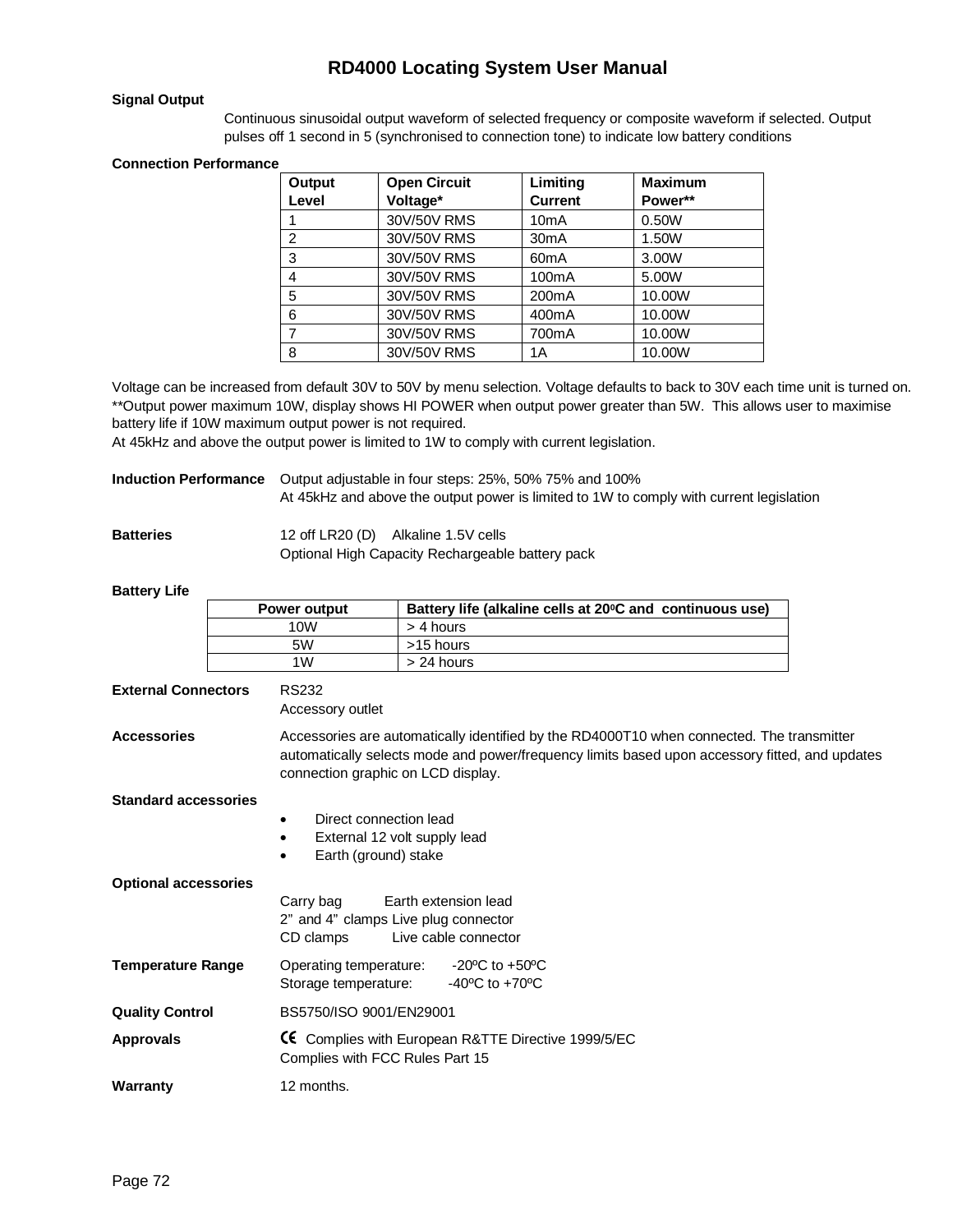**Signal Output**

Continuous sinusoidal output waveform of selected frequency or composite waveform if selected. Output pulses off 1 second in 5 (synchronised to connection tone) to indicate low battery conditions

**Connection Performance**

| Output Level | Open Circuit Voltage* | Limiting Current | Maximum Power** |
|---|---|---|---|
| 1 | 30V/50V RMS | 10mA | 0.50W |
| 2 | 30V/50V RMS | 30mA | 1.50W |
| 3 | 30V/50V RMS | 60mA | 3.00W |
| 4 | 30V/50V RMS | 100mA | 5.00W |
| 5 | 30V/50V RMS | 200mA | 10.00W |
| 6 | 30V/50V RMS | 400mA | 10.00W |
| 7 | 30V/50V RMS | 700mA | 10.00W |
| 8 | 30V/50V RMS | 1A | 10.00W |

Voltage can be increased from default 30V to 50V by menu selection. Voltage defaults to back to 30V each time unit is turned on.
**Output power maximum 10W, display shows HI POWER when output power greater than 5W. This allows user to maximise battery life if 10W maximum output power is not required.
At 45kHz and above the output power is limited to 1W to comply with current legislation.

**Induction Performance** Output adjustable in four steps: 25%, 50% 75% and 100%
At 45kHz and above the output power is limited to 1W to comply with current legislation

**Batteries** 12 off LR20 (D) Alkaline 1.5V cells
Optional High Capacity Rechargeable battery pack

**Battery Life**

| Power output | Battery life (alkaline cells at 20ºC and continuous use) |
|---|---|
| 10W | > 4 hours |
| 5W | >15 hours |
| 1W | > 24 hours |

**External Connectors** RS232
Accessory outlet

**Accessories** Accessories are automatically identified by the RD4000T10 when connected. The transmitter automatically selects mode and power/frequency limits based upon accessory fitted, and updates connection graphic on LCD display.

**Standard accessories**

- Direct connection lead
- External 12 volt supply lead
- Earth (ground) stake

**Optional accessories**

Carry bag Earth extension lead
2” and 4” clamps Live plug connector
CD clamps Live cable connector

**Temperature Range** Operating temperature: -20ºC to +50ºC
Storage temperature: -40ºC to +70ºC

**Quality Control** BS5750/ISO 9001/EN29001

**Approvals** CE Complies with European R&TTE Directive 1999/5/EC
Complies with FCC Rules Part 15

**Warranty** 12 months.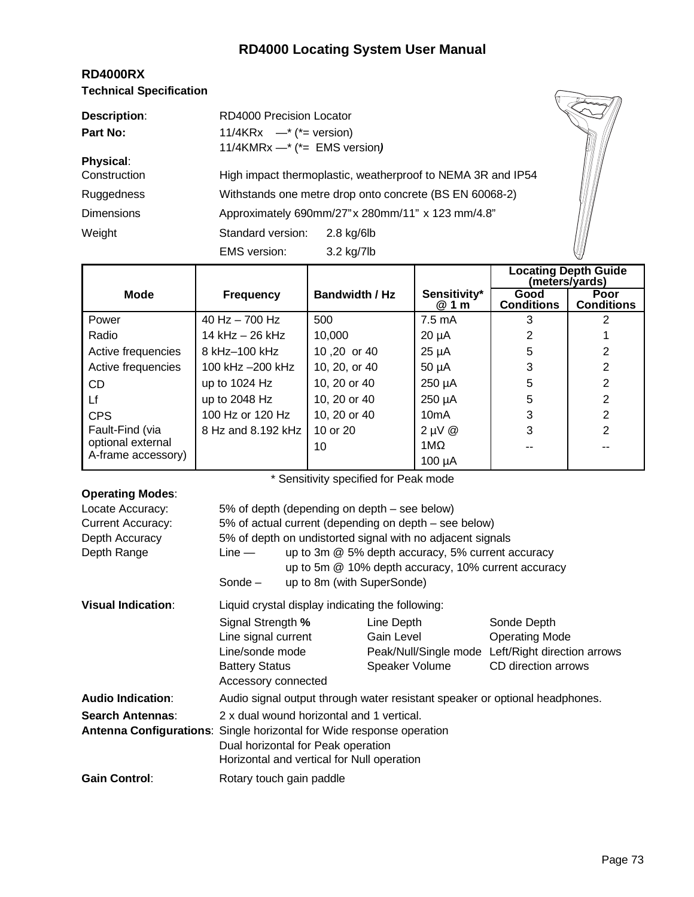## RD4000RX

### Technical Specification

**Description**: RD4000 Precision Locator

**Part No:** 11/4KRx —* (*= version)
11/4KMRx —* (*= EMS version*)*

**Physical**:

Construction: High impact thermoplastic, weatherproof to NEMA 3R and IP54

Ruggedness: Withstands one metre drop onto concrete (BS EN 60068-2)

Dimensions: Approximately 690mm/27" x 280mm/11" x 123 mm/4.8"

Weight: Standard version: 2.8 kg/6lb
EMS version: 3.2 kg/7lb

| Mode | Frequency | Bandwidth / Hz | Sensitivity* @ 1 m | Locating Depth Guide (meters/yards) | |
|---|---|---|---|---|---|
| | | | | Good Conditions | Poor Conditions |
| Power | 40 Hz – 700 Hz | 500 | 7.5 mA | 3 | 2 |
| Radio | 14 kHz – 26 kHz | 10,000 | 20 µA | 2 | 1 |
| Active frequencies | 8 kHz–100 kHz | 10 ,20 or 40 | 25 µA | 5 | 2 |
| Active frequencies | 100 kHz –200 kHz | 10, 20, or 40 | 50 µA | 3 | 2 |
| CD | up to 1024 Hz | 10, 20 or 40 | 250 µA | 5 | 2 |
| Lf | up to 2048 Hz | 10, 20 or 40 | 250 µA | 5 | 2 |
| CPS | 100 Hz or 120 Hz | 10, 20 or 40 | 10mA | 3 | 2 |
| Fault-Find (via optional external A-frame accessory) | 8 Hz and 8.192 kHz | 10 or 20 | 2 µV @ 1MΩ | 3 | 2 |
| | | 10 | 100 µA | -- | -- |

\* Sensitivity specified for Peak mode

**Operating Modes**:

Locate Accuracy: 5% of depth (depending on depth – see below)

Current Accuracy: 5% of actual current (depending on depth – see below)

Depth Accuracy: 5% of depth on undistorted signal with no adjacent signals

Depth Range: Line — up to 3m @ 5% depth accuracy, 5% current accuracy
up to 5m @ 10% depth accuracy, 10% current accuracy
Sonde – up to 8m (with SuperSonde)

**Visual Indication**: Liquid crystal display indicating the following:

- Signal Strength **%**
- Line signal current
- Line/sonde mode
- Battery Status
- Accessory connected
- Line Depth
- Gain Level
- Peak/Null/Single mode
- Speaker Volume
- Sonde Depth
- Operating Mode
- Left/Right direction arrows
- CD direction arrows

**Audio Indication**: Audio signal output through water resistant speaker or optional headphones.

**Search Antennas**: 2 x dual wound horizontal and 1 vertical.

**Antenna Configurations**: Single horizontal for Wide response operation
Dual horizontal for Peak operation
Horizontal and vertical for Null operation

**Gain Control**: Rotary touch gain paddle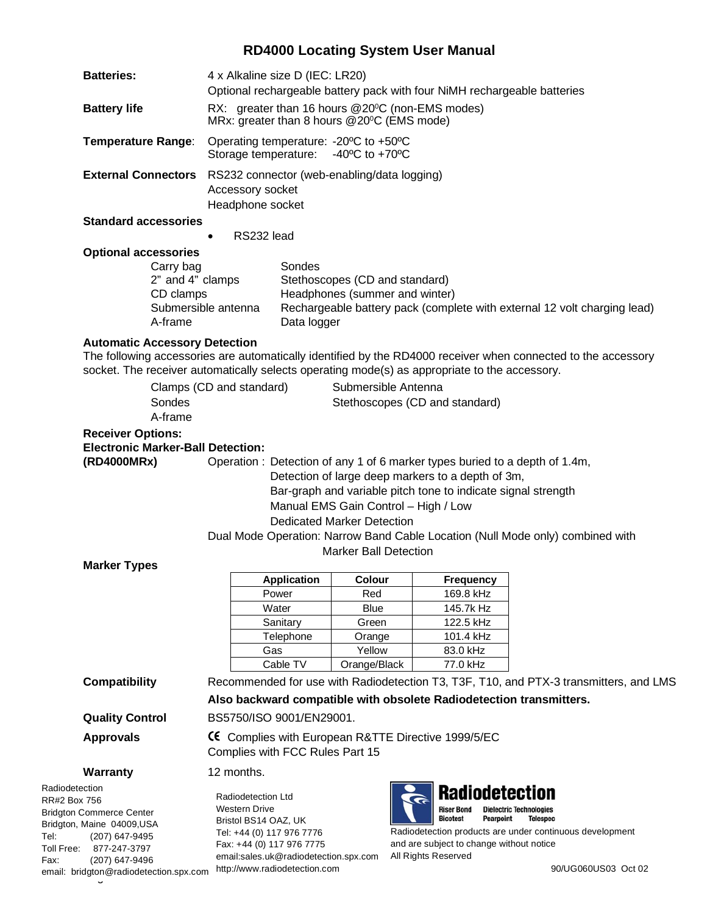# RD4000 Locating System User Manual

**Batteries:** 4 x Alkaline size D (IEC: LR20)
Optional rechargeable battery pack with four NiMH rechargeable batteries

**Battery life** RX: greater than 16 hours @20°C (non-EMS modes)
MRx: greater than 8 hours @20°C (EMS mode)

**Temperature Range**: Operating temperature: -20ºC to +50ºC
Storage temperature: -40ºC to +70ºC

**External Connectors** RS232 connector (web-enabling/data logging)
Accessory socket
Headphone socket

**Standard accessories**

- RS232 lead

**Optional accessories**

Carry bag
2" and 4" clamps
CD clamps
Submersible antenna
A-frame
Sondes
Stethoscopes (CD and standard)
Headphones (summer and winter)
Rechargeable battery pack (complete with external 12 volt charging lead)
Data logger

**Automatic Accessory Detection**

The following accessories are automatically identified by the RD4000 receiver when connected to the accessory socket. The receiver automatically selects operating mode(s) as appropriate to the accessory.

Clamps (CD and standard)
Sondes
A-frame
Submersible Antenna
Stethoscopes (CD and standard)

**Receiver Options:**

**Electronic Marker-Ball Detection:**

**(RD4000MRx)** Operation : Detection of any 1 of 6 marker types buried to a depth of 1.4m,
Detection of large deep markers to a depth of 3m,
Bar-graph and variable pitch tone to indicate signal strength
Manual EMS Gain Control – High / Low
Dedicated Marker Detection

Dual Mode Operation: Narrow Band Cable Location (Null Mode only) combined with Marker Ball Detection

**Marker Types**

| Application | Colour | Frequency |
|---|---|---|
| Power | Red | 169.8 kHz |
| Water | Blue | 145.7k Hz |
| Sanitary | Green | 122.5 kHz |
| Telephone | Orange | 101.4 kHz |
| Gas | Yellow | 83.0 kHz |
| Cable TV | Orange/Black | 77.0 kHz |

**Compatibility** Recommended for use with Radiodetection T3, T3F, T10, and PTX-3 transmitters, and LMS
**Also backward compatible with obsolete Radiodetection transmitters.**

**Quality Control** BS5750/ISO 9001/EN29001.

**Approvals** CE Complies with European R&TTE Directive 1999/5/EC
Complies with FCC Rules Part 15

**Warranty** 12 months.

Radiodetection
RR#2 Box 756
Bridgton Commerce Center
Bridgton, Maine 04009,USA
Tel: (207) 647-9495
Toll Free: 877-247-3797
Fax: (207) 647-9496
email: bridgton@radiodetection.spx.com

Radiodetection Ltd
Western Drive
Bristol BS14 0AZ, UK
Tel: +44 (0) 117 976 7776
Fax: +44 (0) 117 976 7775
email:sales.uk@radiodetection.spx.com
http://www.radiodetection.com

Radiodetection
Riser Bond Dielectric Technologies
Bicotest Pearpoint Telespec

Radiodetection products are under continuous development and are subject to change without notice
All Rights Reserved

90/UG060US03 Oct 02